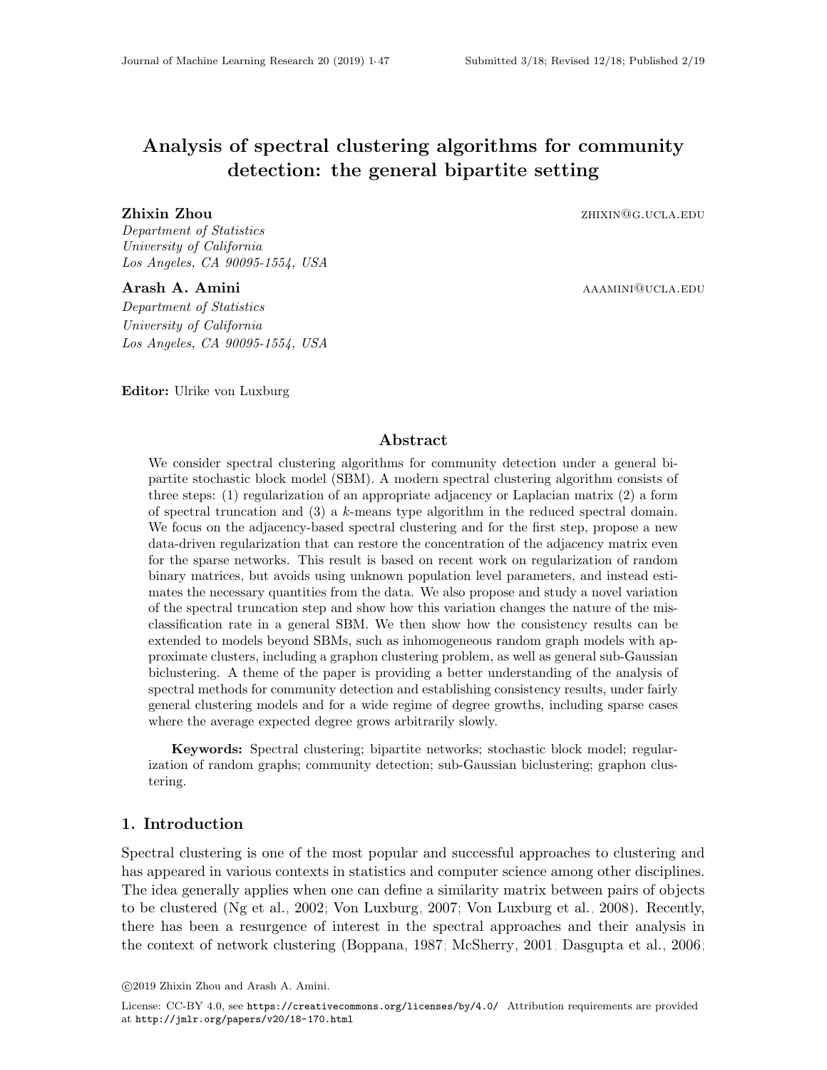# Analysis of spectral clustering algorithms for community detection: the general bipartite setting

**Zhixin Zhou** zhixin@g.ucla.edu
*Department of Statistics*
*University of California*
*Los Angeles, CA 90095-1554, USA*

**Arash A. Amini** aaamini@ucla.edu
*Department of Statistics*
*University of California*
*Los Angeles, CA 90095-1554, USA*

**Editor:** Ulrike von Luxburg

## Abstract

We consider spectral clustering algorithms for community detection under a general bipartite stochastic block model (SBM). A modern spectral clustering algorithm consists of three steps: (1) regularization of an appropriate adjacency or Laplacian matrix (2) a form of spectral truncation and (3) a $k$-means type algorithm in the reduced spectral domain. We focus on the adjacency-based spectral clustering and for the first step, propose a new data-driven regularization that can restore the concentration of the adjacency matrix even for the sparse networks. This result is based on recent work on regularization of random binary matrices, but avoids using unknown population level parameters, and instead estimates the necessary quantities from the data. We also propose and study a novel variation of the spectral truncation step and show how this variation changes the nature of the misclassification rate in a general SBM. We then show how the consistency results can be extended to models beyond SBMs, such as inhomogeneous random graph models with approximate clusters, including a graphon clustering problem, as well as general sub-Gaussian biclustering. A theme of the paper is providing a better understanding of the analysis of spectral methods for community detection and establishing consistency results, under fairly general clustering models and for a wide regime of degree growths, including sparse cases where the average expected degree grows arbitrarily slowly.

**Keywords:** Spectral clustering; bipartite networks; stochastic block model; regularization of random graphs; community detection; sub-Gaussian biclustering; graphon clustering.

## 1. Introduction

Spectral clustering is one of the most popular and successful approaches to clustering and has appeared in various contexts in statistics and computer science among other disciplines. The idea generally applies when one can define a similarity matrix between pairs of objects to be clustered (Ng et al., 2002; Von Luxburg, 2007; Von Luxburg et al., 2008). Recently, there has been a resurgence of interest in the spectral approaches and their analysis in the context of network clustering (Boppana, 1987; McSherry, 2001; Dasgupta et al., 2006;

©2019 Zhixin Zhou and Arash A. Amini.

License: CC-BY 4.0, see https://creativecommons.org/licenses/by/4.0/. Attribution requirements are provided at http://jmlr.org/papers/v20/18-170.html.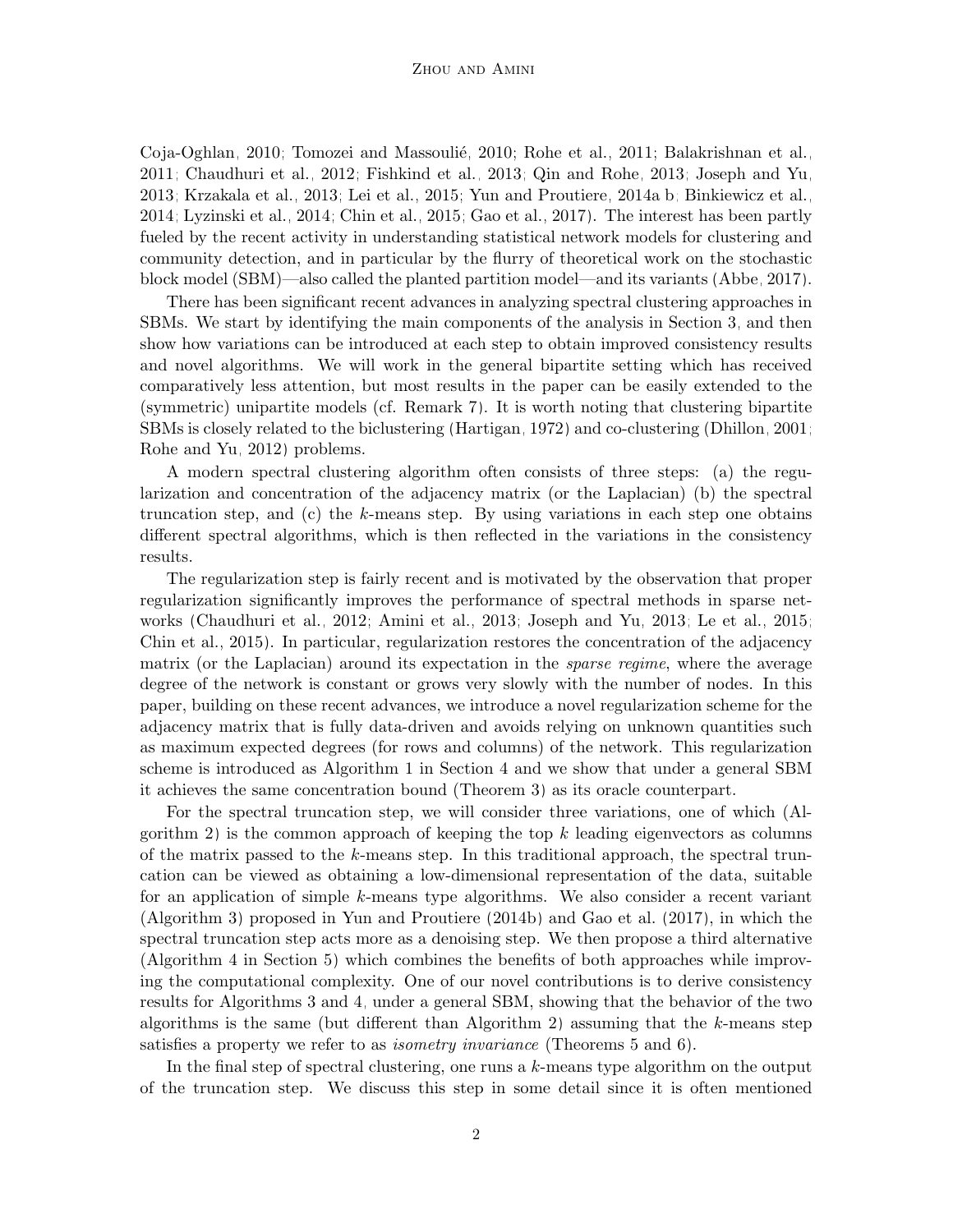Coja-Oghlan, 2010; Tomozei and Massoulié, 2010; Rohe et al., 2011; Balakrishnan et al., 2011; Chaudhuri et al., 2012; Fishkind et al., 2013; Qin and Rohe, 2013; Joseph and Yu, 2013; Krzakala et al., 2013; Lei et al., 2015; Yun and Proutiere, 2014a,b; Binkiewicz et al., 2014; Lyzinski et al., 2014; Chin et al., 2015; Gao et al., 2017). The interest has been partly fueled by the recent activity in understanding statistical network models for clustering and community detection, and in particular by the flurry of theoretical work on the stochastic block model (SBM)—also called the planted partition model—and its variants (Abbe, 2017).

There has been significant recent advances in analyzing spectral clustering approaches in SBMs. We start by identifying the main components of the analysis in Section 3, and then show how variations can be introduced at each step to obtain improved consistency results and novel algorithms. We will work in the general bipartite setting which has received comparatively less attention, but most results in the paper can be easily extended to the (symmetric) unipartite models (cf. Remark 7). It is worth noting that clustering bipartite SBMs is closely related to the biclustering (Hartigan, 1972) and co-clustering (Dhillon, 2001; Rohe and Yu, 2012) problems.

A modern spectral clustering algorithm often consists of three steps: (a) the regularization and concentration of the adjacency matrix (or the Laplacian) (b) the spectral truncation step, and (c) the $k$-means step. By using variations in each step one obtains different spectral algorithms, which is then reflected in the variations in the consistency results.

The regularization step is fairly recent and is motivated by the observation that proper regularization significantly improves the performance of spectral methods in sparse networks (Chaudhuri et al., 2012; Amini et al., 2013; Joseph and Yu, 2013; Le et al., 2015; Chin et al., 2015). In particular, regularization restores the concentration of the adjacency matrix (or the Laplacian) around its expectation in the *sparse regime*, where the average degree of the network is constant or grows very slowly with the number of nodes. In this paper, building on these recent advances, we introduce a novel regularization scheme for the adjacency matrix that is fully data-driven and avoids relying on unknown quantities such as maximum expected degrees (for rows and columns) of the network. This regularization scheme is introduced as Algorithm 1 in Section 4 and we show that under a general SBM it achieves the same concentration bound (Theorem 3) as its oracle counterpart.

For the spectral truncation step, we will consider three variations, one of which (Algorithm 2) is the common approach of keeping the top $k$ leading eigenvectors as columns of the matrix passed to the $k$-means step. In this traditional approach, the spectral truncation can be viewed as obtaining a low-dimensional representation of the data, suitable for an application of simple $k$-means type algorithms. We also consider a recent variant (Algorithm 3) proposed in Yun and Proutiere (2014b) and Gao et al. (2017), in which the spectral truncation step acts more as a denoising step. We then propose a third alternative (Algorithm 4 in Section 5) which combines the benefits of both approaches while improving the computational complexity. One of our novel contributions is to derive consistency results for Algorithms 3 and 4, under a general SBM, showing that the behavior of the two algorithms is the same (but different than Algorithm 2) assuming that the $k$-means step satisfies a property we refer to as *isometry invariance* (Theorems 5 and 6).

In the final step of spectral clustering, one runs a $k$-means type algorithm on the output of the truncation step. We discuss this step in some detail since it is often mentioned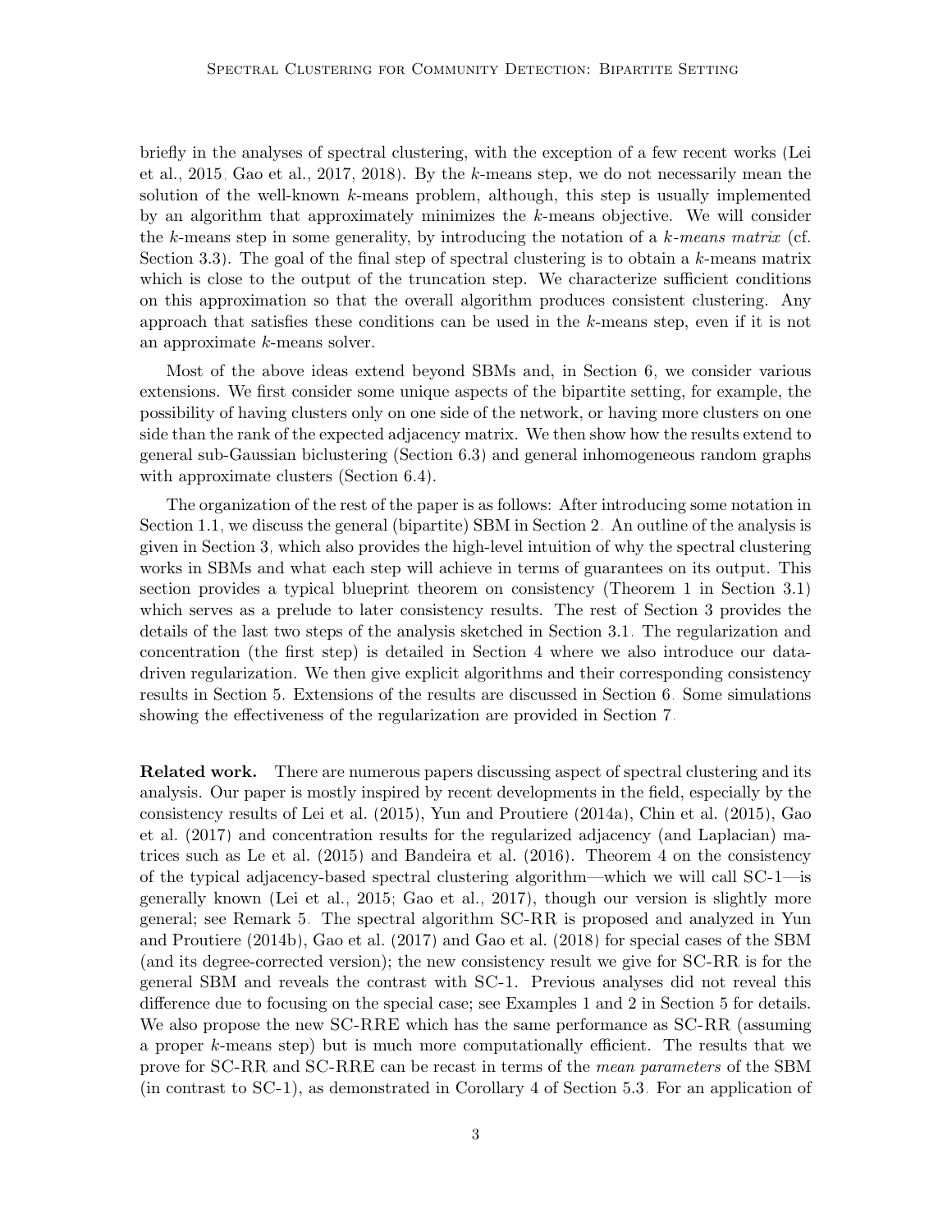briefly in the analyses of spectral clustering, with the exception of a few recent works (Lei et al., 2015; Gao et al., 2017, 2018). By the $k$-means step, we do not necessarily mean the solution of the well-known $k$-means problem, although, this step is usually implemented by an algorithm that approximately minimizes the $k$-means objective. We will consider the $k$-means step in some generality, by introducing the notation of a *$k$-means matrix* (cf. Section 3.3). The goal of the final step of spectral clustering is to obtain a $k$-means matrix which is close to the output of the truncation step. We characterize sufficient conditions on this approximation so that the overall algorithm produces consistent clustering. Any approach that satisfies these conditions can be used in the $k$-means step, even if it is not an approximate $k$-means solver.

Most of the above ideas extend beyond SBMs and, in Section 6, we consider various extensions. We first consider some unique aspects of the bipartite setting, for example, the possibility of having clusters only on one side of the network, or having more clusters on one side than the rank of the expected adjacency matrix. We then show how the results extend to general sub-Gaussian biclustering (Section 6.3) and general inhomogeneous random graphs with approximate clusters (Section 6.4).

The organization of the rest of the paper is as follows: After introducing some notation in Section 1.1, we discuss the general (bipartite) SBM in Section 2. An outline of the analysis is given in Section 3, which also provides the high-level intuition of why the spectral clustering works in SBMs and what each step will achieve in terms of guarantees on its output. This section provides a typical blueprint theorem on consistency (Theorem 1 in Section 3.1) which serves as a prelude to later consistency results. The rest of Section 3 provides the details of the last two steps of the analysis sketched in Section 3.1. The regularization and concentration (the first step) is detailed in Section 4 where we also introduce our data-driven regularization. We then give explicit algorithms and their corresponding consistency results in Section 5. Extensions of the results are discussed in Section 6. Some simulations showing the effectiveness of the regularization are provided in Section 7.

**Related work.** There are numerous papers discussing aspect of spectral clustering and its analysis. Our paper is mostly inspired by recent developments in the field, especially by the consistency results of Lei et al. (2015), Yun and Proutiere (2014a), Chin et al. (2015), Gao et al. (2017) and concentration results for the regularized adjacency (and Laplacian) matrices such as Le et al. (2015) and Bandeira et al. (2016). Theorem 4 on the consistency of the typical adjacency-based spectral clustering algorithm—which we will call SC-1—is generally known (Lei et al., 2015; Gao et al., 2017), though our version is slightly more general; see Remark 5. The spectral algorithm SC-RR is proposed and analyzed in Yun and Proutiere (2014b), Gao et al. (2017) and Gao et al. (2018) for special cases of the SBM (and its degree-corrected version); the new consistency result we give for SC-RR is for the general SBM and reveals the contrast with SC-1. Previous analyses did not reveal this difference due to focusing on the special case; see Examples 1 and 2 in Section 5 for details. We also propose the new SC-RRE which has the same performance as SC-RR (assuming a proper $k$-means step) but is much more computationally efficient. The results that we prove for SC-RR and SC-RRE can be recast in terms of the *mean parameters* of the SBM (in contrast to SC-1), as demonstrated in Corollary 4 of Section 5.3. For an application of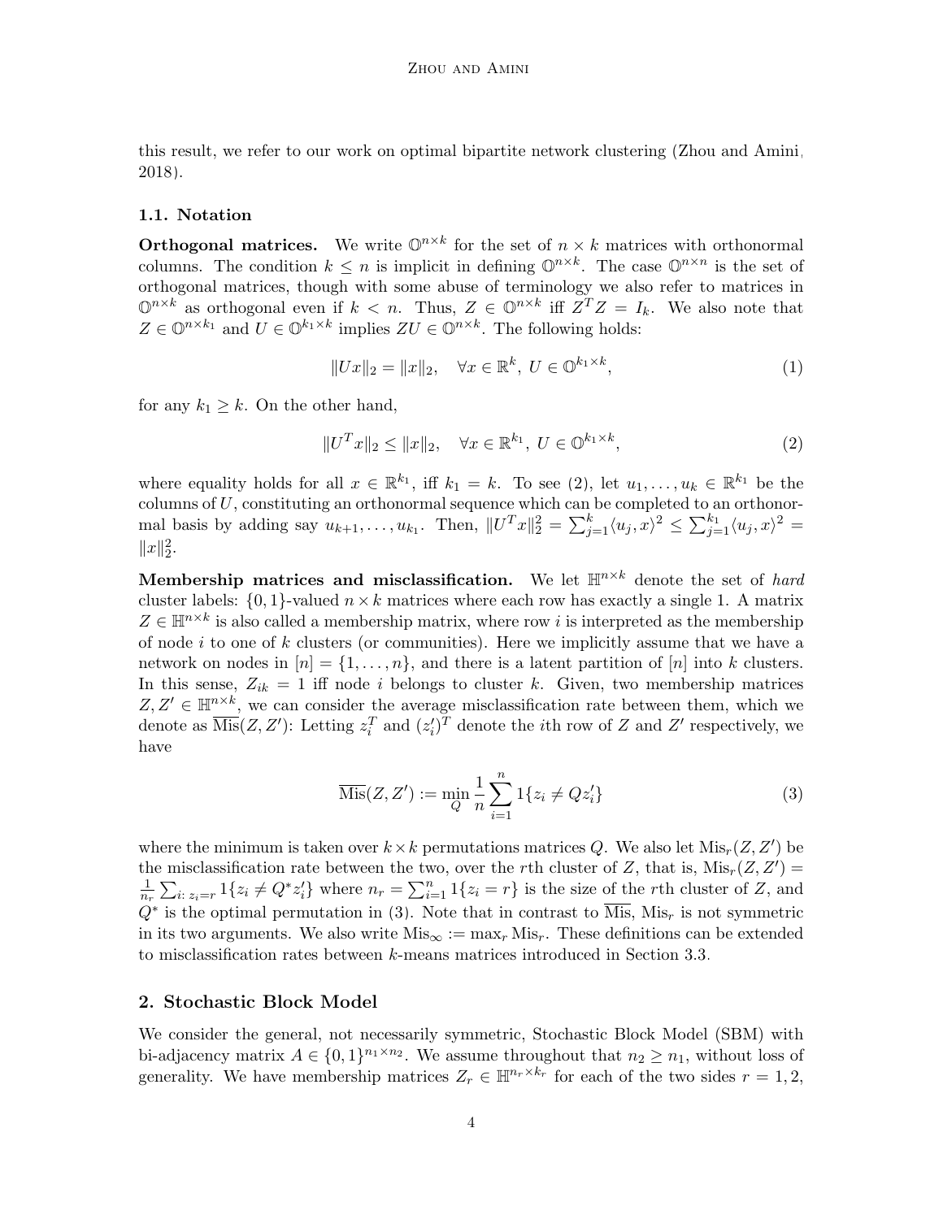this result, we refer to our work on optimal bipartite network clustering (Zhou and Amini, 2018).

### 1.1. Notation

**Orthogonal matrices.** We write $\mathbb{O}^{n\times k}$ for the set of $n \times k$ matrices with orthonormal columns. The condition $k \le n$ is implicit in defining $\mathbb{O}^{n\times k}$. The case $\mathbb{O}^{n\times n}$ is the set of orthogonal matrices, though with some abuse of terminology we also refer to matrices in $\mathbb{O}^{n\times k}$ as orthogonal even if $k < n$. Thus, $Z \in \mathbb{O}^{n\times k}$ iff $Z^T Z = I_k$. We also note that $Z \in \mathbb{O}^{n\times k_1}$ and $U \in \mathbb{O}^{k_1\times k}$ implies $ZU \in \mathbb{O}^{n\times k}$. The following holds:

$$\|Ux\|_2 = \|x\|_2, \quad \forall x \in \mathbb{R}^k,\ U \in \mathbb{O}^{k_1\times k}, \tag{1}$$

for any $k_1 \ge k$. On the other hand,

$$\|U^T x\|_2 \le \|x\|_2, \quad \forall x \in \mathbb{R}^{k_1},\ U \in \mathbb{O}^{k_1\times k}, \tag{2}$$

where equality holds for all $x \in \mathbb{R}^{k_1}$, iff $k_1 = k$. To see (2), let $u_1, \dots, u_k \in \mathbb{R}^{k_1}$ be the columns of $U$, constituting an orthonormal sequence which can be completed to an orthonormal basis by adding say $u_{k+1}, \dots, u_{k_1}$. Then, $\|U^T x\|_2^2 = \sum_{j=1}^{k} \langle u_j, x\rangle^2 \le \sum_{j=1}^{k_1} \langle u_j, x\rangle^2 = \|x\|_2^2$.

**Membership matrices and misclassification.** We let $\mathbb{H}^{n\times k}$ denote the set of *hard* cluster labels: $\{0,1\}$-valued $n \times k$ matrices where each row has exactly a single 1. A matrix $Z \in \mathbb{H}^{n\times k}$ is also called a membership matrix, where row $i$ is interpreted as the membership of node $i$ to one of $k$ clusters (or communities). Here we implicitly assume that we have a network on nodes in $[n] = \{1, \dots, n\}$, and there is a latent partition of $[n]$ into $k$ clusters. In this sense, $Z_{ik} = 1$ iff node $i$ belongs to cluster $k$. Given, two membership matrices $Z, Z' \in \mathbb{H}^{n\times k}$, we can consider the average misclassification rate between them, which we denote as $\overline{\text{Mis}}(Z, Z')$: Letting $z_i^T$ and $(z_i')^T$ denote the $i$th row of $Z$ and $Z'$ respectively, we have

$$\overline{\text{Mis}}(Z, Z') := \min_Q \frac{1}{n} \sum_{i=1}^{n} 1\{z_i \ne Q z_i'\} \tag{3}$$

where the minimum is taken over $k \times k$ permutations matrices $Q$. We also let $\text{Mis}_r(Z, Z')$ be the misclassification rate between the two, over the $r$th cluster of $Z$, that is, $\text{Mis}_r(Z, Z') = \frac{1}{n_r} \sum_{i:\, z_i = r} 1\{z_i \ne Q^* z_i'\}$ where $n_r = \sum_{i=1}^{n} 1\{z_i = r\}$ is the size of the $r$th cluster of $Z$, and $Q^*$ is the optimal permutation in (3). Note that in contrast to $\overline{\text{Mis}}$, $\text{Mis}_r$ is not symmetric in its two arguments. We also write $\text{Mis}_\infty := \max_r \text{Mis}_r$. These definitions can be extended to misclassification rates between $k$-means matrices introduced in Section 3.3.

## 2. Stochastic Block Model

We consider the general, not necessarily symmetric, Stochastic Block Model (SBM) with bi-adjacency matrix $A \in \{0,1\}^{n_1\times n_2}$. We assume throughout that $n_2 \ge n_1$, without loss of generality. We have membership matrices $Z_r \in \mathbb{H}^{n_r\times k_r}$ for each of the two sides $r = 1, 2$,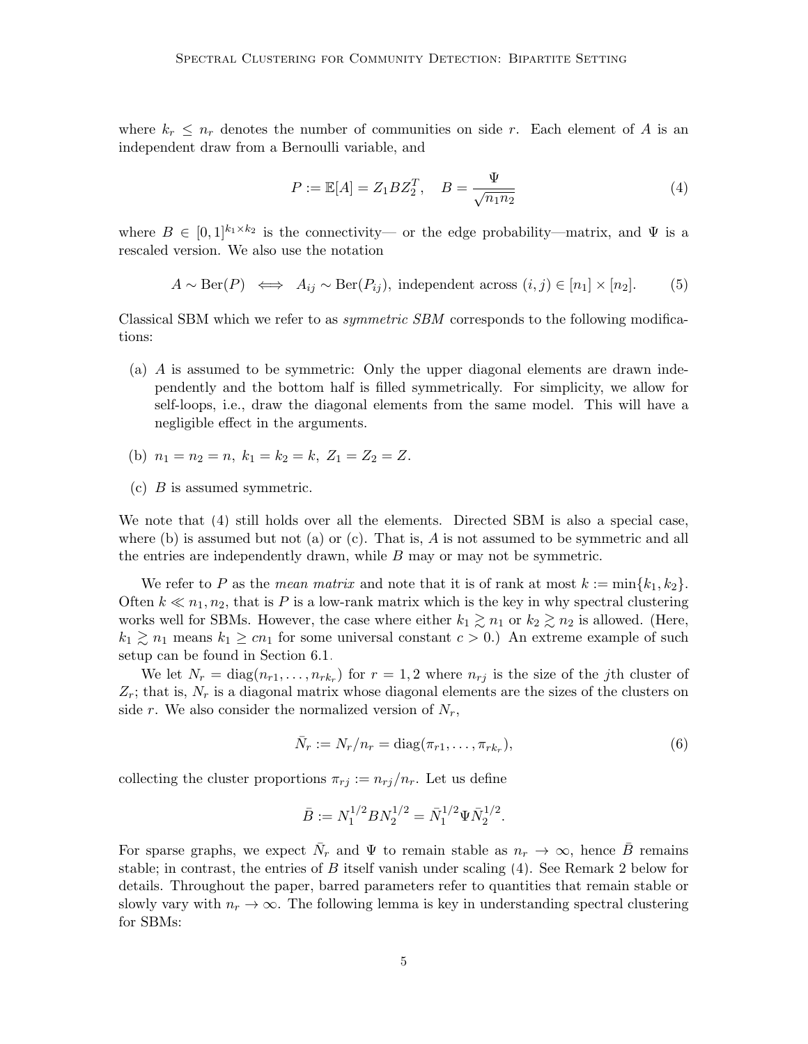where $k_r \le n_r$ denotes the number of communities on side $r$. Each element of $A$ is an independent draw from a Bernoulli variable, and

$$P := \mathbb{E}[A] = Z_1 B Z_2^T, \quad B = \frac{\Psi}{\sqrt{n_1 n_2}} \tag{4}$$

where $B \in [0,1]^{k_1 \times k_2}$ is the connectivity— or the edge probability—matrix, and $\Psi$ is a rescaled version. We also use the notation

$$A \sim \text{Ber}(P) \iff A_{ij} \sim \text{Ber}(P_{ij}), \text{ independent across } (i,j) \in [n_1] \times [n_2]. \tag{5}$$

Classical SBM which we refer to as *symmetric SBM* corresponds to the following modifications:

(a) $A$ is assumed to be symmetric: Only the upper diagonal elements are drawn independently and the bottom half is filled symmetrically. For simplicity, we allow for self-loops, i.e., draw the diagonal elements from the same model. This will have a negligible effect in the arguments.

(b) $n_1 = n_2 = n,\ k_1 = k_2 = k,\ Z_1 = Z_2 = Z$.

(c) $B$ is assumed symmetric.

We note that (4) still holds over all the elements. Directed SBM is also a special case, where (b) is assumed but not (a) or (c). That is, $A$ is not assumed to be symmetric and all the entries are independently drawn, while $B$ may or may not be symmetric.

We refer to $P$ as the *mean matrix* and note that it is of rank at most $k := \min\{k_1, k_2\}$. Often $k \ll n_1, n_2$, that is $P$ is a low-rank matrix which is the key in why spectral clustering works well for SBMs. However, the case where either $k_1 \gtrsim n_1$ or $k_2 \gtrsim n_2$ is allowed. (Here, $k_1 \gtrsim n_1$ means $k_1 \ge c n_1$ for some universal constant $c > 0$.) An extreme example of such setup can be found in Section 6.1.

We let $N_r = \text{diag}(n_{r1}, \dots, n_{rk_r})$ for $r = 1, 2$ where $n_{rj}$ is the size of the $j$th cluster of $Z_r$; that is, $N_r$ is a diagonal matrix whose diagonal elements are the sizes of the clusters on side $r$. We also consider the normalized version of $N_r$,

$$\bar{N}_r := N_r / n_r = \text{diag}(\pi_{r1}, \dots, \pi_{rk_r}), \tag{6}$$

collecting the cluster proportions $\pi_{rj} := n_{rj}/n_r$. Let us define

$$\bar{B} := N_1^{1/2} B N_2^{1/2} = \bar{N}_1^{1/2} \Psi \bar{N}_2^{1/2}.$$

For sparse graphs, we expect $\bar{N}_r$ and $\Psi$ to remain stable as $n_r \to \infty$, hence $\bar{B}$ remains stable; in contrast, the entries of $B$ itself vanish under scaling (4). See Remark 2 below for details. Throughout the paper, barred parameters refer to quantities that remain stable or slowly vary with $n_r \to \infty$. The following lemma is key in understanding spectral clustering for SBMs: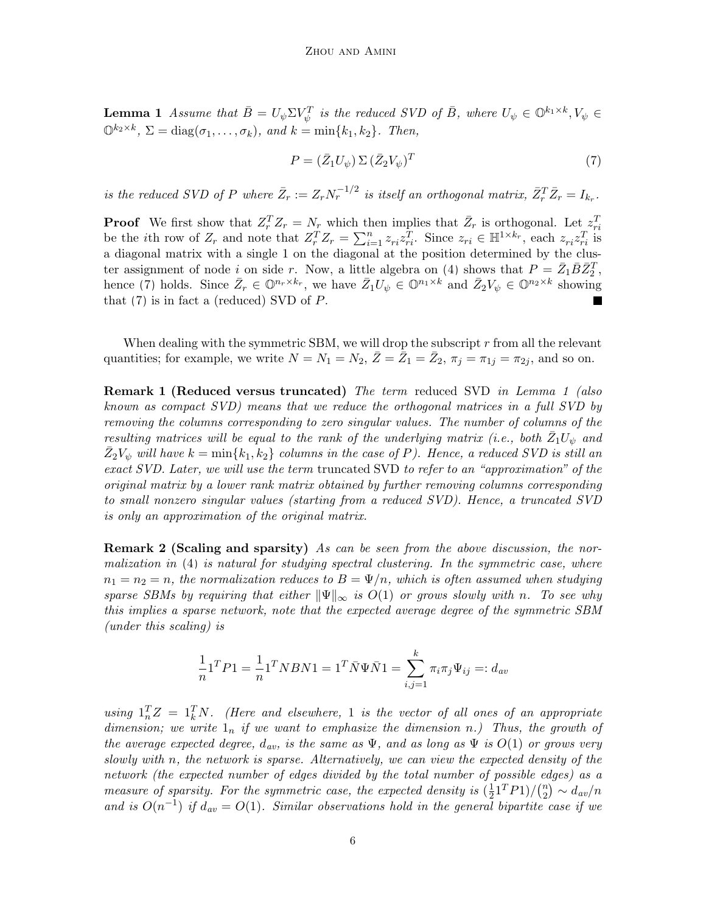**Lemma 1** *Assume that $\bar{B} = U_\psi \Sigma V_\psi^T$ is the reduced SVD of $\bar{B}$, where $U_\psi \in \mathbb{O}^{k_1 \times k}, V_\psi \in \mathbb{O}^{k_2 \times k}$, $\Sigma = \text{diag}(\sigma_1, \dots, \sigma_k)$, and $k = \min\{k_1, k_2\}$. Then,*

$$P = (\bar{Z}_1 U_\psi)\, \Sigma\, (\bar{Z}_2 V_\psi)^T \tag{7}$$

*is the reduced SVD of $P$ where $\bar{Z}_r := Z_r N_r^{-1/2}$ is itself an orthogonal matrix, $\bar{Z}_r^T \bar{Z}_r = I_{k_r}$.*

**Proof** We first show that $Z_r^T Z_r = N_r$ which then implies that $\bar{Z}_r$ is orthogonal. Let $z_{ri}^T$ be the $i$th row of $Z_r$ and note that $Z_r^T Z_r = \sum_{i=1}^n z_{ri} z_{ri}^T$. Since $z_{ri} \in \mathbb{H}^{1 \times k_r}$, each $z_{ri} z_{ri}^T$ is a diagonal matrix with a single 1 on the diagonal at the position determined by the cluster assignment of node $i$ on side $r$. Now, a little algebra on (4) shows that $P = \bar{Z}_1 \bar{B} \bar{Z}_2^T$, hence (7) holds. Since $\bar{Z}_r \in \mathbb{O}^{n_r \times k_r}$, we have $\bar{Z}_1 U_\psi \in \mathbb{O}^{n_1 \times k}$ and $\bar{Z}_2 V_\psi \in \mathbb{O}^{n_2 \times k}$ showing that (7) is in fact a (reduced) SVD of $P$. ■

When dealing with the symmetric SBM, we will drop the subscript $r$ from all the relevant quantities; for example, we write $N = N_1 = N_2$, $\bar{Z} = \bar{Z}_1 = \bar{Z}_2$, $\pi_j = \pi_{1j} = \pi_{2j}$, and so on.

**Remark 1 (Reduced versus truncated)** *The term* reduced SVD *in Lemma 1 (also known as compact SVD) means that we reduce the orthogonal matrices in a full SVD by removing the columns corresponding to zero singular values. The number of columns of the resulting matrices will be equal to the rank of the underlying matrix (i.e., both $\bar{Z}_1 U_\psi$ and $\bar{Z}_2 V_\psi$ will have $k = \min\{k_1, k_2\}$ columns in the case of $P$). Hence, a reduced SVD is still an exact SVD. Later, we will use the term* truncated SVD *to refer to an "approximation" of the original matrix by a lower rank matrix obtained by further removing columns corresponding to small nonzero singular values (starting from a reduced SVD). Hence, a truncated SVD is only an approximation of the original matrix.*

**Remark 2 (Scaling and sparsity)** *As can be seen from the above discussion, the normalization in* (4) *is natural for studying spectral clustering. In the symmetric case, where $n_1 = n_2 = n$, the normalization reduces to $B = \Psi/n$, which is often assumed when studying sparse SBMs by requiring that either $\|\Psi\|_\infty$ is $O(1)$ or grows slowly with $n$. To see why this implies a sparse network, note that the expected average degree of the symmetric SBM (under this scaling) is*

$$\frac{1}{n} 1^T P 1 = \frac{1}{n} 1^T N B N 1 = 1^T \bar{N} \Psi \bar{N} 1 = \sum_{i,j=1}^k \pi_i \pi_j \Psi_{ij} =: d_{av}$$

*using $1_n^T Z = 1_k^T N$. (Here and elsewhere, 1 is the vector of all ones of an appropriate dimension; we write $1_n$ if we want to emphasize the dimension $n$.) Thus, the growth of the average expected degree, $d_{av}$, is the same as $\Psi$, and as long as $\Psi$ is $O(1)$ or grows very slowly with $n$, the network is sparse. Alternatively, we can view the expected density of the network (the expected number of edges divided by the total number of possible edges) as a measure of sparsity. For the symmetric case, the expected density is $(\frac{1}{2} 1^T P 1)/\binom{n}{2} \sim d_{av}/n$ and is $O(n^{-1})$ if $d_{av} = O(1)$. Similar observations hold in the general bipartite case if we*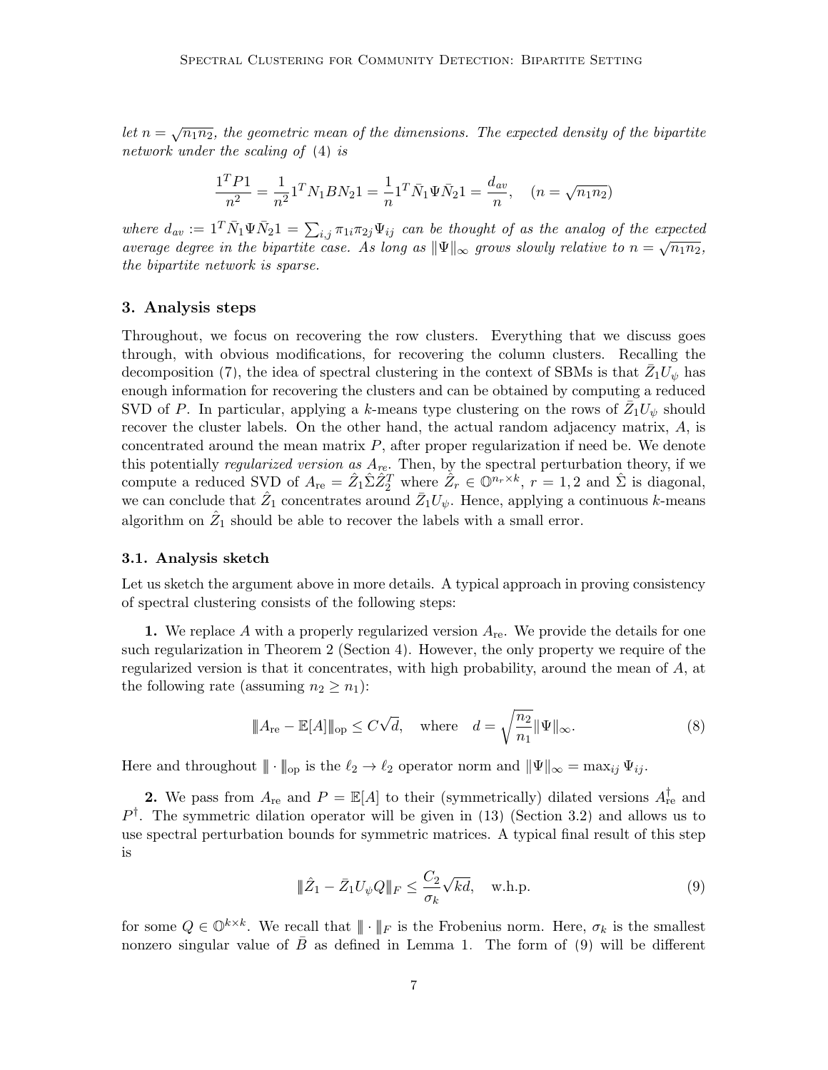*let $n = \sqrt{n_1 n_2}$, the geometric mean of the dimensions. The expected density of the bipartite network under the scaling of* (4) *is*

$$\frac{1^T P 1}{n^2} = \frac{1}{n^2} 1^T N_1 B N_2 1 = \frac{1}{n} 1^T \bar{N}_1 \Psi \bar{N}_2 1 = \frac{d_{av}}{n}, \quad (n = \sqrt{n_1 n_2})$$

*where $d_{av} := 1^T \bar{N}_1 \Psi \bar{N}_2 1 = \sum_{i,j} \pi_{1i} \pi_{2j} \Psi_{ij}$ can be thought of as the analog of the expected average degree in the bipartite case. As long as $\|\Psi\|_\infty$ grows slowly relative to $n = \sqrt{n_1 n_2}$, the bipartite network is sparse.*

## 3. Analysis steps

Throughout, we focus on recovering the row clusters. Everything that we discuss goes through, with obvious modifications, for recovering the column clusters. Recalling the decomposition (7), the idea of spectral clustering in the context of SBMs is that $\bar{Z}_1 U_\psi$ has enough information for recovering the clusters and can be obtained by computing a reduced SVD of $P$. In particular, applying a $k$-means type clustering on the rows of $\bar{Z}_1 U_\psi$ should recover the cluster labels. On the other hand, the actual random adjacency matrix, $A$, is concentrated around the mean matrix $P$, after proper regularization if need be. We denote this potentially *regularized version as $A_{re}$*. Then, by the spectral perturbation theory, if we compute a reduced SVD of $A_{\text{re}} = \hat{Z}_1 \hat{\Sigma} \hat{Z}_2^T$ where $\hat{Z}_r \in \mathbb{O}^{n_r \times k}$, $r = 1, 2$ and $\hat{\Sigma}$ is diagonal, we can conclude that $\hat{Z}_1$ concentrates around $\bar{Z}_1 U_\psi$. Hence, applying a continuous $k$-means algorithm on $\hat{Z}_1$ should be able to recover the labels with a small error.

### 3.1. Analysis sketch

Let us sketch the argument above in more details. A typical approach in proving consistency of spectral clustering consists of the following steps:

**1.** We replace $A$ with a properly regularized version $A_{\text{re}}$. We provide the details for one such regularization in Theorem 2 (Section 4). However, the only property we require of the regularized version is that it concentrates, with high probability, around the mean of $A$, at the following rate (assuming $n_2 \geq n_1$):

$$\|A_{\text{re}} - \mathbb{E}[A]\|_{\text{op}} \leq C\sqrt{d}, \quad \text{where} \quad d = \sqrt{\frac{n_2}{n_1}} \|\Psi\|_\infty. \tag{8}$$

Here and throughout $\|\cdot\|_{\text{op}}$ is the $\ell_2 \to \ell_2$ operator norm and $\|\Psi\|_\infty = \max_{ij} \Psi_{ij}$.

**2.** We pass from $A_{\text{re}}$ and $P = \mathbb{E}[A]$ to their (symmetrically) dilated versions $A_{\text{re}}^\dagger$ and $P^\dagger$. The symmetric dilation operator will be given in (13) (Section 3.2) and allows us to use spectral perturbation bounds for symmetric matrices. A typical final result of this step is

$$\|\hat{Z}_1 - \bar{Z}_1 U_\psi Q\|_F \leq \frac{C_2}{\sigma_k} \sqrt{kd}, \quad \text{w.h.p.} \tag{9}$$

for some $Q \in \mathbb{O}^{k \times k}$. We recall that $\|\cdot\|_F$ is the Frobenius norm. Here, $\sigma_k$ is the smallest nonzero singular value of $\bar{B}$ as defined in Lemma 1. The form of (9) will be different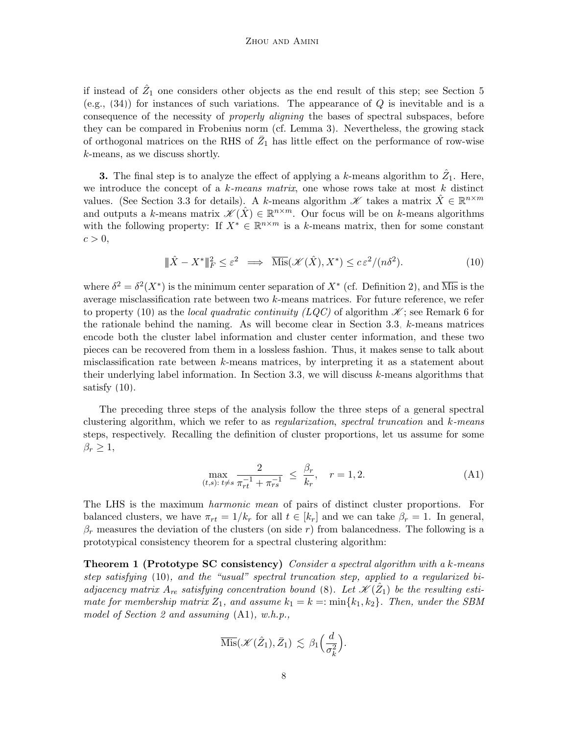if instead of $\hat{Z}_1$ one considers other objects as the end result of this step; see Section 5 (e.g., (34)) for instances of such variations. The appearance of $Q$ is inevitable and is a consequence of the necessity of *properly aligning* the bases of spectral subspaces, before they can be compared in Frobenius norm (cf. Lemma 3). Nevertheless, the growing stack of orthogonal matrices on the RHS of $\bar{Z}_1$ has little effect on the performance of row-wise $k$-means, as we discuss shortly.

**3.** The final step is to analyze the effect of applying a $k$-means algorithm to $\hat{Z}_1$. Here, we introduce the concept of a *$k$-means matrix*, one whose rows take at most $k$ distinct values. (See Section 3.3 for details). A $k$-means algorithm $\mathscr{K}$ takes a matrix $\hat{X} \in \mathbb{R}^{n\times m}$ and outputs a $k$-means matrix $\mathscr{K}(\hat{X}) \in \mathbb{R}^{n\times m}$. Our focus will be on $k$-means algorithms with the following property: If $X^* \in \mathbb{R}^{n\times m}$ is a $k$-means matrix, then for some constant $c > 0$,

$$\|\hat{X} - X^*\|_F^2 \le \varepsilon^2 \implies \overline{\text{Mis}}(\mathscr{K}(\hat{X}), X^*) \le c\,\varepsilon^2/(n\delta^2). \tag{10}$$

where $\delta^2 = \delta^2(X^*)$ is the minimum center separation of $X^*$ (cf. Definition 2), and $\overline{\text{Mis}}$ is the average misclassification rate between two $k$-means matrices. For future reference, we refer to property (10) as the *local quadratic continuity (LQC)* of algorithm $\mathscr{K}$; see Remark 6 for the rationale behind the naming. As will become clear in Section 3.3, $k$-means matrices encode both the cluster label information and cluster center information, and these two pieces can be recovered from them in a lossless fashion. Thus, it makes sense to talk about misclassification rate between $k$-means matrices, by interpreting it as a statement about their underlying label information. In Section 3.3, we will discuss $k$-means algorithms that satisfy (10).

The preceding three steps of the analysis follow the three steps of a general spectral clustering algorithm, which we refer to as *regularization*, *spectral truncation* and *$k$-means* steps, respectively. Recalling the definition of cluster proportions, let us assume for some $\beta_r \ge 1$,

$$\max_{(t,s):\, t\neq s} \frac{2}{\pi_{rt}^{-1} + \pi_{rs}^{-1}} \;\le\; \frac{\beta_r}{k_r}, \quad r = 1, 2. \tag{A1}$$

The LHS is the maximum *harmonic mean* of pairs of distinct cluster proportions. For balanced clusters, we have $\pi_{rt} = 1/k_r$ for all $t \in [k_r]$ and we can take $\beta_r = 1$. In general, $\beta_r$ measures the deviation of the clusters (on side $r$) from balancedness. The following is a prototypical consistency theorem for a spectral clustering algorithm:

**Theorem 1 (Prototype SC consistency)** *Consider a spectral algorithm with a $k$-means step satisfying* (10)*, and the "usual" spectral truncation step, applied to a regularized bi-adjacency matrix $A_{re}$ satisfying concentration bound* (8)*. Let $\mathscr{K}(\hat{Z}_1)$ be the resulting estimate for membership matrix $Z_1$, and assume $k_1 = k =: \min\{k_1, k_2\}$. Then, under the SBM model of Section 2 and assuming* (A1)*, w.h.p.,*

$$\overline{\text{Mis}}(\mathscr{K}(\hat{Z}_1), \bar{Z}_1) \lesssim \beta_1\Big(\frac{d}{\sigma_k^2}\Big).$$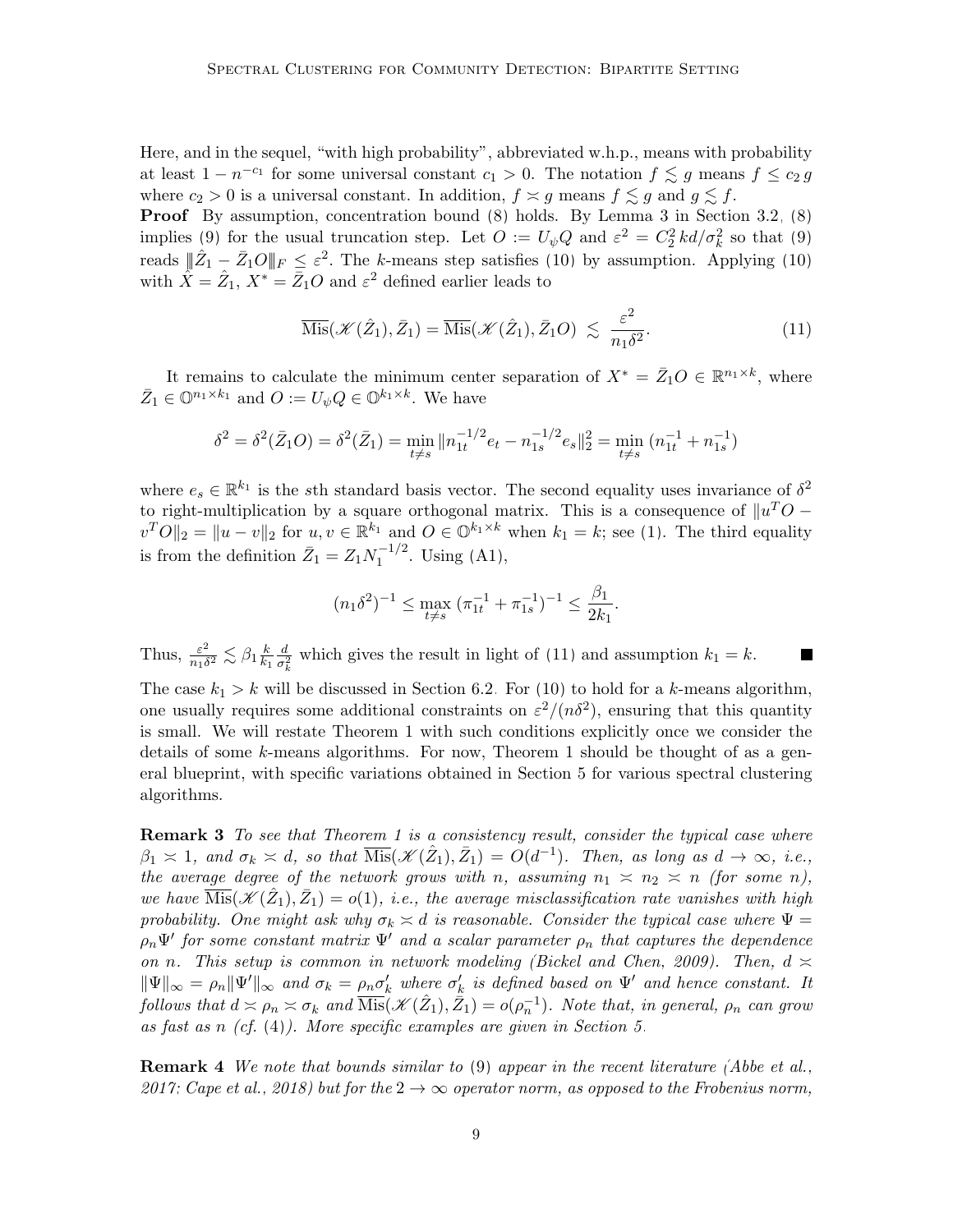Here, and in the sequel, "with high probability", abbreviated w.h.p., means with probability at least $1 - n^{-c_1}$ for some universal constant $c_1 > 0$. The notation $f \lesssim g$ means $f \le c_2\, g$ where $c_2 > 0$ is a universal constant. In addition, $f \asymp g$ means $f \lesssim g$ and $g \lesssim f$.

**Proof** By assumption, concentration bound (8) holds. By Lemma 3 in Section 3.2, (8) implies (9) for the usual truncation step. Let $O := U_\psi Q$ and $\varepsilon^2 = C_2^2\, kd/\sigma_k^2$ so that (9) reads $|\!|\!| \hat{Z}_1 - \bar{Z}_1 O |\!|\!|_F \le \varepsilon^2$. The $k$-means step satisfies (10) by assumption. Applying (10) with $\hat{X} = \hat{Z}_1$, $X^* = \bar{Z}_1 O$ and $\varepsilon^2$ defined earlier leads to

$$\overline{\text{Mis}}(\mathscr{K}(\hat{Z}_1), \bar{Z}_1) = \overline{\text{Mis}}(\mathscr{K}(\hat{Z}_1), \bar{Z}_1 O) \;\lesssim\; \frac{\varepsilon^2}{n_1 \delta^2}. \tag{11}$$

It remains to calculate the minimum center separation of $X^* = \bar{Z}_1 O \in \mathbb{R}^{n_1 \times k}$, where $\bar{Z}_1 \in \mathbb{O}^{n_1 \times k_1}$ and $O := U_\psi Q \in \mathbb{O}^{k_1 \times k}$. We have

$$\delta^2 = \delta^2(\bar{Z}_1 O) = \delta^2(\bar{Z}_1) = \min_{t \ne s} \| n_{1t}^{-1/2} e_t - n_{1s}^{-1/2} e_s \|_2^2 = \min_{t \ne s} \, (n_{1t}^{-1} + n_{1s}^{-1})$$

where $e_s \in \mathbb{R}^{k_1}$ is the $s$th standard basis vector. The second equality uses invariance of $\delta^2$ to right-multiplication by a square orthogonal matrix. This is a consequence of $\|u^T O - v^T O\|_2 = \|u - v\|_2$ for $u, v \in \mathbb{R}^{k_1}$ and $O \in \mathbb{O}^{k_1 \times k}$ when $k_1 = k$; see (1). The third equality is from the definition $\bar{Z}_1 = Z_1 N_1^{-1/2}$. Using (A1),

$$(n_1 \delta^2)^{-1} \le \max_{t \ne s} \, (\pi_{1t}^{-1} + \pi_{1s}^{-1})^{-1} \le \frac{\beta_1}{2k_1}.$$

Thus, $\frac{\varepsilon^2}{n_1 \delta^2} \lesssim \beta_1 \frac{k}{k_1} \frac{d}{\sigma_k^2}$ which gives the result in light of (11) and assumption $k_1 = k$. ∎

The case $k_1 > k$ will be discussed in Section 6.2. For (10) to hold for a $k$-means algorithm, one usually requires some additional constraints on $\varepsilon^2/(n\delta^2)$, ensuring that this quantity is small. We will restate Theorem 1 with such conditions explicitly once we consider the details of some $k$-means algorithms. For now, Theorem 1 should be thought of as a general blueprint, with specific variations obtained in Section 5 for various spectral clustering algorithms.

**Remark 3** *To see that Theorem 1 is a consistency result, consider the typical case where $\beta_1 \asymp 1$, and $\sigma_k \asymp d$, so that $\overline{\text{Mis}}(\mathscr{K}(\hat{Z}_1), \bar{Z}_1) = O(d^{-1})$. Then, as long as $d \to \infty$, i.e., the average degree of the network grows with $n$, assuming $n_1 \asymp n_2 \asymp n$ (for some $n$), we have $\overline{\text{Mis}}(\mathscr{K}(\hat{Z}_1), \bar{Z}_1) = o(1)$, i.e., the average misclassification rate vanishes with high probability. One might ask why $\sigma_k \asymp d$ is reasonable. Consider the typical case where $\Psi = \rho_n \Psi'$ for some constant matrix $\Psi'$ and a scalar parameter $\rho_n$ that captures the dependence on $n$. This setup is common in network modeling (Bickel and Chen, 2009). Then, $d \asymp \|\Psi\|_\infty = \rho_n \|\Psi'\|_\infty$ and $\sigma_k = \rho_n \sigma_k'$ where $\sigma_k'$ is defined based on $\Psi'$ and hence constant. It follows that $d \asymp \rho_n \asymp \sigma_k$ and $\overline{\text{Mis}}(\mathscr{K}(\hat{Z}_1), \bar{Z}_1) = o(\rho_n^{-1})$. Note that, in general, $\rho_n$ can grow as fast as $n$ (cf. (4)). More specific examples are given in Section 5.*

**Remark 4** *We note that bounds similar to (9) appear in the recent literature (Abbe et al., 2017; Cape et al., 2018) but for the $2 \to \infty$ operator norm, as opposed to the Frobenius norm,*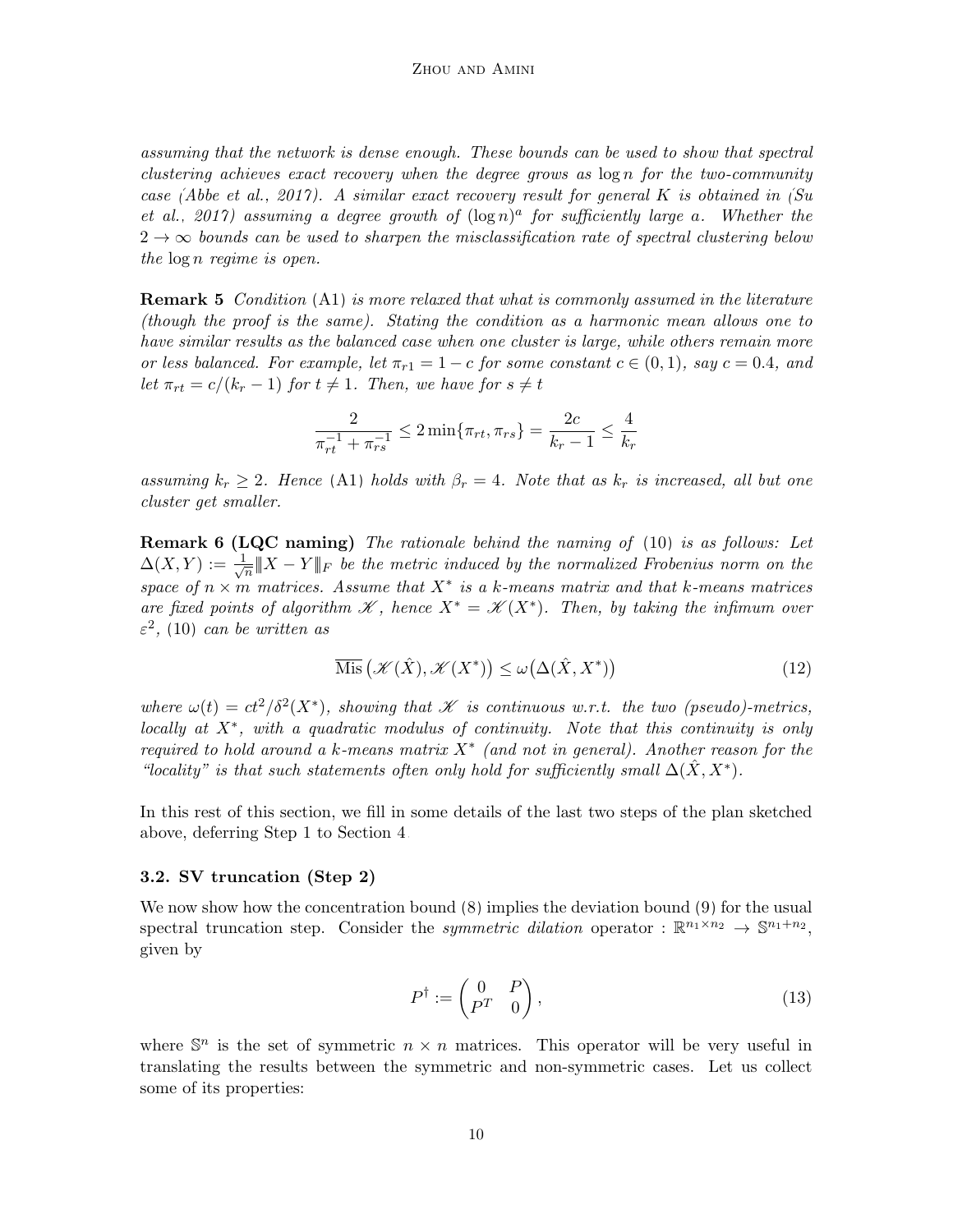*assuming that the network is dense enough. These bounds can be used to show that spectral clustering achieves exact recovery when the degree grows as $\log n$ for the two-community case (Abbe et al., 2017). A similar exact recovery result for general $K$ is obtained in (Su et al., 2017) assuming a degree growth of $(\log n)^a$ for sufficiently large $a$. Whether the $2 \to \infty$ bounds can be used to sharpen the misclassification rate of spectral clustering below the $\log n$ regime is open.*

**Remark 5** *Condition* (A1) *is more relaxed that what is commonly assumed in the literature (though the proof is the same). Stating the condition as a harmonic mean allows one to have similar results as the balanced case when one cluster is large, while others remain more or less balanced. For example, let $\pi_{r1} = 1 - c$ for some constant $c \in (0, 1)$, say $c = 0.4$, and let $\pi_{rt} = c/(k_r - 1)$ for $t \neq 1$. Then, we have for $s \neq t$*

$$\frac{2}{\pi_{rt}^{-1} + \pi_{rs}^{-1}} \leq 2 \min\{\pi_{rt}, \pi_{rs}\} = \frac{2c}{k_r - 1} \leq \frac{4}{k_r}$$

*assuming $k_r \geq 2$. Hence* (A1) *holds with $\beta_r = 4$. Note that as $k_r$ is increased, all but one cluster get smaller.*

**Remark 6 (LQC naming)** *The rationale behind the naming of* (10) *is as follows: Let $\Delta(X, Y) := \frac{1}{\sqrt{n}} \|X - Y\|_F$ be the metric induced by the normalized Frobenius norm on the space of $n \times m$ matrices. Assume that $X^*$ is a $k$-means matrix and that $k$-means matrices are fixed points of algorithm $\mathscr{K}$, hence $X^* = \mathscr{K}(X^*)$. Then, by taking the infimum over $\varepsilon^2$,* (10) *can be written as*

$$\overline{\text{Mis}}\left(\mathscr{K}(\hat{X}), \mathscr{K}(X^*)\right) \leq \omega\big(\Delta(\hat{X}, X^*)\big) \tag{12}$$

*where $\omega(t) = ct^2/\delta^2(X^*)$, showing that $\mathscr{K}$ is continuous w.r.t. the two (pseudo)-metrics, locally at $X^*$, with a quadratic modulus of continuity. Note that this continuity is only required to hold around a $k$-means matrix $X^*$ (and not in general). Another reason for the "locality" is that such statements often only hold for sufficiently small $\Delta(\hat{X}, X^*)$.*

In this rest of this section, we fill in some details of the last two steps of the plan sketched above, deferring Step 1 to Section 4.

### 3.2. SV truncation (Step 2)

We now show how the concentration bound (8) implies the deviation bound (9) for the usual spectral truncation step. Consider the *symmetric dilation* operator : $\mathbb{R}^{n_1 \times n_2} \to \mathbb{S}^{n_1+n_2}$, given by

$$P^\dagger := \begin{pmatrix} 0 & P \\ P^T & 0 \end{pmatrix}, \tag{13}$$

where $\mathbb{S}^n$ is the set of symmetric $n \times n$ matrices. This operator will be very useful in translating the results between the symmetric and non-symmetric cases. Let us collect some of its properties: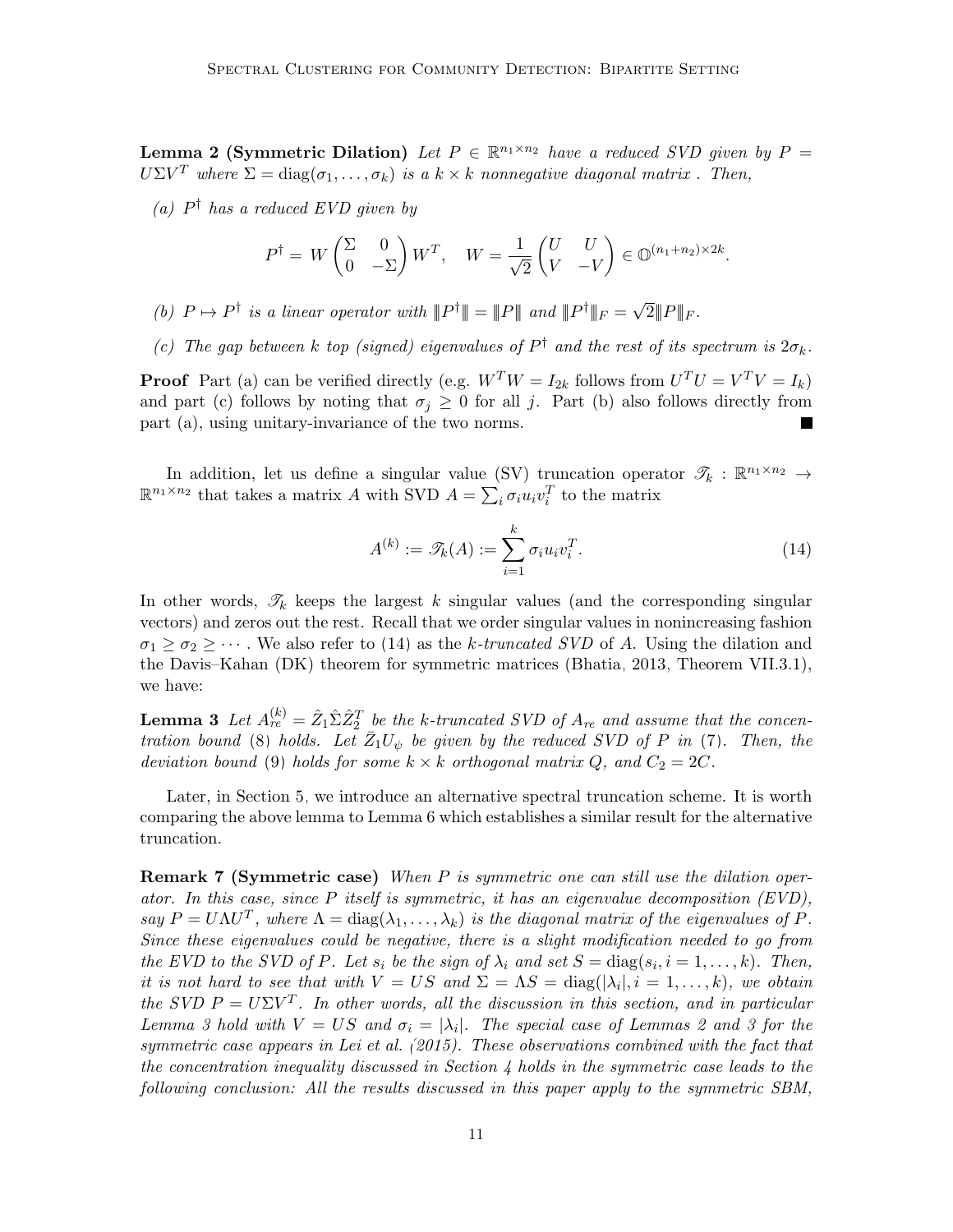**Lemma 2 (Symmetric Dilation)** *Let $P \in \mathbb{R}^{n_1 \times n_2}$ have a reduced SVD given by $P = U\Sigma V^T$ where $\Sigma = \mathrm{diag}(\sigma_1, \dots, \sigma_k)$ is a $k \times k$ nonnegative diagonal matrix . Then,*

*(a) $P^\dagger$ has a reduced EVD given by*

$$P^\dagger = W \begin{pmatrix} \Sigma & 0 \\ 0 & -\Sigma \end{pmatrix} W^T, \quad W = \frac{1}{\sqrt{2}} \begin{pmatrix} U & U \\ V & -V \end{pmatrix} \in \mathbb{O}^{(n_1+n_2) \times 2k}.$$

*(b) $P \mapsto P^\dagger$ is a linear operator with $\|P^\dagger\| = \|P\|$ and $\|P^\dagger\|_F = \sqrt{2}\|P\|_F$.*

*(c) The gap between $k$ top (signed) eigenvalues of $P^\dagger$ and the rest of its spectrum is $2\sigma_k$.*

**Proof** Part (a) can be verified directly (e.g. $W^T W = I_{2k}$ follows from $U^T U = V^T V = I_k$) and part (c) follows by noting that $\sigma_j \geq 0$ for all $j$. Part (b) also follows directly from part (a), using unitary-invariance of the two norms. ∎

In addition, let us define a singular value (SV) truncation operator $\mathscr{T}_k : \mathbb{R}^{n_1 \times n_2} \to \mathbb{R}^{n_1 \times n_2}$ that takes a matrix $A$ with SVD $A = \sum_i \sigma_i u_i v_i^T$ to the matrix

$$A^{(k)} := \mathscr{T}_k(A) := \sum_{i=1}^{k} \sigma_i u_i v_i^T. \tag{14}$$

In other words, $\mathscr{T}_k$ keeps the largest $k$ singular values (and the corresponding singular vectors) and zeros out the rest. Recall that we order singular values in nonincreasing fashion $\sigma_1 \geq \sigma_2 \geq \cdots$. We also refer to (14) as the *k-truncated SVD* of $A$. Using the dilation and the Davis–Kahan (DK) theorem for symmetric matrices (Bhatia, 2013, Theorem VII.3.1), we have:

**Lemma 3** *Let $A_{re}^{(k)} = \hat{Z}_1 \hat{\Sigma} \hat{Z}_2^T$ be the k-truncated SVD of $A_{re}$ and assume that the concentration bound (8) holds. Let $\bar{Z}_1 U_\psi$ be given by the reduced SVD of $P$ in (7). Then, the deviation bound (9) holds for some $k \times k$ orthogonal matrix $Q$, and $C_2 = 2C$.*

Later, in Section 5, we introduce an alternative spectral truncation scheme. It is worth comparing the above lemma to Lemma 6 which establishes a similar result for the alternative truncation.

**Remark 7 (Symmetric case)** *When $P$ is symmetric one can still use the dilation operator. In this case, since $P$ itself is symmetric, it has an eigenvalue decomposition (EVD), say $P = U\Lambda U^T$, where $\Lambda = \mathrm{diag}(\lambda_1, \dots, \lambda_k)$ is the diagonal matrix of the eigenvalues of $P$. Since these eigenvalues could be negative, there is a slight modification needed to go from the EVD to the SVD of $P$. Let $s_i$ be the sign of $\lambda_i$ and set $S = \mathrm{diag}(s_i, i = 1, \dots, k)$. Then, it is not hard to see that with $V = US$ and $\Sigma = \Lambda S = \mathrm{diag}(|\lambda_i|, i = 1, \dots, k)$, we obtain the SVD $P = U\Sigma V^T$. In other words, all the discussion in this section, and in particular Lemma 3 hold with $V = US$ and $\sigma_i = |\lambda_i|$. The special case of Lemmas 2 and 3 for the symmetric case appears in Lei et al. (2015). These observations combined with the fact that the concentration inequality discussed in Section 4 holds in the symmetric case leads to the following conclusion: All the results discussed in this paper apply to the symmetric SBM,*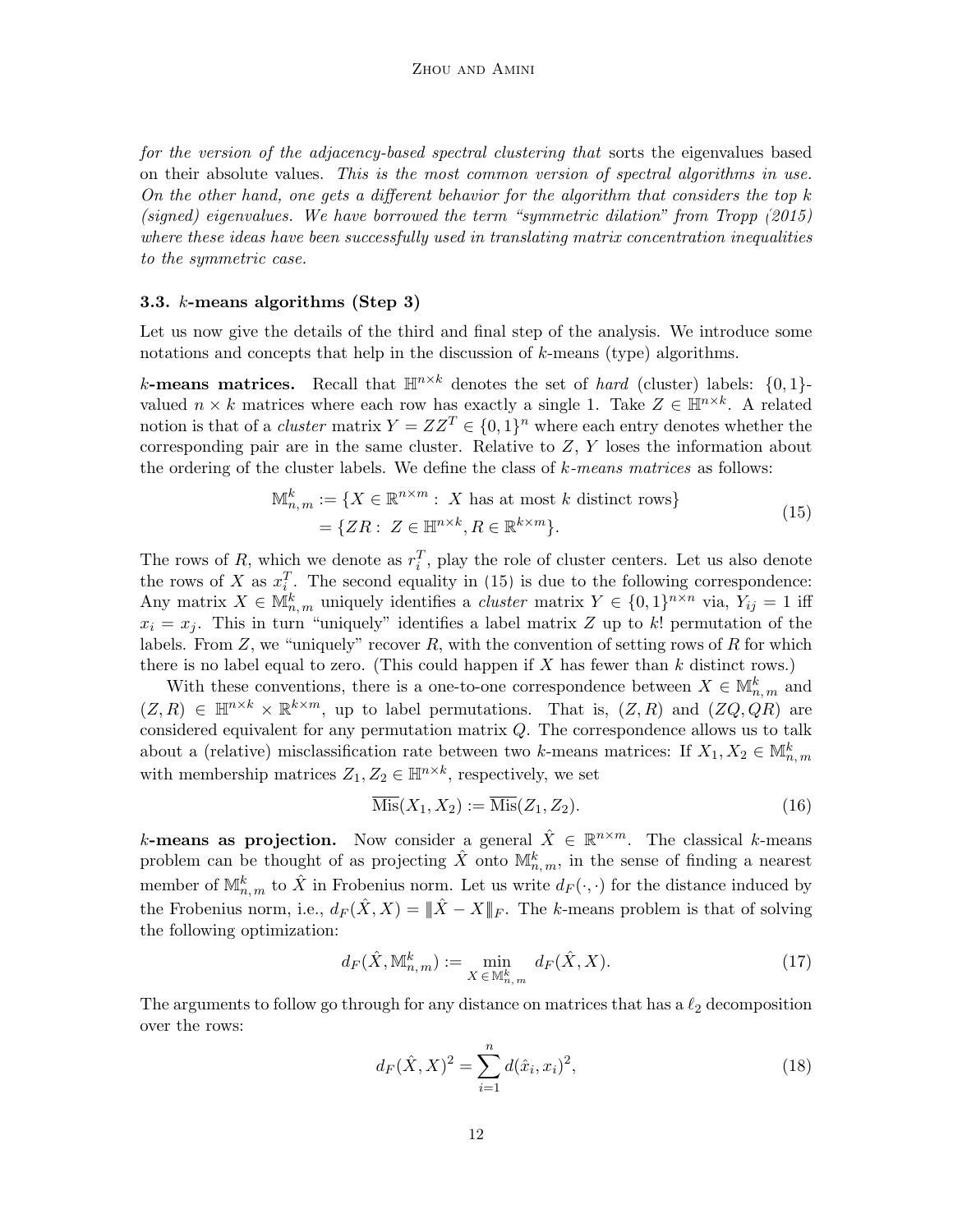*for the version of the adjacency-based spectral clustering that* sorts the eigenvalues based on their absolute values. *This is the most common version of spectral algorithms in use. On the other hand, one gets a different behavior for the algorithm that considers the top k (signed) eigenvalues. We have borrowed the term "symmetric dilation" from Tropp (2015) where these ideas have been successfully used in translating matrix concentration inequalities to the symmetric case.*

### 3.3. $k$-means algorithms (Step 3)

Let us now give the details of the third and final step of the analysis. We introduce some notations and concepts that help in the discussion of $k$-means (type) algorithms.

**$k$-means matrices.** Recall that $\mathbb{H}^{n\times k}$ denotes the set of *hard* (cluster) labels: $\{0,1\}$-valued $n\times k$ matrices where each row has exactly a single 1. Take $Z \in \mathbb{H}^{n\times k}$. A related notion is that of a *cluster* matrix $Y = ZZ^T \in \{0,1\}^n$ where each entry denotes whether the corresponding pair are in the same cluster. Relative to $Z$, $Y$ loses the information about the ordering of the cluster labels. We define the class of *$k$-means matrices* as follows:

$$
\begin{aligned}
\mathbb{M}^k_{n,m} &:= \{X \in \mathbb{R}^{n\times m} : \; X \text{ has at most } k \text{ distinct rows}\} \\
&= \{ZR : \; Z \in \mathbb{H}^{n\times k}, R \in \mathbb{R}^{k\times m}\}.
\end{aligned} \tag{15}
$$

The rows of $R$, which we denote as $r_i^T$, play the role of cluster centers. Let us also denote the rows of $X$ as $x_i^T$. The second equality in (15) is due to the following correspondence: Any matrix $X \in \mathbb{M}^k_{n,m}$ uniquely identifies a *cluster* matrix $Y \in \{0,1\}^{n\times n}$ via, $Y_{ij} = 1$ iff $x_i = x_j$. This in turn "uniquely" identifies a label matrix $Z$ up to $k!$ permutation of the labels. From $Z$, we "uniquely" recover $R$, with the convention of setting rows of $R$ for which there is no label equal to zero. (This could happen if $X$ has fewer than $k$ distinct rows.)

With these conventions, there is a one-to-one correspondence between $X \in \mathbb{M}^k_{n,m}$ and $(Z,R) \in \mathbb{H}^{n\times k} \times \mathbb{R}^{k\times m}$, up to label permutations. That is, $(Z,R)$ and $(ZQ,QR)$ are considered equivalent for any permutation matrix $Q$. The correspondence allows us to talk about a (relative) misclassification rate between two $k$-means matrices: If $X_1, X_2 \in \mathbb{M}^k_{n,m}$ with membership matrices $Z_1, Z_2 \in \mathbb{H}^{n\times k}$, respectively, we set

$$
\overline{\text{Mis}}(X_1, X_2) := \overline{\text{Mis}}(Z_1, Z_2). \tag{16}
$$

**$k$-means as projection.** Now consider a general $\hat{X} \in \mathbb{R}^{n\times m}$. The classical $k$-means problem can be thought of as projecting $\hat{X}$ onto $\mathbb{M}^k_{n,m}$, in the sense of finding a nearest member of $\mathbb{M}^k_{n,m}$ to $\hat{X}$ in Frobenius norm. Let us write $d_F(\cdot,\cdot)$ for the distance induced by the Frobenius norm, i.e., $d_F(\hat{X}, X) = \|\hat{X} - X\|_F$. The $k$-means problem is that of solving the following optimization:

$$
d_F(\hat{X}, \mathbb{M}^k_{n,m}) := \min_{X \in \mathbb{M}^k_{n,m}} d_F(\hat{X}, X). \tag{17}
$$

The arguments to follow go through for any distance on matrices that has a $\ell_2$ decomposition over the rows:

$$
d_F(\hat{X}, X)^2 = \sum_{i=1}^n d(\hat{x}_i, x_i)^2, \tag{18}
$$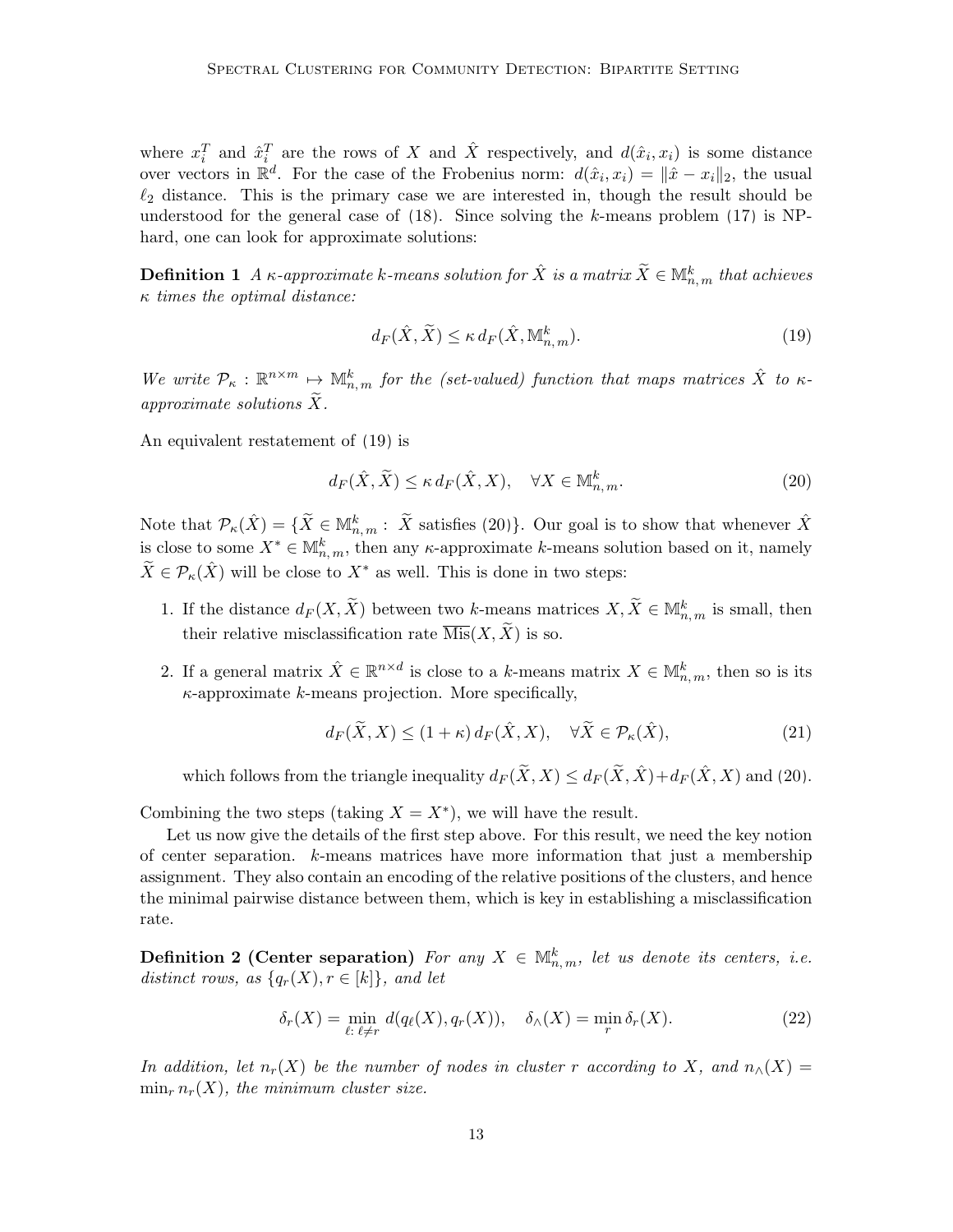where $x_i^T$ and $\hat{x}_i^T$ are the rows of $X$ and $\hat{X}$ respectively, and $d(\hat{x}_i, x_i)$ is some distance over vectors in $\mathbb{R}^d$. For the case of the Frobenius norm: $d(\hat{x}_i, x_i) = \|\hat{x} - x_i\|_2$, the usual $\ell_2$ distance. This is the primary case we are interested in, though the result should be understood for the general case of (18). Since solving the $k$-means problem (17) is NP-hard, one can look for approximate solutions:

**Definition 1** *A $\kappa$-approximate $k$-means solution for $\hat{X}$ is a matrix $\widetilde{X} \in \mathbb{M}_{n,m}^k$ that achieves $\kappa$ times the optimal distance:*

$$d_F(\hat{X}, \widetilde{X}) \leq \kappa \, d_F(\hat{X}, \mathbb{M}_{n,m}^k). \tag{19}$$

*We write $\mathcal{P}_\kappa : \mathbb{R}^{n \times m} \mapsto \mathbb{M}_{n,m}^k$ for the (set-valued) function that maps matrices $\hat{X}$ to $\kappa$-approximate solutions $\widetilde{X}$.*

An equivalent restatement of (19) is

$$d_F(\hat{X}, \widetilde{X}) \leq \kappa \, d_F(\hat{X}, X), \quad \forall X \in \mathbb{M}_{n,m}^k. \tag{20}$$

Note that $\mathcal{P}_\kappa(\hat{X}) = \{\widetilde{X} \in \mathbb{M}_{n,m}^k : \; \widetilde{X} \text{ satisfies (20)}\}$. Our goal is to show that whenever $\hat{X}$ is close to some $X^* \in \mathbb{M}_{n,m}^k$, then any $\kappa$-approximate $k$-means solution based on it, namely $\widetilde{X} \in \mathcal{P}_\kappa(\hat{X})$ will be close to $X^*$ as well. This is done in two steps:

1. If the distance $d_F(X, \widetilde{X})$ between two $k$-means matrices $X, \widetilde{X} \in \mathbb{M}_{n,m}^k$ is small, then their relative misclassification rate $\overline{\text{Mis}}(X, \widetilde{X})$ is so.

2. If a general matrix $\hat{X} \in \mathbb{R}^{n \times d}$ is close to a $k$-means matrix $X \in \mathbb{M}_{n,m}^k$, then so is its $\kappa$-approximate $k$-means projection. More specifically,

$$d_F(\widetilde{X}, X) \leq (1 + \kappa) \, d_F(\hat{X}, X), \quad \forall \widetilde{X} \in \mathcal{P}_\kappa(\hat{X}), \tag{21}$$

   which follows from the triangle inequality $d_F(\widetilde{X}, X) \leq d_F(\widetilde{X}, \hat{X}) + d_F(\hat{X}, X)$ and (20).

Combining the two steps (taking $X = X^*$), we will have the result.

Let us now give the details of the first step above. For this result, we need the key notion of center separation. $k$-means matrices have more information that just a membership assignment. They also contain an encoding of the relative positions of the clusters, and hence the minimal pairwise distance between them, which is key in establishing a misclassification rate.

**Definition 2 (Center separation)** *For any $X \in \mathbb{M}_{n,m}^k$, let us denote its centers, i.e. distinct rows, as $\{q_r(X), r \in [k]\}$, and let*

$$\delta_r(X) = \min_{\ell:\, \ell \neq r} d(q_\ell(X), q_r(X)), \quad \delta_\wedge(X) = \min_r \delta_r(X). \tag{22}$$

*In addition, let $n_r(X)$ be the number of nodes in cluster $r$ according to $X$, and $n_\wedge(X) = \min_r n_r(X)$, the minimum cluster size.*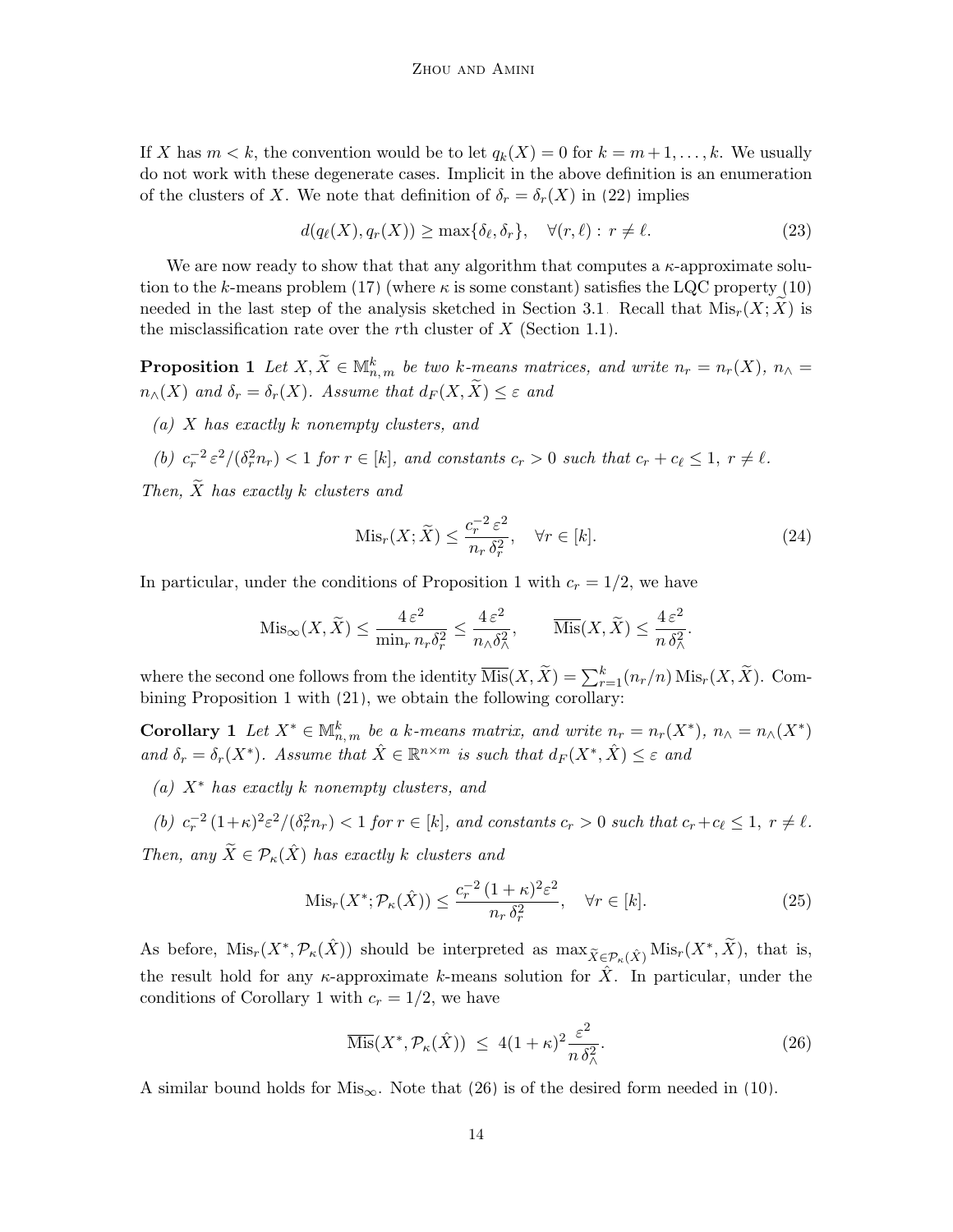If $X$ has $m < k$, the convention would be to let $q_k(X) = 0$ for $k = m+1, \dots, k$. We usually do not work with these degenerate cases. Implicit in the above definition is an enumeration of the clusters of $X$. We note that definition of $\delta_r = \delta_r(X)$ in (22) implies

$$d(q_\ell(X), q_r(X)) \geq \max\{\delta_\ell, \delta_r\}, \quad \forall (r, \ell) : r \neq \ell. \tag{23}$$

We are now ready to show that that any algorithm that computes a $\kappa$-approximate solution to the $k$-means problem (17) (where $\kappa$ is some constant) satisfies the LQC property (10) needed in the last step of the analysis sketched in Section 3.1. Recall that $\mathrm{Mis}_r(X; \widetilde{X})$ is the misclassification rate over the $r$th cluster of $X$ (Section 1.1).

**Proposition 1** *Let $X, \widetilde{X} \in \mathbb{M}^k_{n,m}$ be two $k$-means matrices, and write $n_r = n_r(X)$, $n_\wedge = n_\wedge(X)$ and $\delta_r = \delta_r(X)$. Assume that $d_F(X, \widetilde{X}) \leq \varepsilon$ and*

*(a) $X$ has exactly $k$ nonempty clusters, and*

*(b) $c_r^{-2}\, \varepsilon^2/(\delta_r^2 n_r) < 1$ for $r \in [k]$, and constants $c_r > 0$ such that $c_r + c_\ell \leq 1$, $r \neq \ell$.*

*Then, $\widetilde{X}$ has exactly $k$ clusters and*

$$\mathrm{Mis}_r(X; \widetilde{X}) \leq \frac{c_r^{-2}\, \varepsilon^2}{n_r\, \delta_r^2}, \quad \forall r \in [k]. \tag{24}$$

In particular, under the conditions of Proposition 1 with $c_r = 1/2$, we have

$$\mathrm{Mis}_\infty(X, \widetilde{X}) \leq \frac{4\, \varepsilon^2}{\min_r n_r \delta_r^2} \leq \frac{4\, \varepsilon^2}{n_\wedge \delta_\wedge^2}, \qquad \overline{\mathrm{Mis}}(X, \widetilde{X}) \leq \frac{4\, \varepsilon^2}{n\, \delta_\wedge^2}.$$

where the second one follows from the identity $\overline{\mathrm{Mis}}(X, \widetilde{X}) = \sum_{r=1}^k (n_r/n) \,\mathrm{Mis}_r(X, \widetilde{X})$. Combining Proposition 1 with (21), we obtain the following corollary:

**Corollary 1** *Let $X^* \in \mathbb{M}^k_{n,m}$ be a $k$-means matrix, and write $n_r = n_r(X^*)$, $n_\wedge = n_\wedge(X^*)$ and $\delta_r = \delta_r(X^*)$. Assume that $\hat{X} \in \mathbb{R}^{n \times m}$ is such that $d_F(X^*, \hat{X}) \leq \varepsilon$ and*

*(a) $X^*$ has exactly $k$ nonempty clusters, and*

*(b) $c_r^{-2}\,(1+\kappa)^2 \varepsilon^2/(\delta_r^2 n_r) < 1$ for $r \in [k]$, and constants $c_r > 0$ such that $c_r + c_\ell \leq 1$, $r \neq \ell$.*

*Then, any $\widetilde{X} \in \mathcal{P}_\kappa(\hat{X})$ has exactly $k$ clusters and*

$$\mathrm{Mis}_r(X^*; \mathcal{P}_\kappa(\hat{X})) \leq \frac{c_r^{-2}\,(1+\kappa)^2 \varepsilon^2}{n_r\, \delta_r^2}, \quad \forall r \in [k]. \tag{25}$$

As before, $\mathrm{Mis}_r(X^*, \mathcal{P}_\kappa(\hat{X}))$ should be interpreted as $\max_{\widetilde{X} \in \mathcal{P}_\kappa(\hat{X})} \mathrm{Mis}_r(X^*, \widetilde{X})$, that is, the result hold for any $\kappa$-approximate $k$-means solution for $\hat{X}$. In particular, under the conditions of Corollary 1 with $c_r = 1/2$, we have

$$\overline{\mathrm{Mis}}(X^*, \mathcal{P}_\kappa(\hat{X})) \;\leq\; 4(1+\kappa)^2 \frac{\varepsilon^2}{n\, \delta_\wedge^2}. \tag{26}$$

A similar bound holds for $\mathrm{Mis}_\infty$. Note that (26) is of the desired form needed in (10).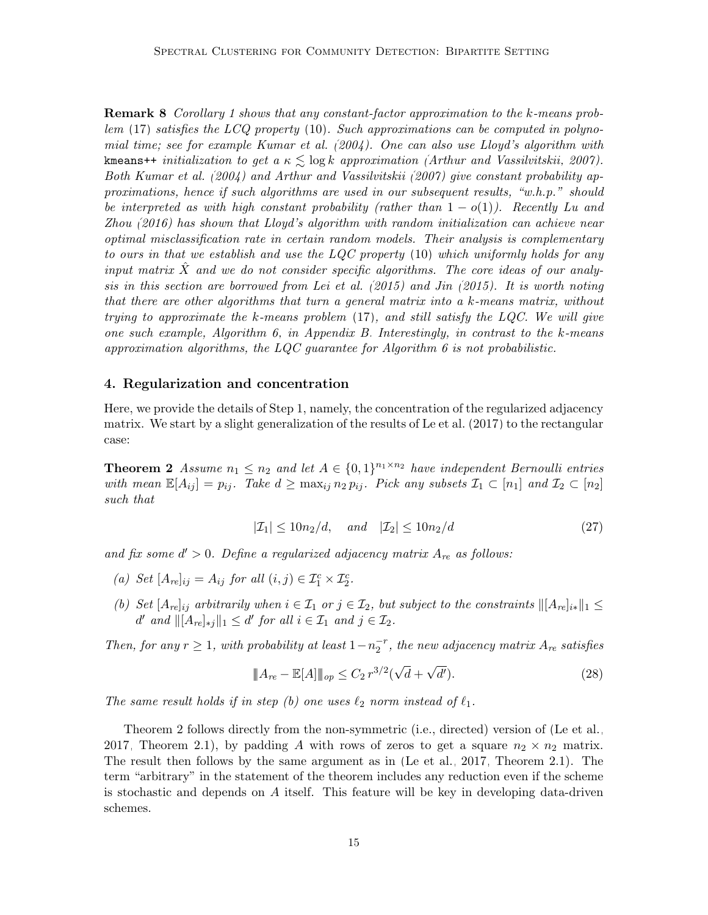**Remark 8** *Corollary 1 shows that any constant-factor approximation to the $k$-means problem* (17) *satisfies the LCQ property* (10)*. Such approximations can be computed in polynomial time; see for example Kumar et al. (2004). One can also use Lloyd's algorithm with* `kmeans++` *initialization to get a $\kappa \lesssim \log k$ approximation (Arthur and Vassilvitskii, 2007). Both Kumar et al. (2004) and Arthur and Vassilvitskii (2007) give constant probability approximations, hence if such algorithms are used in our subsequent results, "w.h.p." should be interpreted as with high constant probability (rather than $1 - o(1)$). Recently Lu and Zhou (2016) has shown that Lloyd's algorithm with random initialization can achieve near optimal misclassification rate in certain random models. Their analysis is complementary to ours in that we establish and use the LQC property* (10) *which uniformly holds for any input matrix $\hat{X}$ and we do not consider specific algorithms. The core ideas of our analysis in this section are borrowed from Lei et al. (2015) and Jin (2015). It is worth noting that there are other algorithms that turn a general matrix into a $k$-means matrix, without trying to approximate the $k$-means problem* (17)*, and still satisfy the LQC. We will give one such example, Algorithm 6, in Appendix B. Interestingly, in contrast to the $k$-means approximation algorithms, the LQC guarantee for Algorithm 6 is not probabilistic.*

## 4. Regularization and concentration

Here, we provide the details of Step 1, namely, the concentration of the regularized adjacency matrix. We start by a slight generalization of the results of Le et al. (2017) to the rectangular case:

**Theorem 2** *Assume $n_1 \le n_2$ and let $A \in \{0,1\}^{n_1 \times n_2}$ have independent Bernoulli entries with mean $\mathbb{E}[A_{ij}] = p_{ij}$. Take $d \ge \max_{ij} n_2 p_{ij}$. Pick any subsets $\mathcal{I}_1 \subset [n_1]$ and $\mathcal{I}_2 \subset [n_2]$ such that*

$$|\mathcal{I}_1| \le 10 n_2/d, \quad \text{and} \quad |\mathcal{I}_2| \le 10 n_2/d \tag{27}$$

*and fix some $d' > 0$. Define a regularized adjacency matrix $A_{re}$ as follows:*

*(a) Set $[A_{re}]_{ij} = A_{ij}$ for all $(i,j) \in \mathcal{I}_1^c \times \mathcal{I}_2^c$.*

*(b) Set $[A_{re}]_{ij}$ arbitrarily when $i \in \mathcal{I}_1$ or $j \in \mathcal{I}_2$, but subject to the constraints $\|[A_{re}]_{i*}\|_1 \le d'$ and $\|[A_{re}]_{*j}\|_1 \le d'$ for all $i \in \mathcal{I}_1$ and $j \in \mathcal{I}_2$.*

*Then, for any $r \ge 1$, with probability at least $1 - n_2^{-r}$, the new adjacency matrix $A_{re}$ satisfies*

$$\|A_{re} - \mathbb{E}[A]\|_{op} \le C_2\, r^{3/2} (\sqrt{d} + \sqrt{d'}). \tag{28}$$

*The same result holds if in step (b) one uses $\ell_2$ norm instead of $\ell_1$.*

Theorem 2 follows directly from the non-symmetric (i.e., directed) version of (Le et al., 2017, Theorem 2.1), by padding $A$ with rows of zeros to get a square $n_2 \times n_2$ matrix. The result then follows by the same argument as in (Le et al., 2017, Theorem 2.1). The term "arbitrary" in the statement of the theorem includes any reduction even if the scheme is stochastic and depends on $A$ itself. This feature will be key in developing data-driven schemes.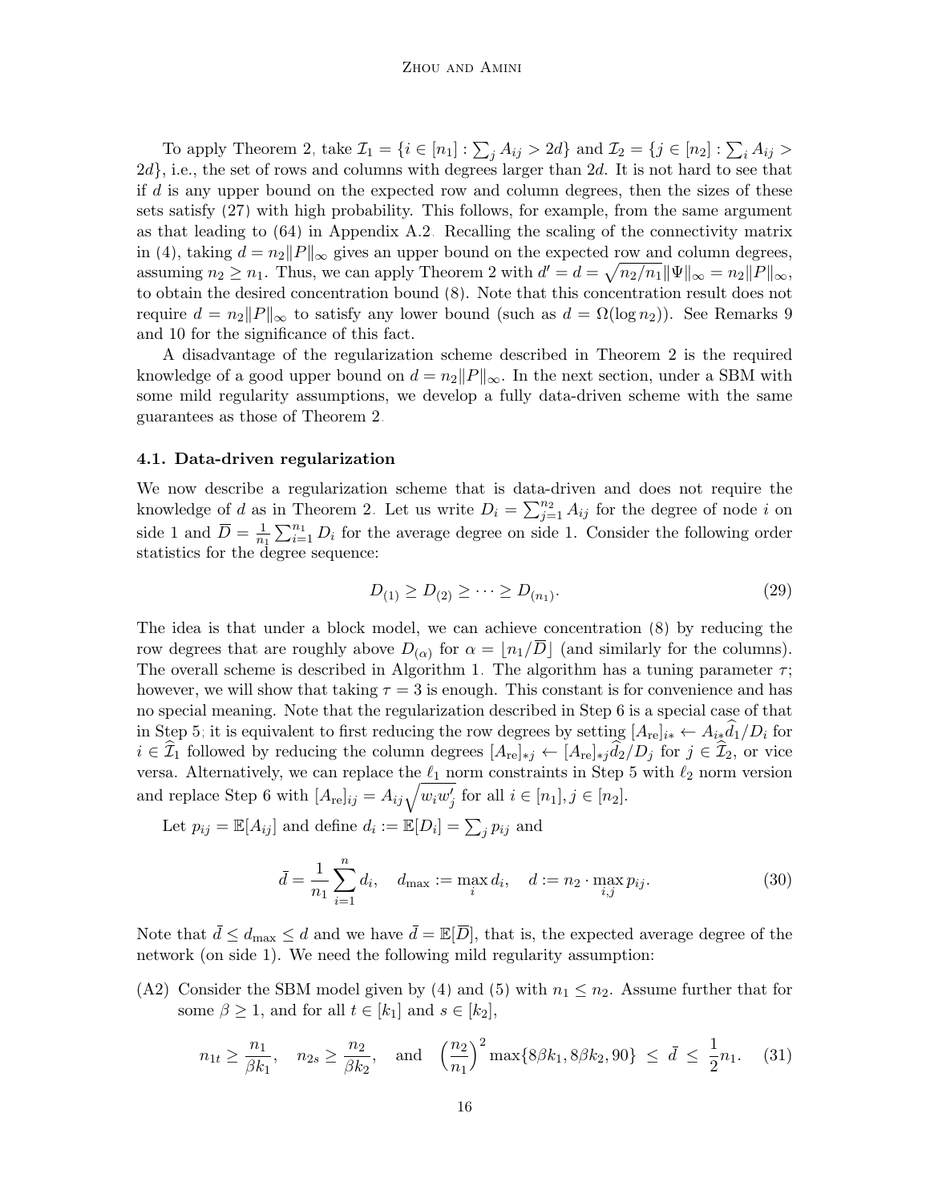To apply Theorem 2, take $\mathcal{I}_1 = \{i \in [n_1] : \sum_j A_{ij} > 2d\}$ and $\mathcal{I}_2 = \{j \in [n_2] : \sum_i A_{ij} > 2d\}$, i.e., the set of rows and columns with degrees larger than $2d$. It is not hard to see that if $d$ is any upper bound on the expected row and column degrees, then the sizes of these sets satisfy (27) with high probability. This follows, for example, from the same argument as that leading to (64) in Appendix A.2. Recalling the scaling of the connectivity matrix in (4), taking $d = n_2\|P\|_\infty$ gives an upper bound on the expected row and column degrees, assuming $n_2 \geq n_1$. Thus, we can apply Theorem 2 with $d' = d = \sqrt{n_2/n_1}\|\Psi\|_\infty = n_2\|P\|_\infty$, to obtain the desired concentration bound (8). Note that this concentration result does not require $d = n_2\|P\|_\infty$ to satisfy any lower bound (such as $d = \Omega(\log n_2)$). See Remarks 9 and 10 for the significance of this fact.

A disadvantage of the regularization scheme described in Theorem 2 is the required knowledge of a good upper bound on $d = n_2\|P\|_\infty$. In the next section, under a SBM with some mild regularity assumptions, we develop a fully data-driven scheme with the same guarantees as those of Theorem 2.

### 4.1. Data-driven regularization

We now describe a regularization scheme that is data-driven and does not require the knowledge of $d$ as in Theorem 2. Let us write $D_i = \sum_{j=1}^{n_2} A_{ij}$ for the degree of node $i$ on side 1 and $\overline{D} = \frac{1}{n_1}\sum_{i=1}^{n_1} D_i$ for the average degree on side 1. Consider the following order statistics for the degree sequence:

$$D_{(1)} \geq D_{(2)} \geq \cdots \geq D_{(n_1)}. \tag{29}$$

The idea is that under a block model, we can achieve concentration (8) by reducing the row degrees that are roughly above $D_{(\alpha)}$ for $\alpha = \lfloor n_1/\overline{D} \rfloor$ (and similarly for the columns). The overall scheme is described in Algorithm 1. The algorithm has a tuning parameter $\tau$; however, we will show that taking $\tau = 3$ is enough. This constant is for convenience and has no special meaning. Note that the regularization described in Step 6 is a special case of that in Step 5; it is equivalent to first reducing the row degrees by setting $[A_{\text{re}}]_{i*} \leftarrow A_{i*}\widehat{d}_1/D_i$ for $i \in \widehat{\mathcal{I}}_1$ followed by reducing the column degrees $[A_{\text{re}}]_{*j} \leftarrow [A_{\text{re}}]_{*j}\widehat{d}_2/D_j$ for $j \in \widehat{\mathcal{I}}_2$, or vice versa. Alternatively, we can replace the $\ell_1$ norm constraints in Step 5 with $\ell_2$ norm version and replace Step 6 with $[A_{\text{re}}]_{ij} = A_{ij}\sqrt{w_i w_j'}$ for all $i \in [n_1], j \in [n_2]$.

Let $p_{ij} = \mathbb{E}[A_{ij}]$ and define $d_i := \mathbb{E}[D_i] = \sum_j p_{ij}$ and

$$\bar{d} = \frac{1}{n_1}\sum_{i=1}^{n} d_i, \quad d_{\max} := \max_i d_i, \quad d := n_2 \cdot \max_{i,j} p_{ij}. \tag{30}$$

Note that $\bar{d} \leq d_{\max} \leq d$ and we have $\bar{d} = \mathbb{E}[\overline{D}]$, that is, the expected average degree of the network (on side 1). We need the following mild regularity assumption:

(A2) Consider the SBM model given by (4) and (5) with $n_1 \leq n_2$. Assume further that for some $\beta \geq 1$, and for all $t \in [k_1]$ and $s \in [k_2]$,

$$n_{1t} \geq \frac{n_1}{\beta k_1}, \quad n_{2s} \geq \frac{n_2}{\beta k_2}, \quad \text{and} \quad \Big(\frac{n_2}{n_1}\Big)^2 \max\{8\beta k_1, 8\beta k_2, 90\} \;\leq\; \bar{d} \;\leq\; \frac{1}{2}n_1. \tag{31}$$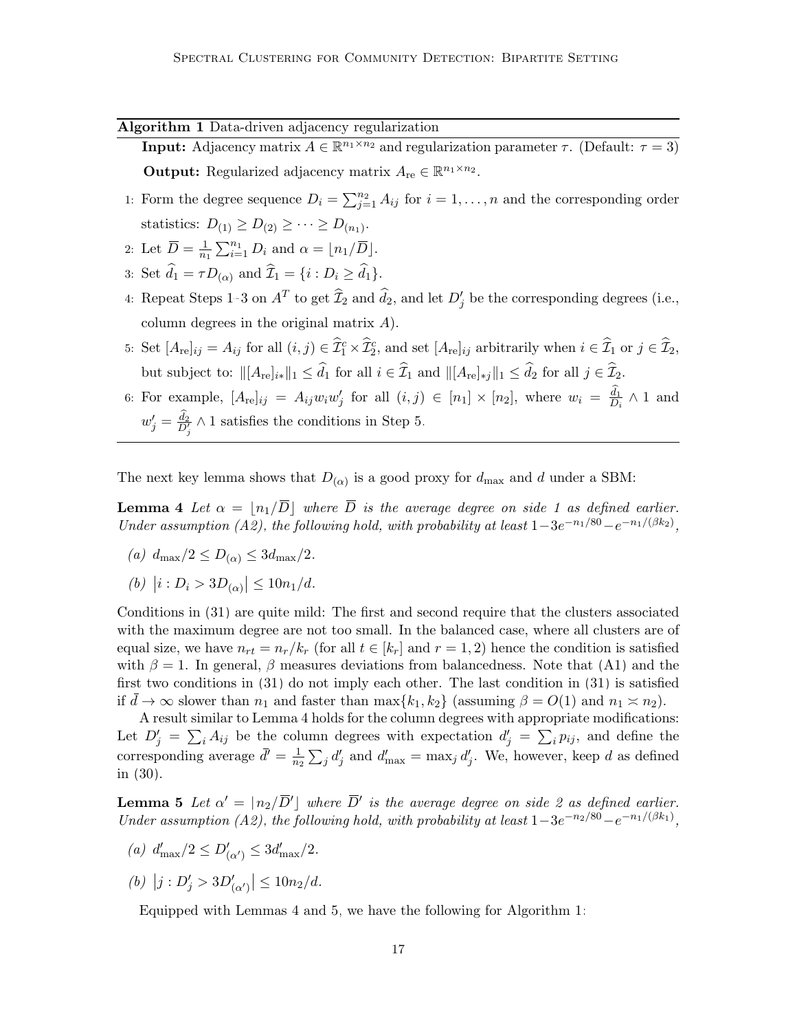**Algorithm 1** Data-driven adjacency regularization

**Input:** Adjacency matrix $A \in \mathbb{R}^{n_1 \times n_2}$ and regularization parameter $\tau$. (Default: $\tau = 3$)

**Output:** Regularized adjacency matrix $A_{\text{re}} \in \mathbb{R}^{n_1 \times n_2}$.

1: Form the degree sequence $D_i = \sum_{j=1}^{n_2} A_{ij}$ for $i = 1, \dots, n$ and the corresponding order statistics: $D_{(1)} \geq D_{(2)} \geq \cdots \geq D_{(n_1)}$.

2: Let $\overline{D} = \frac{1}{n_1} \sum_{i=1}^{n_1} D_i$ and $\alpha = \lfloor n_1 / \overline{D} \rfloor$.

3: Set $\widehat{d}_1 = \tau D_{(\alpha)}$ and $\widehat{\mathcal{I}}_1 = \{i : D_i \geq \widehat{d}_1\}$.

4: Repeat Steps 1–3 on $A^T$ to get $\widehat{\mathcal{I}}_2$ and $\widehat{d}_2$, and let $D'_j$ be the corresponding degrees (i.e., column degrees in the original matrix $A$).

5: Set $[A_{\text{re}}]_{ij} = A_{ij}$ for all $(i,j) \in \widehat{\mathcal{I}}_1^c \times \widehat{\mathcal{I}}_2^c$, and set $[A_{\text{re}}]_{ij}$ arbitrarily when $i \in \widehat{\mathcal{I}}_1$ or $j \in \widehat{\mathcal{I}}_2$, but subject to: $\|[A_{\text{re}}]_{i*}\|_1 \leq \widehat{d}_1$ for all $i \in \widehat{\mathcal{I}}_1$ and $\|[A_{\text{re}}]_{*j}\|_1 \leq \widehat{d}_2$ for all $j \in \widehat{\mathcal{I}}_2$.

6: For example, $[A_{\text{re}}]_{ij} = A_{ij} w_i w'_j$ for all $(i,j) \in [n_1] \times [n_2]$, where $w_i = \frac{\widehat{d}_1}{D_i} \wedge 1$ and $w'_j = \frac{\widehat{d}_2}{D'_j} \wedge 1$ satisfies the conditions in Step 5.

The next key lemma shows that $D_{(\alpha)}$ is a good proxy for $d_{\max}$ and $d$ under a SBM:

**Lemma 4** *Let $\alpha = \lfloor n_1/\overline{D} \rfloor$ where $\overline{D}$ is the average degree on side 1 as defined earlier. Under assumption (A2), the following hold, with probability at least $1 - 3e^{-n_1/80} - e^{-n_1/(\beta k_2)}$,*

*(a)* $d_{\max}/2 \leq D_{(\alpha)} \leq 3d_{\max}/2$.

*(b)* $\left| i : D_i > 3D_{(\alpha)} \right| \leq 10 n_1/d$.

Conditions in (31) are quite mild: The first and second require that the clusters associated with the maximum degree are not too small. In the balanced case, where all clusters are of equal size, we have $n_{rt} = n_r/k_r$ (for all $t \in [k_r]$ and $r = 1, 2$) hence the condition is satisfied with $\beta = 1$. In general, $\beta$ measures deviations from balancedness. Note that (A1) and the first two conditions in (31) do not imply each other. The last condition in (31) is satisfied if $\bar{d} \to \infty$ slower than $n_1$ and faster than $\max\{k_1, k_2\}$ (assuming $\beta = O(1)$ and $n_1 \asymp n_2$).

A result similar to Lemma 4 holds for the column degrees with appropriate modifications: Let $D'_j = \sum_i A_{ij}$ be the column degrees with expectation $d'_j = \sum_i p_{ij}$, and define the corresponding average $\bar{d}' = \frac{1}{n_2} \sum_j d'_j$ and $d'_{\max} = \max_j d'_j$. We, however, keep $d$ as defined in (30).

**Lemma 5** *Let $\alpha' = \lfloor n_2/\overline{D}' \rfloor$ where $\overline{D}'$ is the average degree on side 2 as defined earlier. Under assumption (A2), the following hold, with probability at least $1 - 3e^{-n_2/80} - e^{-n_1/(\beta k_1)}$,*

*(a)* $d'_{\max}/2 \leq D'_{(\alpha')} \leq 3d'_{\max}/2$.

*(b)* $\left| j : D'_j > 3D'_{(\alpha')} \right| \leq 10 n_2/d$.

Equipped with Lemmas 4 and 5, we have the following for Algorithm 1: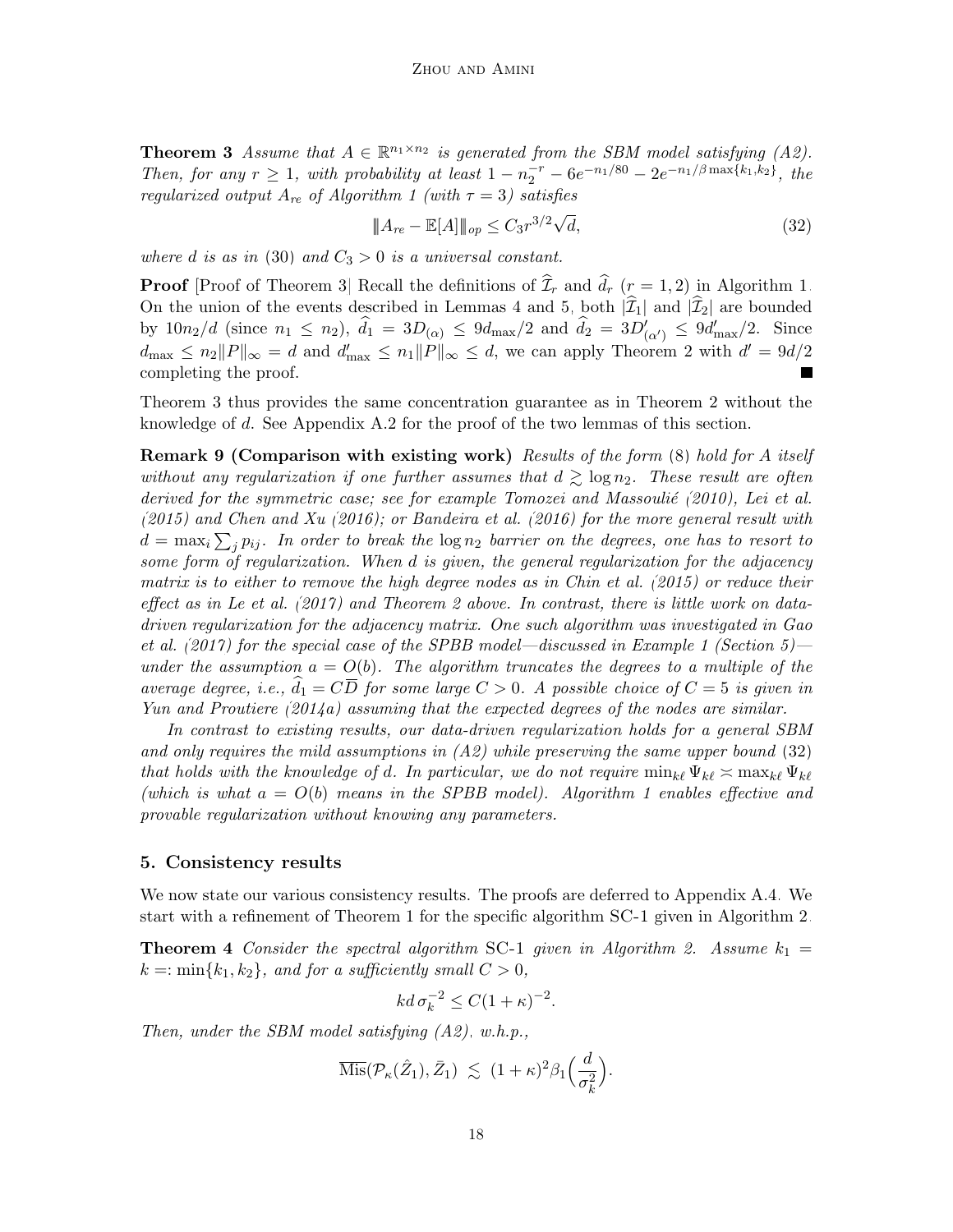**Theorem 3** *Assume that $A \in \mathbb{R}^{n_1 \times n_2}$ is generated from the SBM model satisfying (A2). Then, for any $r \geq 1$, with probability at least $1 - n_2^{-r} - 6e^{-n_1/80} - 2e^{-n_1/\beta \max\{k_1,k_2\}}$, the regularized output $A_{re}$ of Algorithm 1 (with $\tau = 3$) satisfies*

$$\|A_{re} - \mathbb{E}[A]\|_{op} \leq C_3 r^{3/2}\sqrt{d}, \tag{32}$$

*where $d$ is as in* (30) *and $C_3 > 0$ is a universal constant.*

**Proof** [Proof of Theorem 3] Recall the definitions of $\widehat{\mathcal{I}}_r$ and $\widehat{d}_r$ ($r = 1, 2$) in Algorithm 1. On the union of the events described in Lemmas 4 and 5, both $|\widehat{\mathcal{I}}_1|$ and $|\widehat{\mathcal{I}}_2|$ are bounded by $10n_2/d$ (since $n_1 \leq n_2$), $\widehat{d}_1 = 3D_{(\alpha)} \leq 9d_{\max}/2$ and $\widehat{d}_2 = 3D'_{(\alpha')} \leq 9d'_{\max}/2$. Since $d_{\max} \leq n_2\|P\|_\infty = d$ and $d'_{\max} \leq n_1\|P\|_\infty \leq d$, we can apply Theorem 2 with $d' = 9d/2$ completing the proof. ∎

Theorem 3 thus provides the same concentration guarantee as in Theorem 2 without the knowledge of $d$. See Appendix A.2 for the proof of the two lemmas of this section.

**Remark 9 (Comparison with existing work)** *Results of the form* (8) *hold for $A$ itself without any regularization if one further assumes that $d \gtrsim \log n_2$. These result are often derived for the symmetric case; see for example Tomozei and Massoulié (2010), Lei et al. (2015) and Chen and Xu (2016); or Bandeira et al. (2016) for the more general result with $d = \max_i \sum_j p_{ij}$. In order to break the $\log n_2$ barrier on the degrees, one has to resort to some form of regularization. When $d$ is given, the general regularization for the adjacency matrix is to either to remove the high degree nodes as in Chin et al. (2015) or reduce their effect as in Le et al. (2017) and Theorem 2 above. In contrast, there is little work on data-driven regularization for the adjacency matrix. One such algorithm was investigated in Gao et al. (2017) for the special case of the SPBB model—discussed in Example 1 (Section 5)—under the assumption $a = O(b)$. The algorithm truncates the degrees to a multiple of the average degree, i.e., $\widehat{d}_1 = C\overline{D}$ for some large $C > 0$. A possible choice of $C = 5$ is given in Yun and Proutiere (2014a) assuming that the expected degrees of the nodes are similar.*

*In contrast to existing results, our data-driven regularization holds for a general SBM and only requires the mild assumptions in (A2) while preserving the same upper bound* (32) *that holds with the knowledge of $d$. In particular, we do not require $\min_{k\ell} \Psi_{k\ell} \asymp \max_{k\ell} \Psi_{k\ell}$ (which is what $a = O(b)$ means in the SPBB model). Algorithm 1 enables effective and provable regularization without knowing any parameters.*

## 5. Consistency results

We now state our various consistency results. The proofs are deferred to Appendix A.4. We start with a refinement of Theorem 1 for the specific algorithm SC-1 given in Algorithm 2.

**Theorem 4** *Consider the spectral algorithm* SC-1 *given in Algorithm 2. Assume $k_1 = k =: \min\{k_1, k_2\}$, and for a sufficiently small $C > 0$,*

$$kd\,\sigma_k^{-2} \leq C(1+\kappa)^{-2}.$$

*Then, under the SBM model satisfying (A2), w.h.p.,*

$$\overline{\text{Mis}}(\mathcal{P}_\kappa(\hat{Z}_1), \bar{Z}_1) \;\lesssim\; (1+\kappa)^2 \beta_1 \Big(\frac{d}{\sigma_k^2}\Big).$$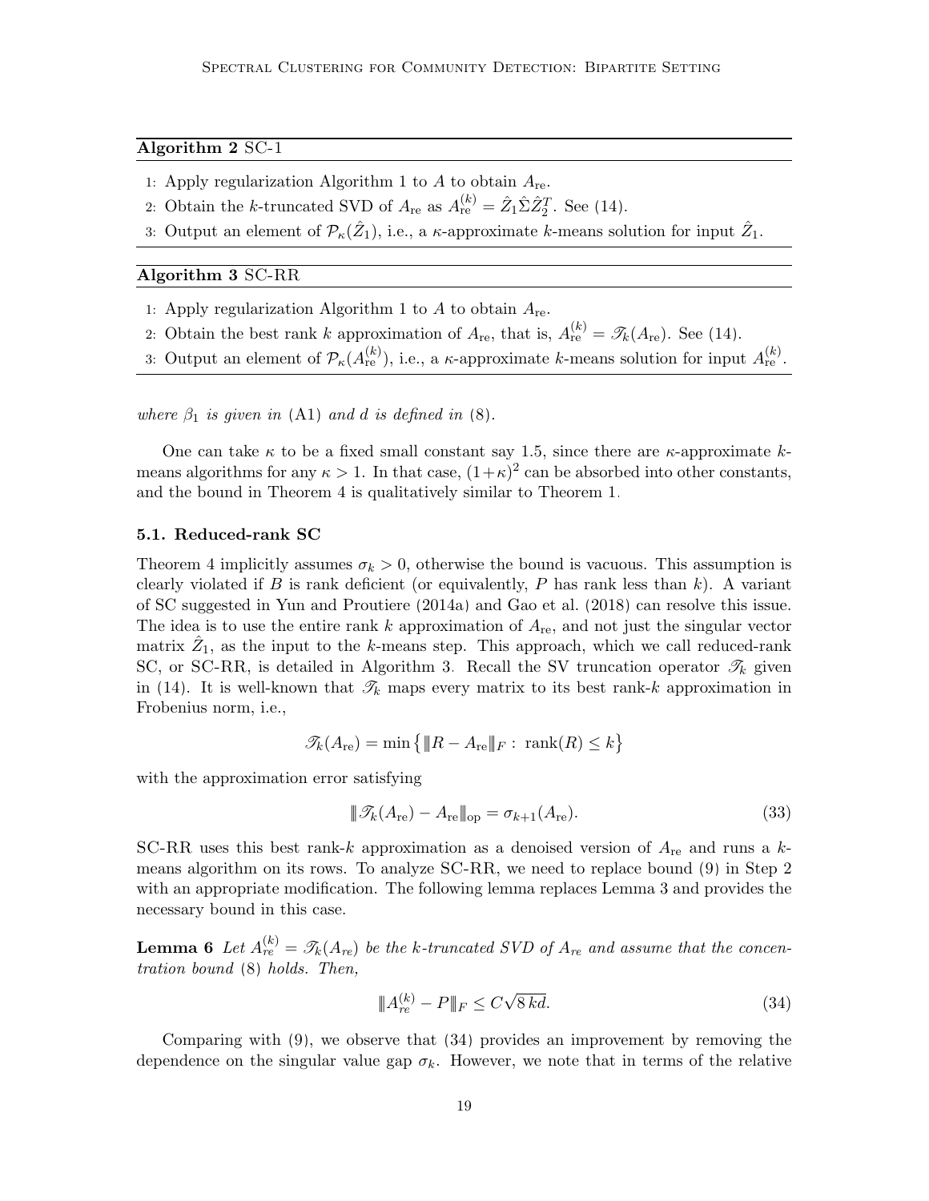**Algorithm 2** SC-1

1: Apply regularization Algorithm 1 to $A$ to obtain $A_{\text{re}}$.
2: Obtain the $k$-truncated SVD of $A_{\text{re}}$ as $A_{\text{re}}^{(k)} = \hat{Z}_1 \hat{\Sigma} \hat{Z}_2^T$. See (14).
3: Output an element of $\mathcal{P}_\kappa(\hat{Z}_1)$, i.e., a $\kappa$-approximate $k$-means solution for input $\hat{Z}_1$.

**Algorithm 3** SC-RR

1: Apply regularization Algorithm 1 to $A$ to obtain $A_{\text{re}}$.
2: Obtain the best rank $k$ approximation of $A_{\text{re}}$, that is, $A_{\text{re}}^{(k)} = \mathscr{T}_k(A_{\text{re}})$. See (14).
3: Output an element of $\mathcal{P}_\kappa(A_{\text{re}}^{(k)})$, i.e., a $\kappa$-approximate $k$-means solution for input $A_{\text{re}}^{(k)}$.

*where $\beta_1$ is given in* (A1) *and $d$ is defined in* (8)*.*

One can take $\kappa$ to be a fixed small constant say 1.5, since there are $\kappa$-approximate $k$-means algorithms for any $\kappa > 1$. In that case, $(1+\kappa)^2$ can be absorbed into other constants, and the bound in Theorem 4 is qualitatively similar to Theorem 1.

### 5.1. Reduced-rank SC

Theorem 4 implicitly assumes $\sigma_k > 0$, otherwise the bound is vacuous. This assumption is clearly violated if $B$ is rank deficient (or equivalently, $P$ has rank less than $k$). A variant of SC suggested in Yun and Proutiere (2014a) and Gao et al. (2018) can resolve this issue. The idea is to use the entire rank $k$ approximation of $A_{\text{re}}$, and not just the singular vector matrix $\hat{Z}_1$, as the input to the $k$-means step. This approach, which we call reduced-rank SC, or SC-RR, is detailed in Algorithm 3. Recall the SV truncation operator $\mathscr{T}_k$ given in (14). It is well-known that $\mathscr{T}_k$ maps every matrix to its best rank-$k$ approximation in Frobenius norm, i.e.,

$$\mathscr{T}_k(A_{\text{re}}) = \min\left\{ \|R - A_{\text{re}}\|_F : \text{ rank}(R) \le k \right\}$$

with the approximation error satisfying

$$\|\mathscr{T}_k(A_{\text{re}}) - A_{\text{re}}\|_{\text{op}} = \sigma_{k+1}(A_{\text{re}}). \tag{33}$$

SC-RR uses this best rank-$k$ approximation as a denoised version of $A_{\text{re}}$ and runs a $k$-means algorithm on its rows. To analyze SC-RR, we need to replace bound (9) in Step 2 with an appropriate modification. The following lemma replaces Lemma 3 and provides the necessary bound in this case.

**Lemma 6** *Let $A_{re}^{(k)} = \mathscr{T}_k(A_{re})$ be the $k$-truncated SVD of $A_{re}$ and assume that the concentration bound* (8) *holds. Then,*

$$\|A_{re}^{(k)} - P\|_F \le C\sqrt{8\, kd}. \tag{34}$$

Comparing with (9), we observe that (34) provides an improvement by removing the dependence on the singular value gap $\sigma_k$. However, we note that in terms of the relative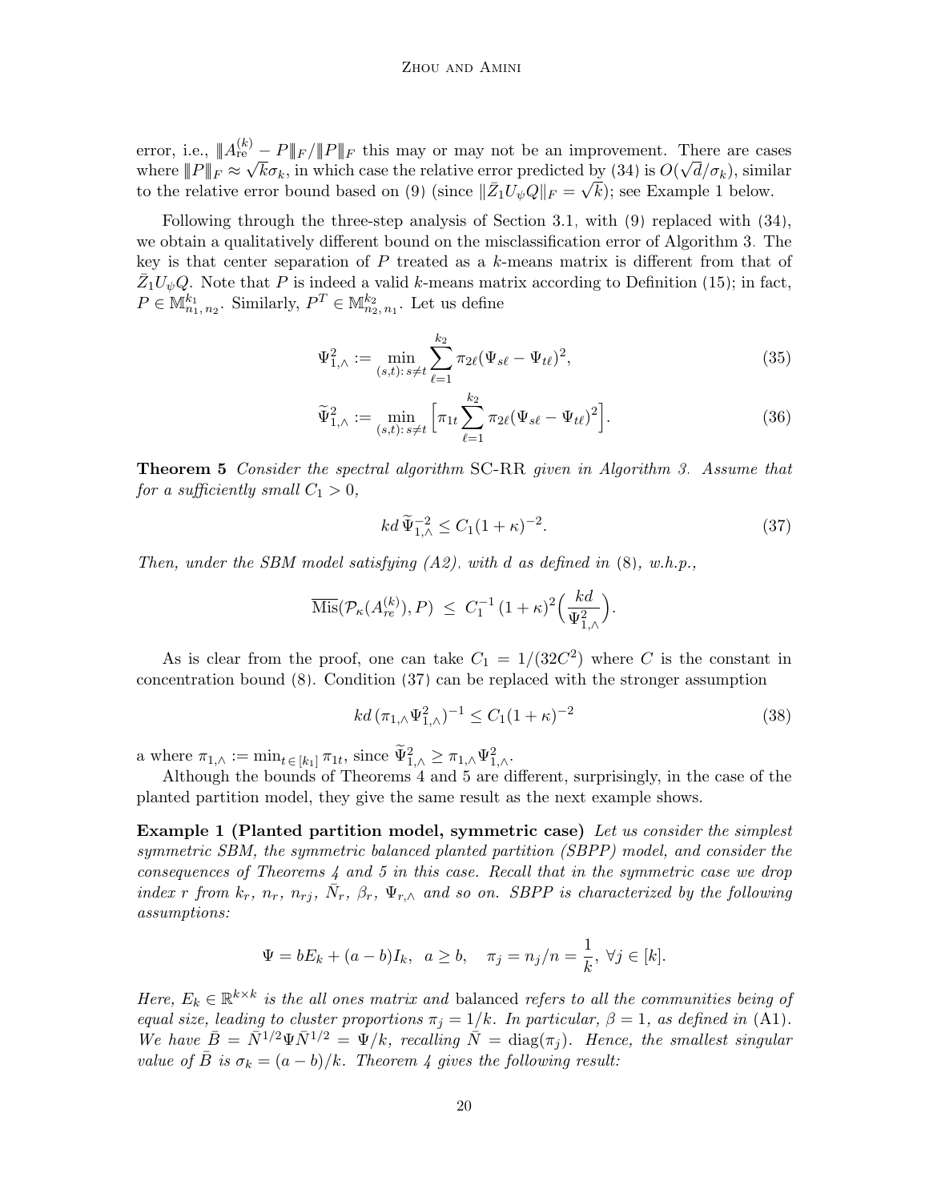error, i.e., $\|A^{(k)}_{\mathrm{re}} - P\|_F / \|P\|_F$ this may or may not be an improvement. There are cases where $\|P\|_F \approx \sqrt{k}\sigma_k$, in which case the relative error predicted by (34) is $O(\sqrt{d}/\sigma_k)$, similar to the relative error bound based on (9) (since $\|\bar{Z}_1 U_\psi Q\|_F = \sqrt{k}$); see Example 1 below.

Following through the three-step analysis of Section 3.1, with (9) replaced with (34), we obtain a qualitatively different bound on the misclassification error of Algorithm 3. The key is that center separation of $P$ treated as a $k$-means matrix is different from that of $\bar{Z}_1 U_\psi Q$. Note that $P$ is indeed a valid $k$-means matrix according to Definition (15); in fact, $P \in \mathbb{M}^{k_1}_{n_1, n_2}$. Similarly, $P^T \in \mathbb{M}^{k_2}_{n_2, n_1}$. Let us define

$$\Psi^2_{1,\wedge} := \min_{(s,t):\, s \neq t} \sum_{\ell=1}^{k_2} \pi_{2\ell} (\Psi_{s\ell} - \Psi_{t\ell})^2, \tag{35}$$

$$\widetilde{\Psi}^2_{1,\wedge} := \min_{(s,t):\, s \neq t} \Big[ \pi_{1t} \sum_{\ell=1}^{k_2} \pi_{2\ell} (\Psi_{s\ell} - \Psi_{t\ell})^2 \Big]. \tag{36}$$

**Theorem 5** *Consider the spectral algorithm* SC-RR *given in Algorithm 3. Assume that for a sufficiently small $C_1 > 0$,*

$$kd\, \widetilde{\Psi}^{-2}_{1,\wedge} \leq C_1 (1+\kappa)^{-2}. \tag{37}$$

*Then, under the SBM model satisfying (A2), with $d$ as defined in* (8), *w.h.p.,*

$$\overline{\mathrm{Mis}}(\mathcal{P}_\kappa(A^{(k)}_{re}), P) \;\leq\; C_1^{-1}\, (1+\kappa)^2 \Big( \frac{kd}{\Psi^2_{1,\wedge}} \Big).$$

As is clear from the proof, one can take $C_1 = 1/(32C^2)$ where $C$ is the constant in concentration bound (8). Condition (37) can be replaced with the stronger assumption

$$kd\, (\pi_{1,\wedge} \Psi^2_{1,\wedge})^{-1} \leq C_1 (1+\kappa)^{-2} \tag{38}$$

a where $\pi_{1,\wedge} := \min_{t \in [k_1]} \pi_{1t}$, since $\widetilde{\Psi}^2_{1,\wedge} \geq \pi_{1,\wedge} \Psi^2_{1,\wedge}$.

Although the bounds of Theorems 4 and 5 are different, surprisingly, in the case of the planted partition model, they give the same result as the next example shows.

**Example 1 (Planted partition model, symmetric case)** *Let us consider the simplest symmetric SBM, the symmetric balanced planted partition (SBPP) model, and consider the consequences of Theorems 4 and 5 in this case. Recall that in the symmetric case we drop index $r$ from $k_r$, $n_r$, $n_{rj}$, $\bar{N}_r$, $\beta_r$, $\Psi_{r,\wedge}$ and so on. SBPP is characterized by the following assumptions:*

$$\Psi = bE_k + (a-b)I_k, \;\; a \geq b, \quad \pi_j = n_j/n = \frac{1}{k}, \; \forall j \in [k].$$

*Here, $E_k \in \mathbb{R}^{k \times k}$ is the all ones matrix and* balanced *refers to all the communities being of equal size, leading to cluster proportions $\pi_j = 1/k$. In particular, $\beta = 1$, as defined in* (A1). *We have $\bar{B} = \bar{N}^{1/2} \Psi \bar{N}^{1/2} = \Psi/k$, recalling $\bar{N} = \mathrm{diag}(\pi_j)$. Hence, the smallest singular value of $\bar{B}$ is $\sigma_k = (a-b)/k$. Theorem 4 gives the following result:*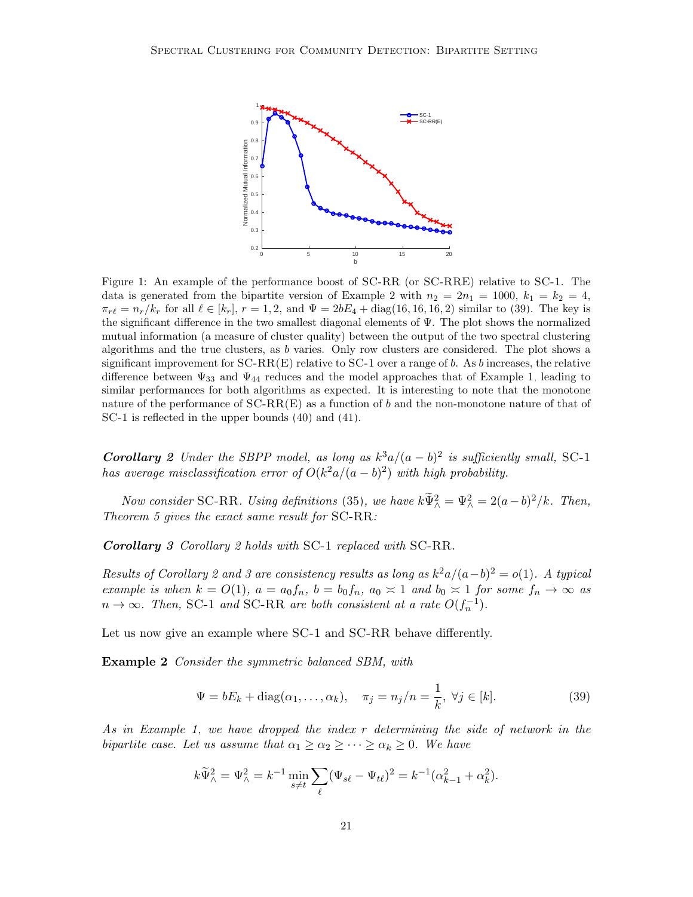SC-1

SC-RR(E)

Normalized Mutual Information

0.2 0.3 0.4 0.5 0.6 0.7 0.8 0.9 1

0 5 10 15 20

b

Figure 1: An example of the performance boost of SC-RR (or SC-RRE) relative to SC-1. The data is generated from the bipartite version of Example 2 with $n_2 = 2n_1 = 1000$, $k_1 = k_2 = 4$, $\pi_{r\ell} = n_r/k_r$ for all $\ell \in [k_r]$, $r = 1, 2$, and $\Psi = 2bE_4 + \mathrm{diag}(16, 16, 16, 2)$ similar to (39). The key is the significant difference in the two smallest diagonal elements of $\Psi$. The plot shows the normalized mutual information (a measure of cluster quality) between the output of the two spectral clustering algorithms and the true clusters, as $b$ varies. Only row clusters are considered. The plot shows a significant improvement for SC-RR(E) relative to SC-1 over a range of $b$. As $b$ increases, the relative difference between $\Psi_{33}$ and $\Psi_{44}$ reduces and the model approaches that of Example 1, leading to similar performances for both algorithms as expected. It is interesting to note that the monotone nature of the performance of SC-RR(E) as a function of $b$ and the non-monotone nature of that of SC-1 is reflected in the upper bounds (40) and (41).

***Corollary 2*** *Under the SBPP model, as long as $k^3 a/(a-b)^2$ is sufficiently small,* SC-1 *has average misclassification error of $O(k^2 a/(a-b)^2)$ with high probability.*

*Now consider* SC-RR. *Using definitions* (35)*, we have $k\widetilde{\Psi}_\wedge^2 = \Psi_\wedge^2 = 2(a-b)^2/k$. Then, Theorem 5 gives the exact same result for* SC-RR*:*

***Corollary 3*** *Corollary 2 holds with* SC-1 *replaced with* SC-RR.

*Results of Corollary 2 and 3 are consistency results as long as $k^2 a/(a-b)^2 = o(1)$. A typical example is when $k = O(1)$, $a = a_0 f_n$, $b = b_0 f_n$, $a_0 \asymp 1$ and $b_0 \asymp 1$ for some $f_n \to \infty$ as $n \to \infty$. Then,* SC-1 *and* SC-RR *are both consistent at a rate $O(f_n^{-1})$.*

Let us now give an example where SC-1 and SC-RR behave differently.

**Example 2** *Consider the symmetric balanced SBM, with*

$$\Psi = bE_k + \mathrm{diag}(\alpha_1, \dots, \alpha_k), \quad \pi_j = n_j/n = \frac{1}{k}, \ \forall j \in [k]. \tag{39}$$

*As in Example 1, we have dropped the index $r$ determining the side of network in the bipartite case. Let us assume that $\alpha_1 \geq \alpha_2 \geq \cdots \geq \alpha_k \geq 0$. We have*

$$k\widetilde{\Psi}_\wedge^2 = \Psi_\wedge^2 = k^{-1} \min_{s \neq t} \sum_\ell (\Psi_{s\ell} - \Psi_{t\ell})^2 = k^{-1}(\alpha_{k-1}^2 + \alpha_k^2).$$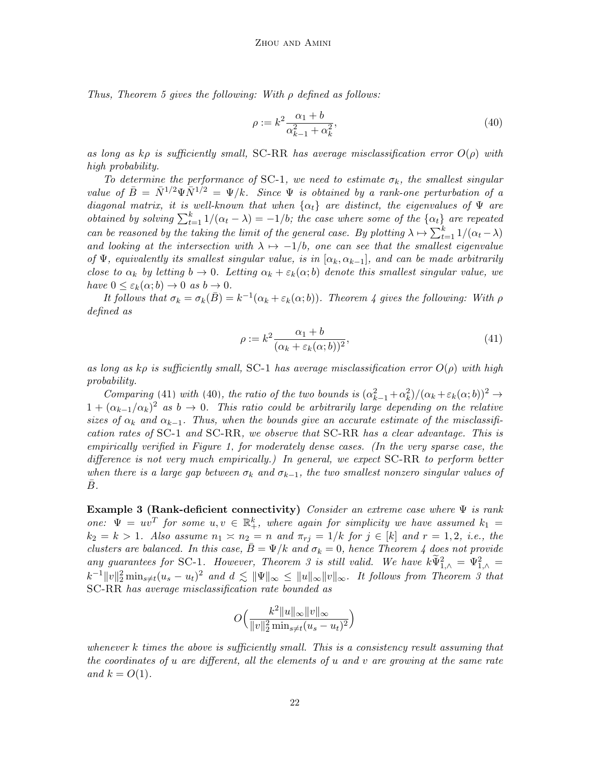*Thus, Theorem 5 gives the following: With $\rho$ defined as follows:*

$$\rho := k^2 \frac{\alpha_1 + b}{\alpha_{k-1}^2 + \alpha_k^2}, \tag{40}$$

*as long as $k\rho$ is sufficiently small,* SC-RR *has average misclassification error $O(\rho)$ with high probability.*

*To determine the performance of* SC-1*, we need to estimate $\sigma_k$, the smallest singular value of $\bar{B} = \bar{N}^{1/2}\Psi\bar{N}^{1/2} = \Psi/k$. Since $\Psi$ is obtained by a rank-one perturbation of a diagonal matrix, it is well-known that when $\{\alpha_t\}$ are distinct, the eigenvalues of $\Psi$ are obtained by solving $\sum_{t=1}^{k} 1/(\alpha_t - \lambda) = -1/b$; the case where some of the $\{\alpha_t\}$ are repeated can be reasoned by the taking the limit of the general case. By plotting $\lambda \mapsto \sum_{t=1}^{k} 1/(\alpha_t - \lambda)$ and looking at the intersection with $\lambda \mapsto -1/b$, one can see that the smallest eigenvalue of $\Psi$, equivalently its smallest singular value, is in $[\alpha_k, \alpha_{k-1}]$, and can be made arbitrarily close to $\alpha_k$ by letting $b \to 0$. Letting $\alpha_k + \varepsilon_k(\alpha; b)$ denote this smallest singular value, we have $0 \le \varepsilon_k(\alpha; b) \to 0$ as $b \to 0$.*

*It follows that $\sigma_k = \sigma_k(\bar{B}) = k^{-1}(\alpha_k + \varepsilon_k(\alpha; b))$. Theorem 4 gives the following: With $\rho$ defined as*

$$\rho := k^2 \frac{\alpha_1 + b}{(\alpha_k + \varepsilon_k(\alpha; b))^2}, \tag{41}$$

*as long as $k\rho$ is sufficiently small,* SC-1 *has average misclassification error $O(\rho)$ with high probability.*

*Comparing* (41) *with* (40)*, the ratio of the two bounds is $(\alpha_{k-1}^2 + \alpha_k^2)/(\alpha_k + \varepsilon_k(\alpha; b))^2 \to 1 + (\alpha_{k-1}/\alpha_k)^2$ as $b \to 0$. This ratio could be arbitrarily large depending on the relative sizes of $\alpha_k$ and $\alpha_{k-1}$. Thus, when the bounds give an accurate estimate of the misclassification rates of* SC-1 *and* SC-RR*, we observe that* SC-RR *has a clear advantage. This is empirically verified in Figure 1, for moderately dense cases. (In the very sparse case, the difference is not very much empirically.) In general, we expect* SC-RR *to perform better when there is a large gap between $\sigma_k$ and $\sigma_{k-1}$, the two smallest nonzero singular values of $\bar{B}$.*

**Example 3 (Rank-deficient connectivity)** *Consider an extreme case where $\Psi$ is rank one: $\Psi = uv^T$ for some $u, v \in \mathbb{R}_+^k$, where again for simplicity we have assumed $k_1 = k_2 = k > 1$. Also assume $n_1 \asymp n_2 = n$ and $\pi_{rj} = 1/k$ for $j \in [k]$ and $r = 1, 2$, i.e., the clusters are balanced. In this case, $\bar{B} = \Psi/k$ and $\sigma_k = 0$, hence Theorem 4 does not provide any guarantees for* SC-1*. However, Theorem 3 is still valid. We have $k\widetilde{\Psi}_{1,\wedge}^2 = \Psi_{1,\wedge}^2 = k^{-1}\|v\|_2^2 \min_{s \neq t}(u_s - u_t)^2$ and $d \lesssim \|\Psi\|_\infty \le \|u\|_\infty \|v\|_\infty$. It follows from Theorem 3 that* SC-RR *has average misclassification rate bounded as*

$$O\Big(\frac{k^2 \|u\|_\infty \|v\|_\infty}{\|v\|_2^2 \min_{s \neq t}(u_s - u_t)^2}\Big)$$

*whenever $k$ times the above is sufficiently small. This is a consistency result assuming that the coordinates of $u$ are different, all the elements of $u$ and $v$ are growing at the same rate and $k = O(1)$.*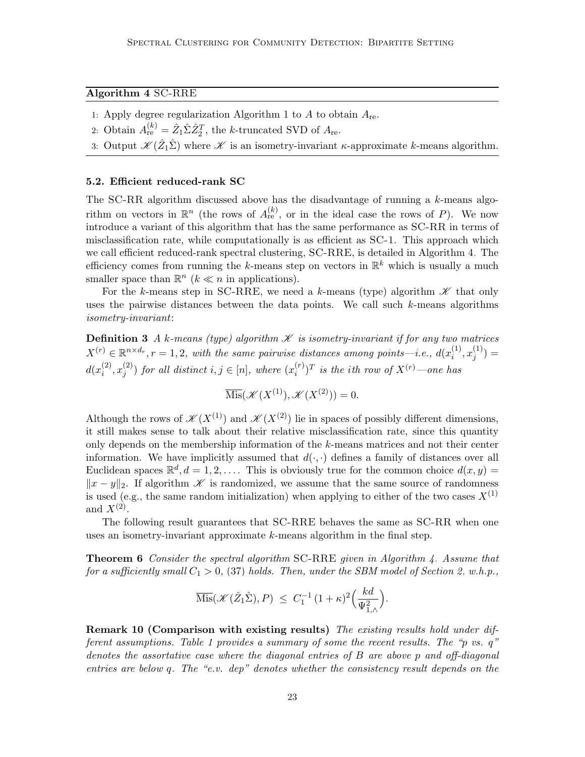**Algorithm 4** SC-RRE

1: Apply degree regularization Algorithm 1 to $A$ to obtain $A_{\text{re}}$.

2: Obtain $A_{\text{re}}^{(k)} = \hat{Z}_1 \hat{\Sigma} \hat{Z}_2^T$, the $k$-truncated SVD of $A_{\text{re}}$.

3: Output $\mathscr{K}(\hat{Z}_1 \hat{\Sigma})$ where $\mathscr{K}$ is an isometry-invariant $\kappa$-approximate $k$-means algorithm.

### 5.2. Efficient reduced-rank SC

The SC-RR algorithm discussed above has the disadvantage of running a $k$-means algorithm on vectors in $\mathbb{R}^n$ (the rows of $A_{\text{re}}^{(k)}$, or in the ideal case the rows of $P$). We now introduce a variant of this algorithm that has the same performance as SC-RR in terms of misclassification rate, while computationally is as efficient as SC-1. This approach which we call efficient reduced-rank spectral clustering, SC-RRE, is detailed in Algorithm 4. The efficiency comes from running the $k$-means step on vectors in $\mathbb{R}^k$ which is usually a much smaller space than $\mathbb{R}^n$ ($k \ll n$ in applications).

For the $k$-means step in SC-RRE, we need a $k$-means (type) algorithm $\mathscr{K}$ that only uses the pairwise distances between the data points. We call such $k$-means algorithms *isometry-invariant*:

**Definition 3** *A $k$-means (type) algorithm $\mathscr{K}$ is isometry-invariant if for any two matrices $X^{(r)} \in \mathbb{R}^{n \times d_r}, r = 1, 2$, with the same pairwise distances among points—i.e., $d(x_i^{(1)}, x_j^{(1)}) = d(x_i^{(2)}, x_j^{(2)})$ for all distinct $i, j \in [n]$, where $(x_i^{(r)})^T$ is the $i$th row of $X^{(r)}$—one has*

$$\overline{\text{Mis}}(\mathscr{K}(X^{(1)}), \mathscr{K}(X^{(2)})) = 0.$$

Although the rows of $\mathscr{K}(X^{(1)})$ and $\mathscr{K}(X^{(2)})$ lie in spaces of possibly different dimensions, it still makes sense to talk about their relative misclassification rate, since this quantity only depends on the membership information of the $k$-means matrices and not their center information. We have implicitly assumed that $d(\cdot, \cdot)$ defines a family of distances over all Euclidean spaces $\mathbb{R}^d, d = 1, 2, \ldots$. This is obviously true for the common choice $d(x, y) = \|x - y\|_2$. If algorithm $\mathscr{K}$ is randomized, we assume that the same source of randomness is used (e.g., the same random initialization) when applying to either of the two cases $X^{(1)}$ and $X^{(2)}$.

The following result guarantees that SC-RRE behaves the same as SC-RR when one uses an isometry-invariant approximate $k$-means algorithm in the final step.

**Theorem 6** *Consider the spectral algorithm* SC-RRE *given in Algorithm 4. Assume that for a sufficiently small $C_1 > 0$, (37) holds. Then, under the SBM model of Section 2, w.h.p.,*

$$\overline{\text{Mis}}(\mathscr{K}(\hat{Z}_1 \hat{\Sigma}), P) \;\leq\; C_1^{-1} (1 + \kappa)^2 \Big( \frac{kd}{\Psi_{1,\wedge}^2} \Big).$$

**Remark 10 (Comparison with existing results)** *The existing results hold under different assumptions. Table 1 provides a summary of some the recent results. The "p vs. q" denotes the assortative case where the diagonal entries of $B$ are above $p$ and off-diagonal entries are below $q$. The "e.v. dep" denotes whether the consistency result depends on the*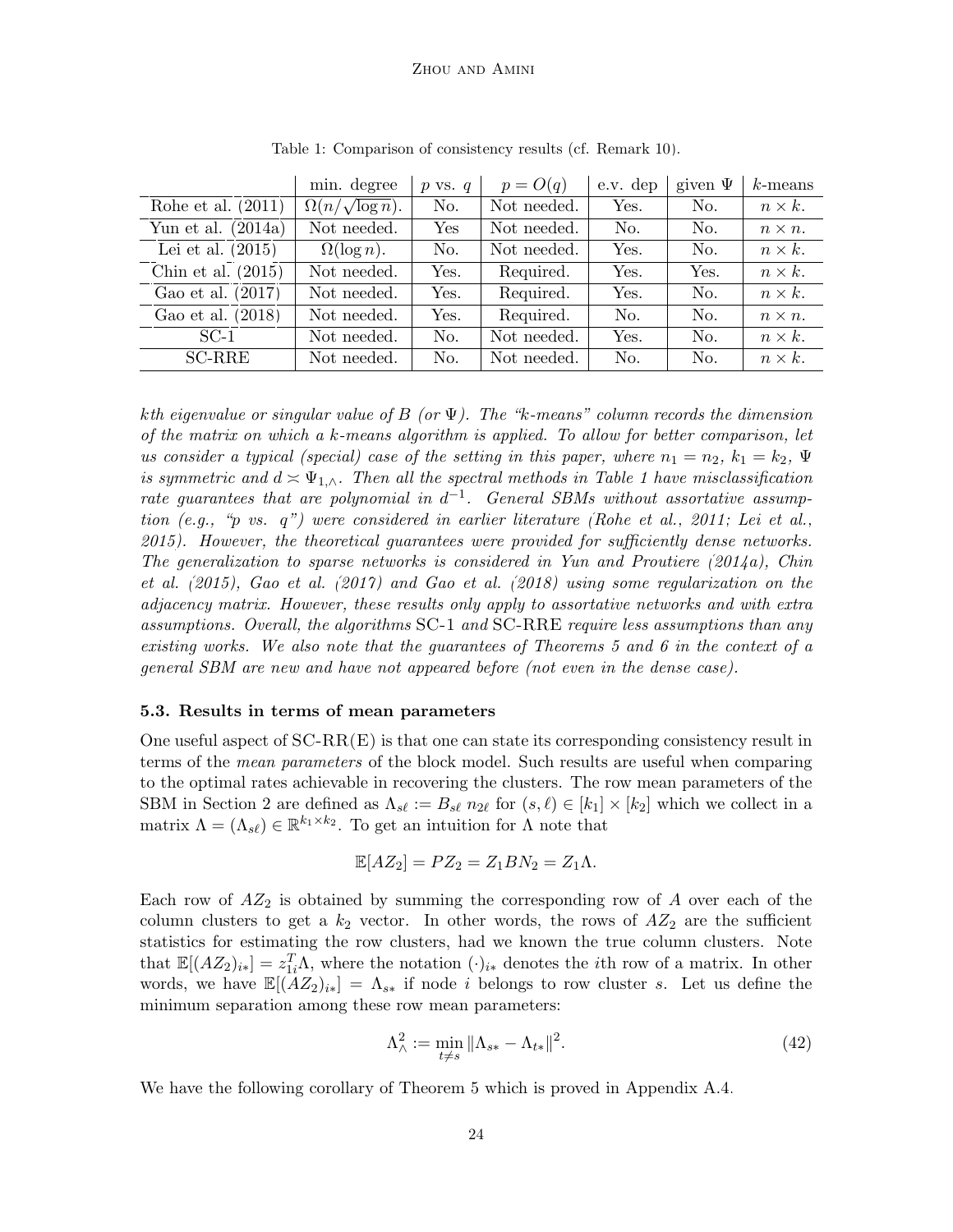Table 1: Comparison of consistency results (cf. Remark 10).

| | min. degree | $p$ vs. $q$ | $p = O(q)$ | e.v. dep | given $\Psi$ | $k$-means |
|---|---|---|---|---|---|---|
| Rohe et al. (2011) | $\Omega(n/\sqrt{\log n})$. | No. | Not needed. | Yes. | No. | $n \times k$. |
| Yun et al. (2014a) | Not needed. | Yes | Not needed. | No. | No. | $n \times n$. |
| Lei et al. (2015) | $\Omega(\log n)$. | No. | Not needed. | Yes. | No. | $n \times k$. |
| Chin et al. (2015) | Not needed. | Yes. | Required. | Yes. | Yes. | $n \times k$. |
| Gao et al. (2017) | Not needed. | Yes. | Required. | Yes. | No. | $n \times k$. |
| Gao et al. (2018) | Not needed. | Yes. | Required. | No. | No. | $n \times n$. |
| SC-1 | Not needed. | No. | Not needed. | Yes. | No. | $n \times k$. |
| SC-RRE | Not needed. | No. | Not needed. | No. | No. | $n \times k$. |

*$k$th eigenvalue or singular value of $B$ (or $\Psi$). The "$k$-means" column records the dimension of the matrix on which a $k$-means algorithm is applied. To allow for better comparison, let us consider a typical (special) case of the setting in this paper, where $n_1 = n_2$, $k_1 = k_2$, $\Psi$ is symmetric and $d \asymp \Psi_{1,\wedge}$. Then all the spectral methods in Table 1 have misclassification rate guarantees that are polynomial in $d^{-1}$. General SBMs without assortative assumption (e.g., "p vs. q") were considered in earlier literature (Rohe et al., 2011; Lei et al., 2015). However, the theoretical guarantees were provided for sufficiently dense networks. The generalization to sparse networks is considered in Yun and Proutiere (2014a), Chin et al. (2015), Gao et al. (2017) and Gao et al. (2018) using some regularization on the adjacency matrix. However, these results only apply to assortative networks and with extra assumptions. Overall, the algorithms* SC-1 *and* SC-RRE *require less assumptions than any existing works. We also note that the guarantees of Theorems 5 and 6 in the context of a general SBM are new and have not appeared before (not even in the dense case).*

### 5.3. Results in terms of mean parameters

One useful aspect of SC-RR(E) is that one can state its corresponding consistency result in terms of the *mean parameters* of the block model. Such results are useful when comparing to the optimal rates achievable in recovering the clusters. The row mean parameters of the SBM in Section 2 are defined as $\Lambda_{s\ell} := B_{s\ell}\, n_{2\ell}$ for $(s, \ell) \in [k_1] \times [k_2]$ which we collect in a matrix $\Lambda = (\Lambda_{s\ell}) \in \mathbb{R}^{k_1 \times k_2}$. To get an intuition for $\Lambda$ note that

$$\mathbb{E}[AZ_2] = PZ_2 = Z_1 B N_2 = Z_1 \Lambda.$$

Each row of $AZ_2$ is obtained by summing the corresponding row of $A$ over each of the column clusters to get a $k_2$ vector. In other words, the rows of $AZ_2$ are the sufficient statistics for estimating the row clusters, had we known the true column clusters. Note that $\mathbb{E}[(AZ_2)_{i*}] = z_{1i}^T \Lambda$, where the notation $(\cdot)_{i*}$ denotes the $i$th row of a matrix. In other words, we have $\mathbb{E}[(AZ_2)_{i*}] = \Lambda_{s*}$ if node $i$ belongs to row cluster $s$. Let us define the minimum separation among these row mean parameters:

$$\Lambda_\wedge^2 := \min_{t \neq s} \|\Lambda_{s*} - \Lambda_{t*}\|^2. \tag{42}$$

We have the following corollary of Theorem 5 which is proved in Appendix A.4.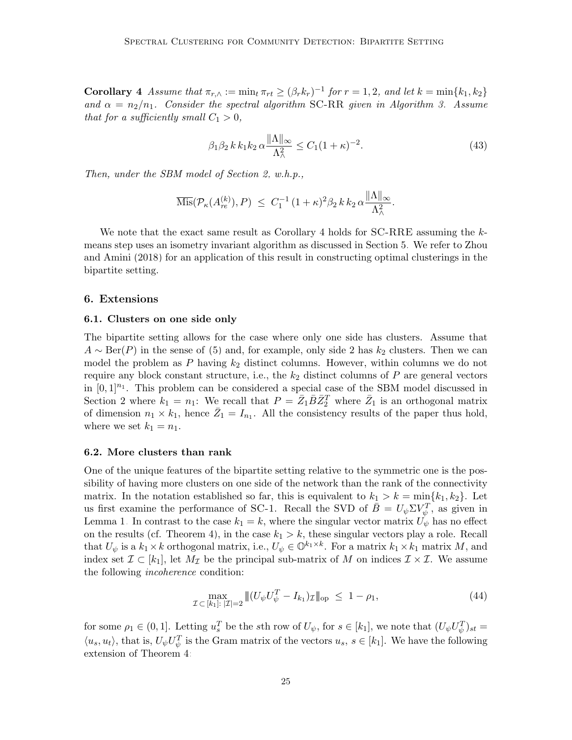**Corollary 4** *Assume that $\pi_{r,\wedge} := \min_t \pi_{rt} \geq (\beta_r k_r)^{-1}$ for $r = 1, 2$, and let $k = \min\{k_1, k_2\}$ and $\alpha = n_2/n_1$. Consider the spectral algorithm* SC-RR *given in Algorithm 3. Assume that for a sufficiently small $C_1 > 0$,*

$$\beta_1 \beta_2 \, k \, k_1 k_2 \, \alpha \frac{\|\Lambda\|_\infty}{\Lambda_\wedge^2} \leq C_1 (1+\kappa)^{-2}. \tag{43}$$

*Then, under the SBM model of Section 2, w.h.p.,*

$$\overline{\text{Mis}}(\mathcal{P}_\kappa(A_{re}^{(k)}), P) \; \leq \; C_1^{-1} \, (1+\kappa)^2 \beta_2 \, k \, k_2 \, \alpha \frac{\|\Lambda\|_\infty}{\Lambda_\wedge^2}.$$

We note that the exact same result as Corollary 4 holds for SC-RRE assuming the $k$-means step uses an isometry invariant algorithm as discussed in Section 5. We refer to Zhou and Amini (2018) for an application of this result in constructing optimal clusterings in the bipartite setting.

## 6. Extensions

### 6.1. Clusters on one side only

The bipartite setting allows for the case where only one side has clusters. Assume that $A \sim \text{Ber}(P)$ in the sense of (5) and, for example, only side 2 has $k_2$ clusters. Then we can model the problem as $P$ having $k_2$ distinct columns. However, within columns we do not require any block constant structure, i.e., the $k_2$ distinct columns of $P$ are general vectors in $[0,1]^{n_1}$. This problem can be considered a special case of the SBM model discussed in Section 2 where $k_1 = n_1$: We recall that $P = \bar{Z}_1 \bar{B} \bar{Z}_2^T$ where $\bar{Z}_1$ is an orthogonal matrix of dimension $n_1 \times k_1$, hence $\bar{Z}_1 = I_{n_1}$. All the consistency results of the paper thus hold, where we set $k_1 = n_1$.

### 6.2. More clusters than rank

One of the unique features of the bipartite setting relative to the symmetric one is the possibility of having more clusters on one side of the network than the rank of the connectivity matrix. In the notation established so far, this is equivalent to $k_1 > k = \min\{k_1, k_2\}$. Let us first examine the performance of SC-1. Recall the SVD of $\bar{B} = U_\psi \Sigma V_\psi^T$, as given in Lemma 1. In contrast to the case $k_1 = k$, where the singular vector matrix $U_\psi$ has no effect on the results (cf. Theorem 4), in the case $k_1 > k$, these singular vectors play a role. Recall that $U_\psi$ is a $k_1 \times k$ orthogonal matrix, i.e., $U_\psi \in \mathbb{O}^{k_1 \times k}$. For a matrix $k_1 \times k_1$ matrix $M$, and index set $\mathcal{I} \subset [k_1]$, let $M_\mathcal{I}$ be the principal sub-matrix of $M$ on indices $\mathcal{I} \times \mathcal{I}$. We assume the following *incoherence* condition:

$$\max_{\mathcal{I} \subset [k_1]: \, |\mathcal{I}| = 2} \| (U_\psi U_\psi^T - I_{k_1})_\mathcal{I} \|_{\text{op}} \; \leq \; 1 - \rho_1, \tag{44}$$

for some $\rho_1 \in (0, 1]$. Letting $u_s^T$ be the $s$th row of $U_\psi$, for $s \in [k_1]$, we note that $(U_\psi U_\psi^T)_{st} = \langle u_s, u_t \rangle$, that is, $U_\psi U_\psi^T$ is the Gram matrix of the vectors $u_s$, $s \in [k_1]$. We have the following extension of Theorem 4: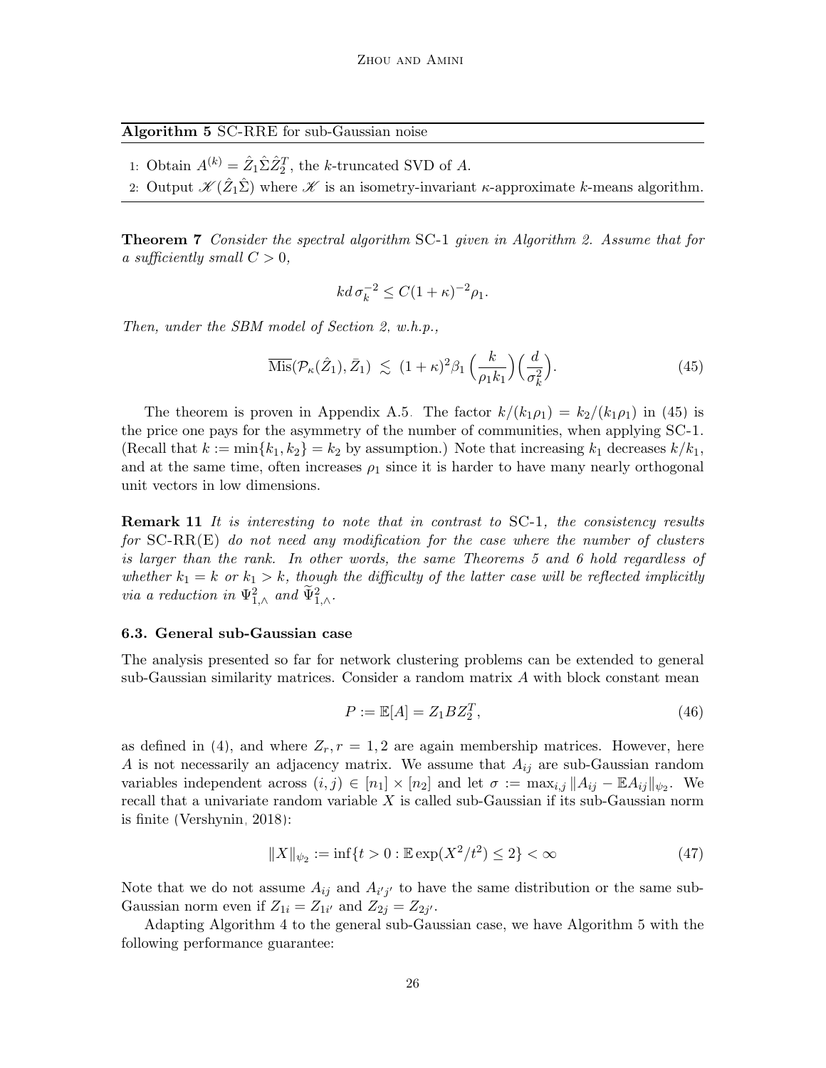**Algorithm 5** SC-RRE for sub-Gaussian noise

1: Obtain $A^{(k)} = \hat{Z}_1 \hat{\Sigma} \hat{Z}_2^T$, the $k$-truncated SVD of $A$.

2: Output $\mathscr{K}(\hat{Z}_1 \hat{\Sigma})$ where $\mathscr{K}$ is an isometry-invariant $\kappa$-approximate $k$-means algorithm.

**Theorem 7** *Consider the spectral algorithm* SC-1 *given in Algorithm 2. Assume that for a sufficiently small* $C > 0$,

$$kd\,\sigma_k^{-2} \le C(1+\kappa)^{-2}\rho_1.$$

*Then, under the SBM model of Section 2, w.h.p.,*

$$\overline{\text{Mis}}(\mathcal{P}_\kappa(\hat{Z}_1), \bar{Z}_1) \;\lesssim\; (1+\kappa)^2 \beta_1 \Big(\frac{k}{\rho_1 k_1}\Big)\Big(\frac{d}{\sigma_k^2}\Big). \tag{45}$$

The theorem is proven in Appendix A.5. The factor $k/(k_1\rho_1) = k_2/(k_1\rho_1)$ in (45) is the price one pays for the asymmetry of the number of communities, when applying SC-1. (Recall that $k := \min\{k_1, k_2\} = k_2$ by assumption.) Note that increasing $k_1$ decreases $k/k_1$, and at the same time, often increases $\rho_1$ since it is harder to have many nearly orthogonal unit vectors in low dimensions.

**Remark 11** *It is interesting to note that in contrast to* SC-1*, the consistency results for* SC-RR(E) *do not need any modification for the case where the number of clusters is larger than the rank. In other words, the same Theorems 5 and 6 hold regardless of whether* $k_1 = k$ *or* $k_1 > k$*, though the difficulty of the latter case will be reflected implicitly via a reduction in* $\Psi_{1,\wedge}^2$ *and* $\widetilde{\Psi}_{1,\wedge}^2$.

### 6.3. General sub-Gaussian case

The analysis presented so far for network clustering problems can be extended to general sub-Gaussian similarity matrices. Consider a random matrix $A$ with block constant mean

$$P := \mathbb{E}[A] = Z_1 B Z_2^T, \tag{46}$$

as defined in (4), and where $Z_r, r = 1, 2$ are again membership matrices. However, here $A$ is not necessarily an adjacency matrix. We assume that $A_{ij}$ are sub-Gaussian random variables independent across $(i,j) \in [n_1] \times [n_2]$ and let $\sigma := \max_{i,j} \|A_{ij} - \mathbb{E}A_{ij}\|_{\psi_2}$. We recall that a univariate random variable $X$ is called sub-Gaussian if its sub-Gaussian norm is finite (Vershynin, 2018):

$$\|X\|_{\psi_2} := \inf\{t > 0 : \mathbb{E}\exp(X^2/t^2) \le 2\} < \infty \tag{47}$$

Note that we do not assume $A_{ij}$ and $A_{i'j'}$ to have the same distribution or the same sub-Gaussian norm even if $Z_{1i} = Z_{1i'}$ and $Z_{2j} = Z_{2j'}$.

Adapting Algorithm 4 to the general sub-Gaussian case, we have Algorithm 5 with the following performance guarantee: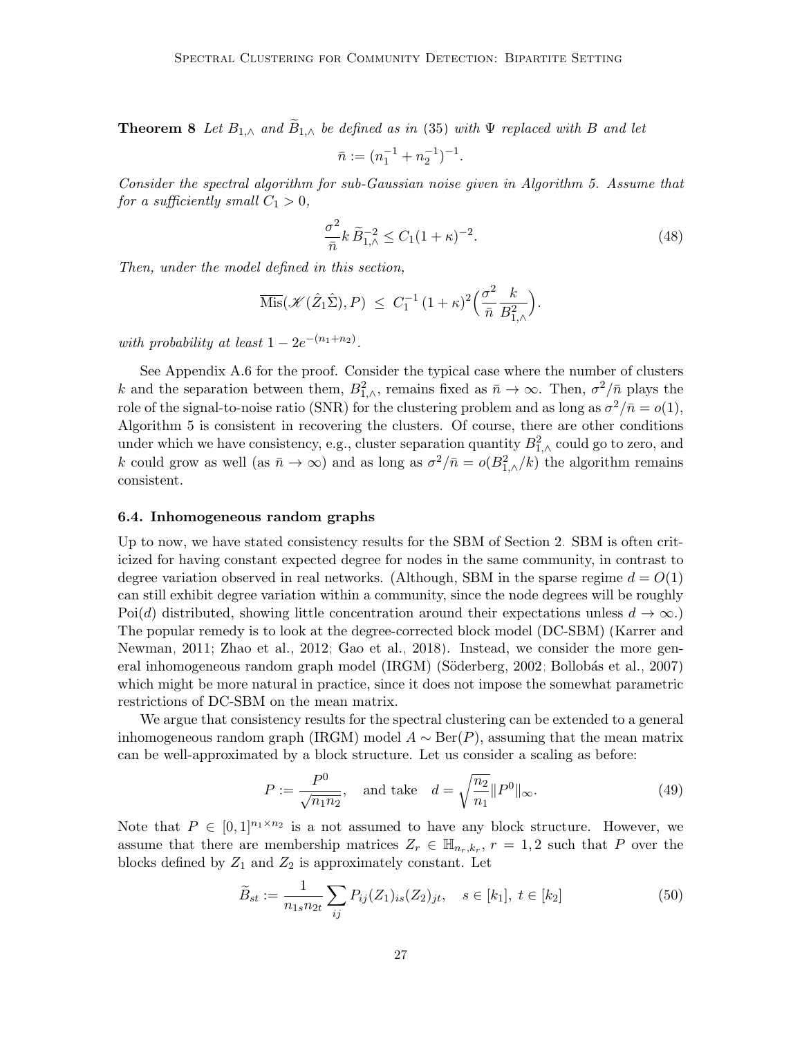**Theorem 8** *Let $B_{1,\wedge}$ and $\widetilde{B}_{1,\wedge}$ be defined as in* (35) *with $\Psi$ replaced with $B$ and let*

$$\bar{n} := (n_1^{-1} + n_2^{-1})^{-1}.$$

*Consider the spectral algorithm for sub-Gaussian noise given in Algorithm 5. Assume that for a sufficiently small $C_1 > 0$,*

$$\frac{\sigma^2}{\bar{n}} k \, \widetilde{B}_{1,\wedge}^{-2} \leq C_1 (1+\kappa)^{-2}. \tag{48}$$

*Then, under the model defined in this section,*

$$\overline{\text{Mis}}(\mathscr{K}(\hat{Z}_1\hat{\Sigma}), P) \; \leq \; C_1^{-1} \, (1+\kappa)^2 \Big( \frac{\sigma^2}{\bar{n}} \frac{k}{B_{1,\wedge}^2} \Big).$$

*with probability at least $1 - 2e^{-(n_1+n_2)}$.*

See Appendix A.6 for the proof. Consider the typical case where the number of clusters $k$ and the separation between them, $B_{1,\wedge}^2$, remains fixed as $\bar{n} \to \infty$. Then, $\sigma^2/\bar{n}$ plays the role of the signal-to-noise ratio (SNR) for the clustering problem and as long as $\sigma^2/\bar{n} = o(1)$, Algorithm 5 is consistent in recovering the clusters. Of course, there are other conditions under which we have consistency, e.g., cluster separation quantity $B_{1,\wedge}^2$ could go to zero, and $k$ could grow as well (as $\bar{n} \to \infty$) and as long as $\sigma^2/\bar{n} = o(B_{1,\wedge}^2/k)$ the algorithm remains consistent.

### 6.4. Inhomogeneous random graphs

Up to now, we have stated consistency results for the SBM of Section 2. SBM is often criticized for having constant expected degree for nodes in the same community, in contrast to degree variation observed in real networks. (Although, SBM in the sparse regime $d = O(1)$ can still exhibit degree variation within a community, since the node degrees will be roughly $\text{Poi}(d)$ distributed, showing little concentration around their expectations unless $d \to \infty$.) The popular remedy is to look at the degree-corrected block model (DC-SBM) (Karrer and Newman, 2011; Zhao et al., 2012; Gao et al., 2018). Instead, we consider the more general inhomogeneous random graph model (IRGM) (Söderberg, 2002; Bollobás et al., 2007) which might be more natural in practice, since it does not impose the somewhat parametric restrictions of DC-SBM on the mean matrix.

We argue that consistency results for the spectral clustering can be extended to a general inhomogeneous random graph (IRGM) model $A \sim \text{Ber}(P)$, assuming that the mean matrix can be well-approximated by a block structure. Let us consider a scaling as before:

$$P := \frac{P^0}{\sqrt{n_1 n_2}}, \quad \text{and take} \quad d = \sqrt{\frac{n_2}{n_1}} \|P^0\|_\infty. \tag{49}$$

Note that $P \in [0,1]^{n_1 \times n_2}$ is a not assumed to have any block structure. However, we assume that there are membership matrices $Z_r \in \mathbb{H}_{n_r,k_r}$, $r = 1,2$ such that $P$ over the blocks defined by $Z_1$ and $Z_2$ is approximately constant. Let

$$\widetilde{B}_{st} := \frac{1}{n_{1s} n_{2t}} \sum_{ij} P_{ij} (Z_1)_{is} (Z_2)_{jt}, \quad s \in [k_1], \; t \in [k_2] \tag{50}$$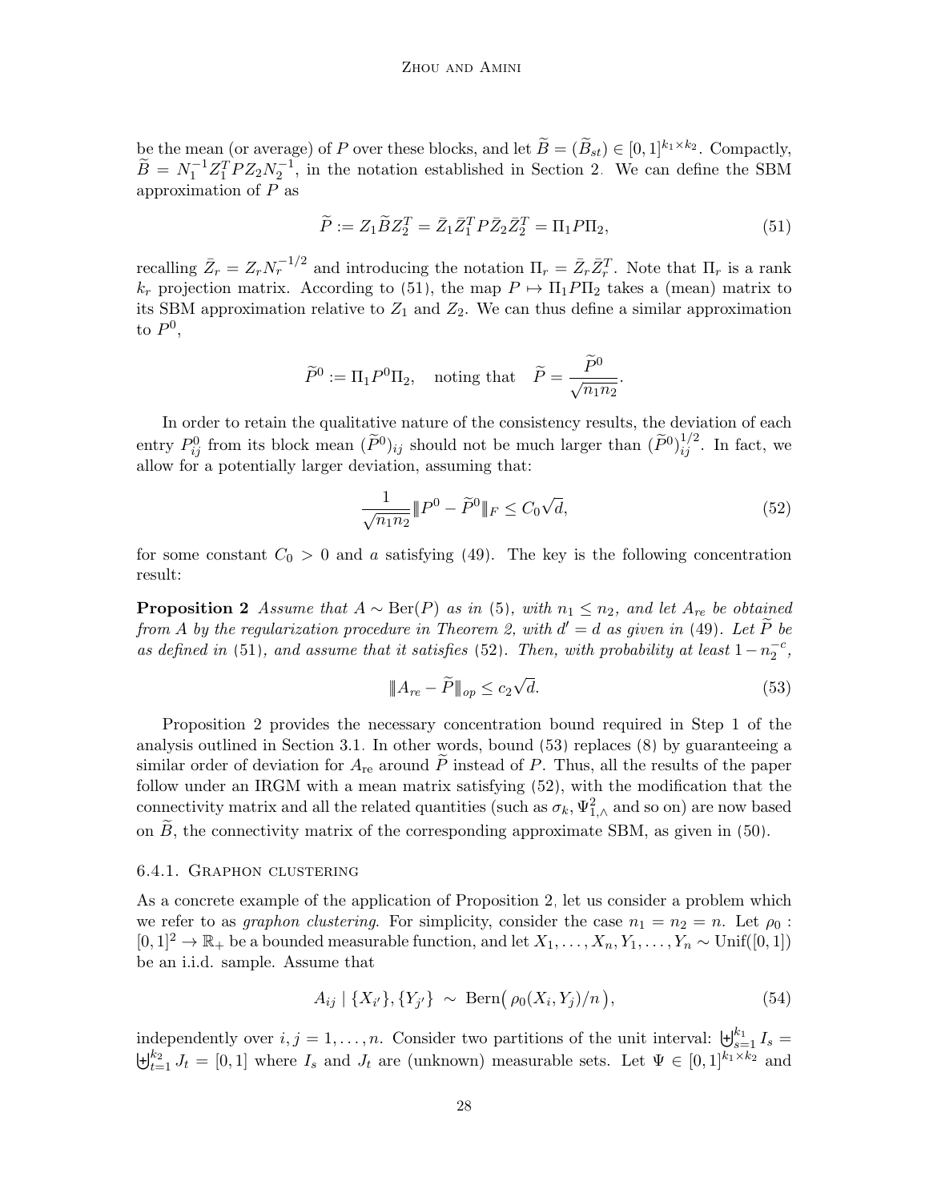be the mean (or average) of $P$ over these blocks, and let $\widetilde{B} = (\widetilde{B}_{st}) \in [0,1]^{k_1 \times k_2}$. Compactly, $\widetilde{B} = N_1^{-1} Z_1^T P Z_2 N_2^{-1}$, in the notation established in Section 2. We can define the SBM approximation of $P$ as

$$\widetilde{P} := Z_1 \widetilde{B} Z_2^T = \bar{Z}_1 \bar{Z}_1^T P \bar{Z}_2 \bar{Z}_2^T = \Pi_1 P \Pi_2, \tag{51}$$

recalling $\bar{Z}_r = Z_r N_r^{-1/2}$ and introducing the notation $\Pi_r = \bar{Z}_r \bar{Z}_r^T$. Note that $\Pi_r$ is a rank $k_r$ projection matrix. According to (51), the map $P \mapsto \Pi_1 P \Pi_2$ takes a (mean) matrix to its SBM approximation relative to $Z_1$ and $Z_2$. We can thus define a similar approximation to $P^0$,

$$\widetilde{P}^0 := \Pi_1 P^0 \Pi_2, \quad \text{noting that} \quad \widetilde{P} = \frac{\widetilde{P}^0}{\sqrt{n_1 n_2}}.$$

In order to retain the qualitative nature of the consistency results, the deviation of each entry $P^0_{ij}$ from its block mean $(\widetilde{P}^0)_{ij}$ should not be much larger than $(\widetilde{P}^0)_{ij}^{1/2}$. In fact, we allow for a potentially larger deviation, assuming that:

$$\frac{1}{\sqrt{n_1 n_2}} \|P^0 - \widetilde{P}^0\|_F \le C_0 \sqrt{d}, \tag{52}$$

for some constant $C_0 > 0$ and $a$ satisfying (49). The key is the following concentration result:

**Proposition 2** *Assume that $A \sim \text{Ber}(P)$ as in (5), with $n_1 \le n_2$, and let $A_{re}$ be obtained from $A$ by the regularization procedure in Theorem 2, with $d' = d$ as given in (49). Let $\widetilde{P}$ be as defined in (51), and assume that it satisfies (52). Then, with probability at least $1 - n_2^{-c}$,*

$$\|A_{re} - \widetilde{P}\|_{op} \le c_2 \sqrt{d}. \tag{53}$$

Proposition 2 provides the necessary concentration bound required in Step 1 of the analysis outlined in Section 3.1. In other words, bound (53) replaces (8) by guaranteeing a similar order of deviation for $A_{\text{re}}$ around $\widetilde{P}$ instead of $P$. Thus, all the results of the paper follow under an IRGM with a mean matrix satisfying (52), with the modification that the connectivity matrix and all the related quantities (such as $\sigma_k$, $\Psi^2_{1,\wedge}$ and so on) are now based on $\widetilde{B}$, the connectivity matrix of the corresponding approximate SBM, as given in (50).

#### 6.4.1. Graphon clustering

As a concrete example of the application of Proposition 2, let us consider a problem which we refer to as *graphon clustering*. For simplicity, consider the case $n_1 = n_2 = n$. Let $\rho_0 : [0,1]^2 \to \mathbb{R}_+$ be a bounded measurable function, and let $X_1, \dots, X_n, Y_1, \dots, Y_n \sim \text{Unif}([0,1])$ be an i.i.d. sample. Assume that

$$A_{ij} \mid \{X_{i'}\}, \{Y_{j'}\} \;\sim\; \text{Bern}\big(\rho_0(X_i, Y_j)/n\big), \tag{54}$$

independently over $i, j = 1, \dots, n$. Consider two partitions of the unit interval: $\biguplus_{s=1}^{k_1} I_s = \biguplus_{t=1}^{k_2} J_t = [0,1]$ where $I_s$ and $J_t$ are (unknown) measurable sets. Let $\Psi \in [0,1]^{k_1 \times k_2}$ and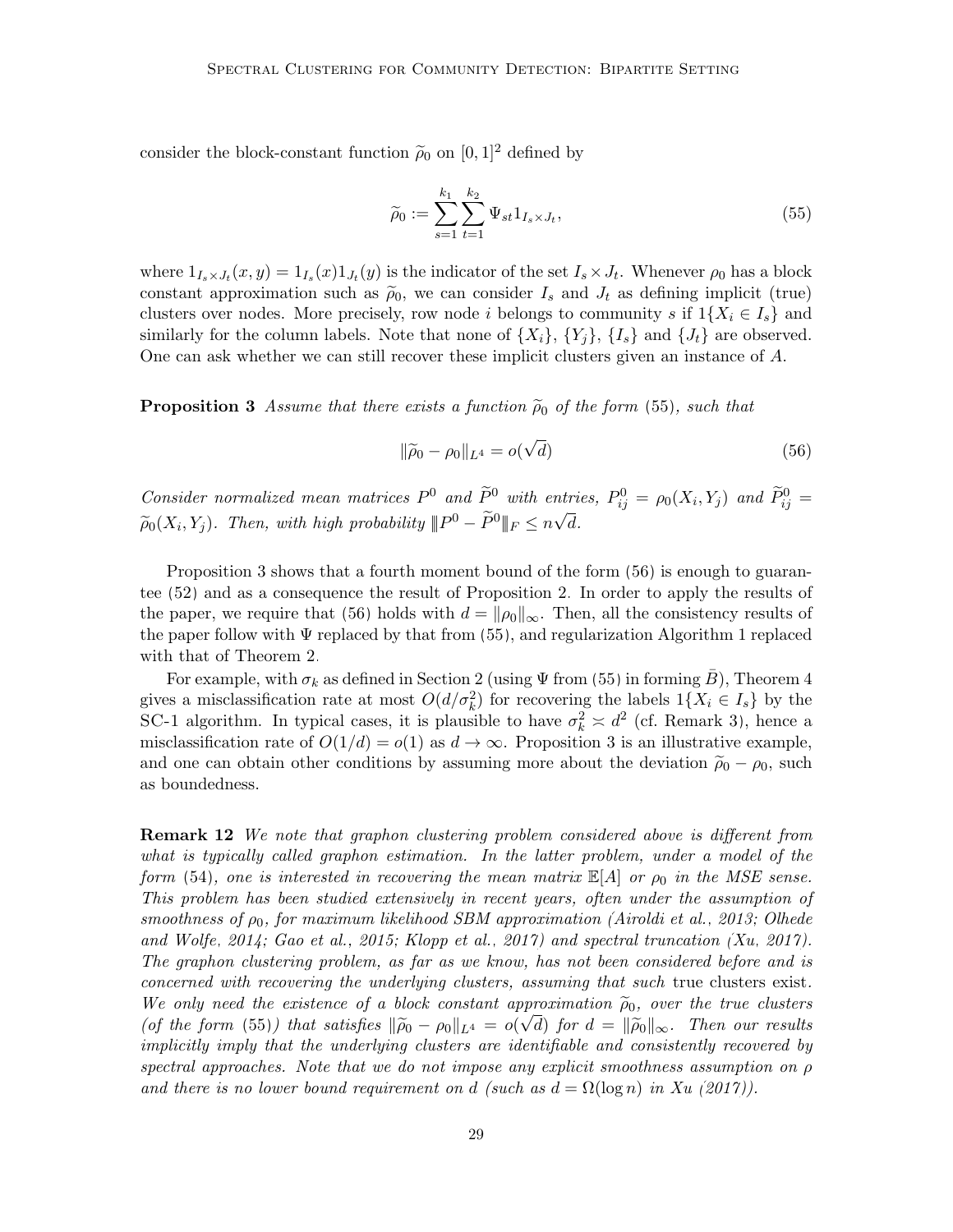consider the block-constant function $\widetilde{\rho}_0$ on $[0,1]^2$ defined by

$$\widetilde{\rho}_0 := \sum_{s=1}^{k_1} \sum_{t=1}^{k_2} \Psi_{st} 1_{I_s \times J_t}, \tag{55}$$

where $1_{I_s \times J_t}(x,y) = 1_{I_s}(x) 1_{J_t}(y)$ is the indicator of the set $I_s \times J_t$. Whenever $\rho_0$ has a block constant approximation such as $\widetilde{\rho}_0$, we can consider $I_s$ and $J_t$ as defining implicit (true) clusters over nodes. More precisely, row node $i$ belongs to community $s$ if $1\{X_i \in I_s\}$ and similarly for the column labels. Note that none of $\{X_i\}$, $\{Y_j\}$, $\{I_s\}$ and $\{J_t\}$ are observed. One can ask whether we can still recover these implicit clusters given an instance of $A$.

**Proposition 3** *Assume that there exists a function $\widetilde{\rho}_0$ of the form (55), such that*

$$\|\widetilde{\rho}_0 - \rho_0\|_{L^4} = o(\sqrt{d}) \tag{56}$$

*Consider normalized mean matrices $P^0$ and $\widetilde{P}^0$ with entries, $P^0_{ij} = \rho_0(X_i, Y_j)$ and $\widetilde{P}^0_{ij} = \widetilde{\rho}_0(X_i, Y_j)$. Then, with high probability $\|P^0 - \widetilde{P}^0\|_F \le n\sqrt{d}$.*

Proposition 3 shows that a fourth moment bound of the form (56) is enough to guarantee (52) and as a consequence the result of Proposition 2. In order to apply the results of the paper, we require that (56) holds with $d = \|\rho_0\|_\infty$. Then, all the consistency results of the paper follow with $\Psi$ replaced by that from (55), and regularization Algorithm 1 replaced with that of Theorem 2.

For example, with $\sigma_k$ as defined in Section 2 (using $\Psi$ from (55) in forming $\bar{B}$), Theorem 4 gives a misclassification rate at most $O(d/\sigma_k^2)$ for recovering the labels $1\{X_i \in I_s\}$ by the SC-1 algorithm. In typical cases, it is plausible to have $\sigma_k^2 \asymp d^2$ (cf. Remark 3), hence a misclassification rate of $O(1/d) = o(1)$ as $d \to \infty$. Proposition 3 is an illustrative example, and one can obtain other conditions by assuming more about the deviation $\widetilde{\rho}_0 - \rho_0$, such as boundedness.

**Remark 12** *We note that graphon clustering problem considered above is different from what is typically called graphon estimation. In the latter problem, under a model of the form (54), one is interested in recovering the mean matrix $\mathbb{E}[A]$ or $\rho_0$ in the MSE sense. This problem has been studied extensively in recent years, often under the assumption of smoothness of $\rho_0$, for maximum likelihood SBM approximation (Airoldi et al., 2013; Olhede and Wolfe, 2014; Gao et al., 2015; Klopp et al., 2017) and spectral truncation (Xu, 2017). The graphon clustering problem, as far as we know, has not been considered before and is concerned with recovering the underlying clusters, assuming that such* true clusters *exist. We only need the existence of a block constant approximation $\widetilde{\rho}_0$, over the true clusters (of the form (55)) that satisfies $\|\widetilde{\rho}_0 - \rho_0\|_{L^4} = o(\sqrt{d})$ for $d = \|\widetilde{\rho}_0\|_\infty$. Then our results implicitly imply that the underlying clusters are identifiable and consistently recovered by spectral approaches. Note that we do not impose any explicit smoothness assumption on $\rho$ and there is no lower bound requirement on $d$ (such as $d = \Omega(\log n)$ in Xu (2017)).*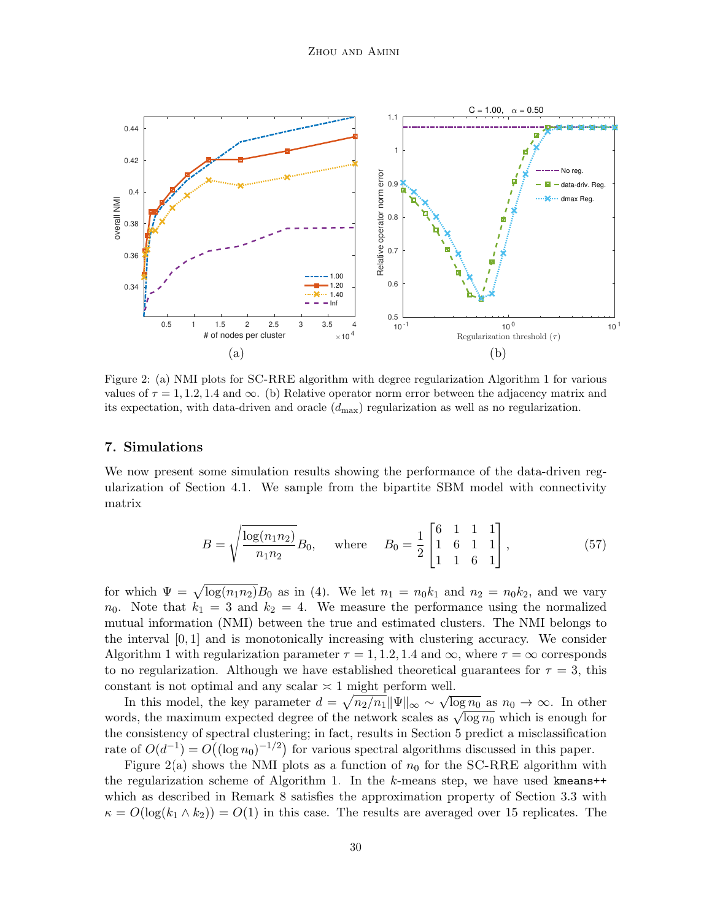overall NMI

0.44

0.42

0.4

0.38

0.36

0.34

0.5 1 1.5 2 2.5 3 3.5 4

# of nodes per cluster $\times 10^4$

1.00

1.20

1.40

Inf

(a)

C = 1.00, $\alpha$ = 0.50

Relative operator norm error

1.1

1

0.9

0.8

0.7

0.6

0.5

$10^{-1}$ $10^{0}$ $10^{1}$

Regularization threshold ($\tau$)

No reg.

data-driv. Reg.

dmax Reg.

(b)

Figure 2: (a) NMI plots for SC-RRE algorithm with degree regularization Algorithm 1 for various values of $\tau = 1, 1.2, 1.4$ and $\infty$. (b) Relative operator norm error between the adjacency matrix and its expectation, with data-driven and oracle ($d_{\max}$) regularization as well as no regularization.

## 7. Simulations

We now present some simulation results showing the performance of the data-driven regularization of Section 4.1. We sample from the bipartite SBM model with connectivity matrix

$$B = \sqrt{\frac{\log(n_1 n_2)}{n_1 n_2}} B_0, \quad \text{where} \quad B_0 = \frac{1}{2}\begin{bmatrix} 6 & 1 & 1 & 1 \\ 1 & 6 & 1 & 1 \\ 1 & 1 & 6 & 1 \end{bmatrix}, \tag{57}$$

for which $\Psi = \sqrt{\log(n_1 n_2)} B_0$ as in (4). We let $n_1 = n_0 k_1$ and $n_2 = n_0 k_2$, and we vary $n_0$. Note that $k_1 = 3$ and $k_2 = 4$. We measure the performance using the normalized mutual information (NMI) between the true and estimated clusters. The NMI belongs to the interval $[0, 1]$ and is monotonically increasing with clustering accuracy. We consider Algorithm 1 with regularization parameter $\tau = 1, 1.2, 1.4$ and $\infty$, where $\tau = \infty$ corresponds to no regularization. Although we have established theoretical guarantees for $\tau = 3$, this constant is not optimal and any scalar $\asymp 1$ might perform well.

In this model, the key parameter $d = \sqrt{n_2/n_1}\|\Psi\|_\infty \sim \sqrt{\log n_0}$ as $n_0 \to \infty$. In other words, the maximum expected degree of the network scales as $\sqrt{\log n_0}$ which is enough for the consistency of spectral clustering; in fact, results in Section 5 predict a misclassification rate of $O(d^{-1}) = O\big((\log n_0)^{-1/2}\big)$ for various spectral algorithms discussed in this paper.

Figure 2(a) shows the NMI plots as a function of $n_0$ for the SC-RRE algorithm with the regularization scheme of Algorithm 1. In the $k$-means step, we have used `kmeans++` which as described in Remark 8 satisfies the approximation property of Section 3.3 with $\kappa = O(\log(k_1 \wedge k_2)) = O(1)$ in this case. The results are averaged over 15 replicates. The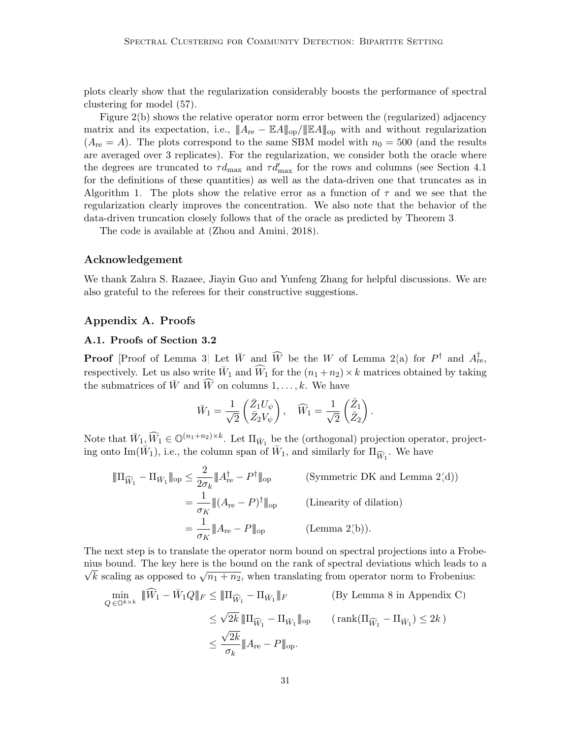plots clearly show that the regularization considerably boosts the performance of spectral clustering for model (57).

Figure 2(b) shows the relative operator norm error between the (regularized) adjacency matrix and its expectation, i.e., $\|A_{\text{re}} - \mathbb{E}A\|_{\text{op}}/\|\mathbb{E}A\|_{\text{op}}$ with and without regularization ($A_{\text{re}} = A$). The plots correspond to the same SBM model with $n_0 = 500$ (and the results are averaged over 3 replicates). For the regularization, we consider both the oracle where the degrees are truncated to $\tau d_{\max}$ and $\tau d'_{\max}$ for the rows and columns (see Section 4.1 for the definitions of these quantities) as well as the data-driven one that truncates as in Algorithm 1. The plots show the relative error as a function of $\tau$ and we see that the regularization clearly improves the concentration. We also note that the behavior of the data-driven truncation closely follows that of the oracle as predicted by Theorem 3.

The code is available at (Zhou and Amini, 2018).

## Acknowledgement

We thank Zahra S. Razaee, Jiayin Guo and Yunfeng Zhang for helpful discussions. We are also grateful to the referees for their constructive suggestions.

## Appendix A. Proofs

### A.1. Proofs of Section 3.2

**Proof** [Proof of Lemma 3] Let $\bar{W}$ and $\widehat{W}$ be the $W$ of Lemma 2(a) for $P^\dagger$ and $A_{\text{re}}^\dagger$, respectively. Let us also write $\bar{W}_1$ and $\widehat{W}_1$ for the $(n_1+n_2)\times k$ matrices obtained by taking the submatrices of $\bar{W}$ and $\widehat{W}$ on columns $1,\dots,k$. We have

$$\bar{W}_1 = \frac{1}{\sqrt{2}}\begin{pmatrix}\bar{Z}_1 U_\psi \\ \bar{Z}_2 V_\psi\end{pmatrix}, \quad \widehat{W}_1 = \frac{1}{\sqrt{2}}\begin{pmatrix}\hat{Z}_1 \\ \hat{Z}_2\end{pmatrix}.$$

Note that $\bar{W}_1, \widehat{W}_1 \in \mathbb{O}^{(n_1+n_2)\times k}$. Let $\Pi_{\bar{W}_1}$ be the (orthogonal) projection operator, projecting onto $\operatorname{Im}(\bar{W}_1)$, i.e., the column span of $\bar{W}_1$, and similarly for $\Pi_{\widehat{W}_1}$. We have

$$\begin{aligned}
\|\Pi_{\widehat{W}_1} - \Pi_{\bar{W}_1}\|_{\text{op}} &\le \frac{2}{2\sigma_k}\|A_{\text{re}}^\dagger - P^\dagger\|_{\text{op}} && \text{(Symmetric DK and Lemma 2(d))}\\
&= \frac{1}{\sigma_K}\|(A_{\text{re}} - P)^\dagger\|_{\text{op}} && \text{(Linearity of dilation)}\\
&= \frac{1}{\sigma_K}\|A_{\text{re}} - P\|_{\text{op}} && \text{(Lemma 2(b))}.
\end{aligned}$$

The next step is to translate the operator norm bound on spectral projections into a Frobenius bound. The key here is the bound on the rank of spectral deviations which leads to a $\sqrt{k}$ scaling as opposed to $\sqrt{n_1+n_2}$, when translating from operator norm to Frobenius:

$$\begin{aligned}
\min_{Q\in\mathbb{O}^{k\times k}} \|\widehat{W}_1 - \bar{W}_1 Q\|_F &\le \|\Pi_{\widehat{W}_1} - \Pi_{\bar{W}_1}\|_F && \text{(By Lemma 8 in Appendix C)}\\
&\le \sqrt{2k}\,\|\Pi_{\widehat{W}_1} - \Pi_{\bar{W}_1}\|_{\text{op}} && (\operatorname{rank}(\Pi_{\widehat{W}_1} - \Pi_{\bar{W}_1}) \le 2k)\\
&\le \frac{\sqrt{2k}}{\sigma_k}\|A_{\text{re}} - P\|_{\text{op}}.
\end{aligned}$$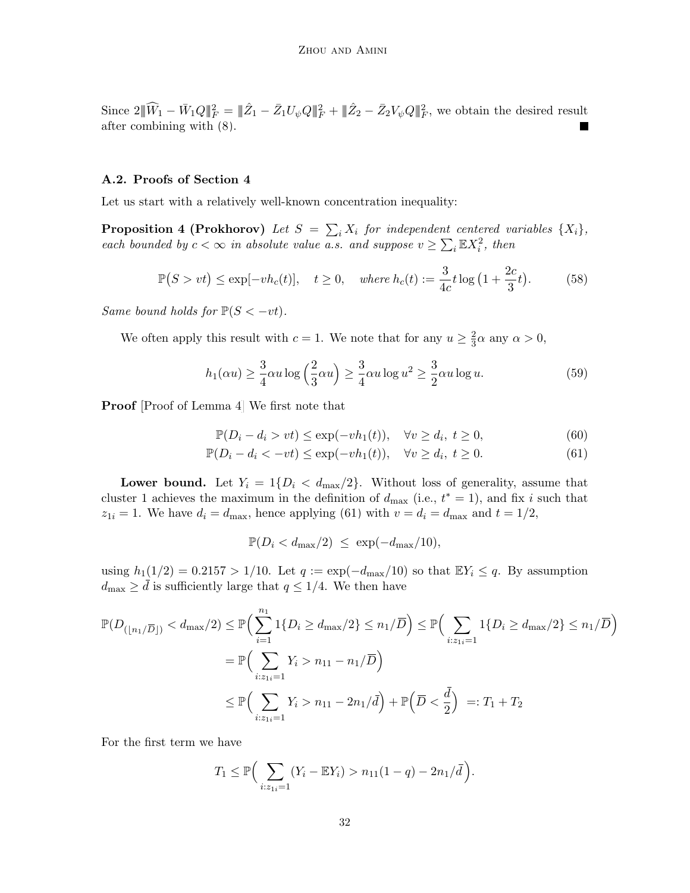Since $2\|\widehat{W}_1 - \bar{W}_1 Q\|_F^2 = \|\hat{Z}_1 - \bar{Z}_1 U_\psi Q\|_F^2 + \|\hat{Z}_2 - \bar{Z}_2 V_\psi Q\|_F^2$, we obtain the desired result after combining with (8). ∎

### A.2. Proofs of Section 4

Let us start with a relatively well-known concentration inequality:

**Proposition 4 (Prokhorov)** *Let $S = \sum_i X_i$ for independent centered variables $\{X_i\}$, each bounded by $c < \infty$ in absolute value a.s. and suppose $v \geq \sum_i \mathbb{E} X_i^2$, then*

$$\mathbb{P}\big(S > vt\big) \leq \exp[-v h_c(t)], \quad t \geq 0, \quad \textit{where } h_c(t) := \frac{3}{4c} t \log\big(1 + \frac{2c}{3} t\big). \tag{58}$$

*Same bound holds for $\mathbb{P}(S < -vt)$.*

We often apply this result with $c = 1$. We note that for any $u \geq \frac{2}{3}\alpha$ any $\alpha > 0$,

$$h_1(\alpha u) \geq \frac{3}{4}\alpha u \log\Big(\frac{2}{3}\alpha u\Big) \geq \frac{3}{4}\alpha u \log u^2 \geq \frac{3}{2}\alpha u \log u. \tag{59}$$

**Proof** [Proof of Lemma 4] We first note that

$$\mathbb{P}(D_i - d_i > vt) \leq \exp(-v h_1(t)), \quad \forall v \geq d_i,\ t \geq 0, \tag{60}$$

$$\mathbb{P}(D_i - d_i < -vt) \leq \exp(-v h_1(t)), \quad \forall v \geq d_i,\ t \geq 0. \tag{61}$$

**Lower bound.** Let $Y_i = 1\{D_i < d_{\max}/2\}$. Without loss of generality, assume that cluster 1 achieves the maximum in the definition of $d_{\max}$ (i.e., $t^* = 1$), and fix $i$ such that $z_{1i} = 1$. We have $d_i = d_{\max}$, hence applying (61) with $v = d_i = d_{\max}$ and $t = 1/2$,

$$\mathbb{P}(D_i < d_{\max}/2) \;\leq\; \exp(-d_{\max}/10),$$

using $h_1(1/2) = 0.2157 > 1/10$. Let $q := \exp(-d_{\max}/10)$ so that $\mathbb{E} Y_i \leq q$. By assumption $d_{\max} \geq \bar{d}$ is sufficiently large that $q \leq 1/4$. We then have

$$\begin{aligned}
\mathbb{P}(D_{(\lfloor n_1/\overline{D} \rfloor)} < d_{\max}/2) &\leq \mathbb{P}\Big(\sum_{i=1}^{n_1} 1\{D_i \geq d_{\max}/2\} \leq n_1/\overline{D}\Big) \leq \mathbb{P}\Big(\sum_{i: z_{1i}=1} 1\{D_i \geq d_{\max}/2\} \leq n_1/\overline{D}\Big) \\
&= \mathbb{P}\Big(\sum_{i: z_{1i}=1} Y_i > n_{11} - n_1/\overline{D}\Big) \\
&\leq \mathbb{P}\Big(\sum_{i: z_{1i}=1} Y_i > n_{11} - 2n_1/\bar{d}\Big) + \mathbb{P}\Big(\overline{D} < \frac{\bar{d}}{2}\Big) \;=: T_1 + T_2
\end{aligned}$$

For the first term we have

$$T_1 \leq \mathbb{P}\Big(\sum_{i: z_{1i}=1} (Y_i - \mathbb{E} Y_i) > n_{11}(1-q) - 2n_1/\bar{d}\Big).$$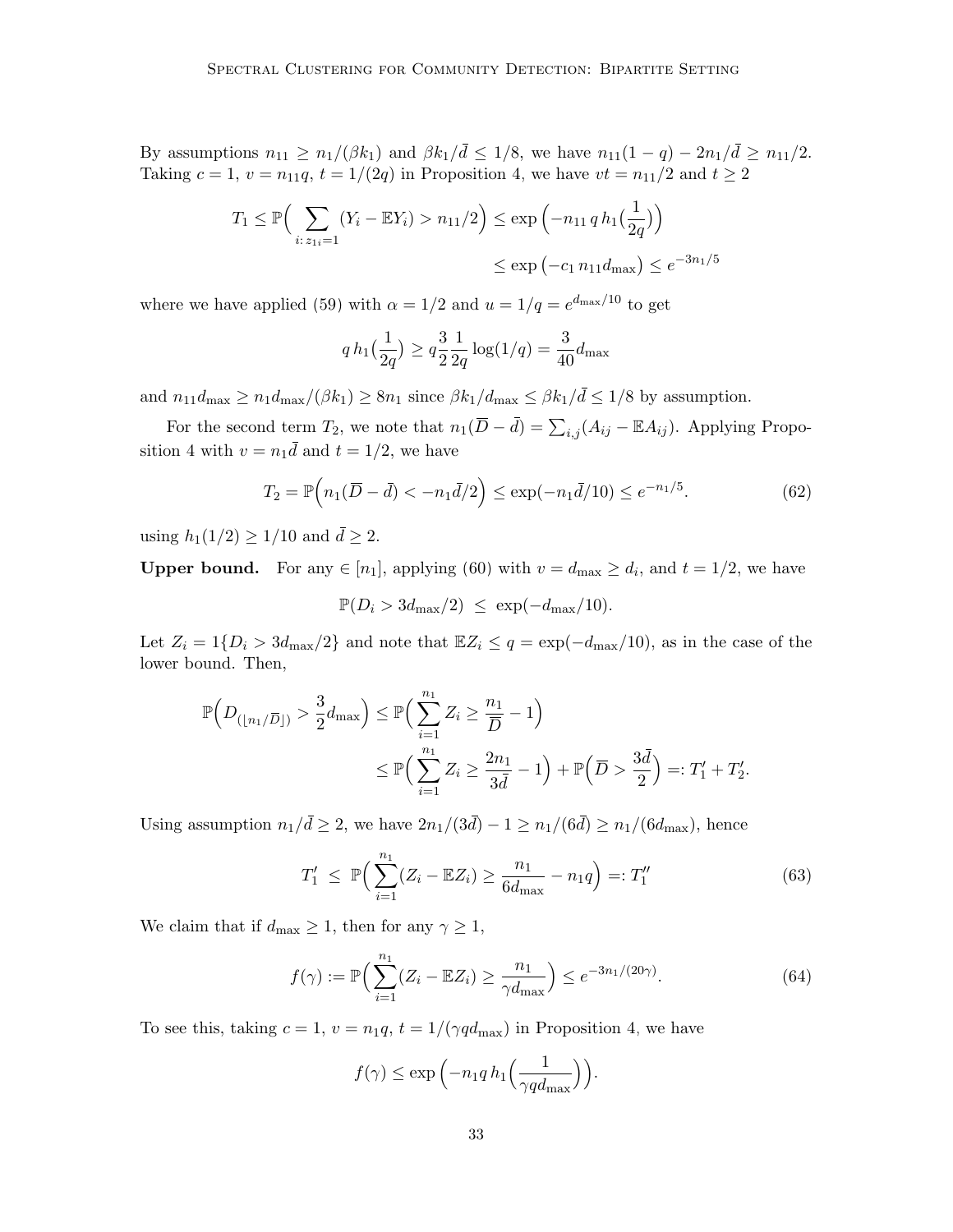By assumptions $n_{11} \geq n_1/(\beta k_1)$ and $\beta k_1/\bar{d} \leq 1/8$, we have $n_{11}(1-q) - 2n_1/\bar{d} \geq n_{11}/2$. Taking $c = 1$, $v = n_{11}q$, $t = 1/(2q)$ in Proposition 4, we have $vt = n_{11}/2$ and $t \geq 2$

$$
\begin{aligned}
T_1 \leq \mathbb{P}\Big( \sum_{i:\, z_{1i}=1} (Y_i - \mathbb{E}Y_i) > n_{11}/2 \Big) &\leq \exp\Big( -n_{11}\, q\, h_1\big(\frac{1}{2q}\big) \Big) \\
&\leq \exp\big( -c_1\, n_{11} d_{\max} \big) \leq e^{-3n_1/5}
\end{aligned}
$$

where we have applied (59) with $\alpha = 1/2$ and $u = 1/q = e^{d_{\max}/10}$ to get

$$
q\, h_1\big(\frac{1}{2q}\big) \geq q \frac{3}{2} \frac{1}{2q} \log(1/q) = \frac{3}{40} d_{\max}
$$

and $n_{11} d_{\max} \geq n_1 d_{\max}/(\beta k_1) \geq 8 n_1$ since $\beta k_1/d_{\max} \leq \beta k_1/\bar{d} \leq 1/8$ by assumption.

For the second term $T_2$, we note that $n_1(\overline{D} - \bar{d}) = \sum_{i,j}(A_{ij} - \mathbb{E}A_{ij})$. Applying Proposition 4 with $v = n_1 \bar{d}$ and $t = 1/2$, we have

$$
T_2 = \mathbb{P}\Big( n_1(\overline{D} - \bar{d}) < -n_1 \bar{d}/2 \Big) \leq \exp(-n_1 \bar{d}/10) \leq e^{-n_1/5}. \tag{62}
$$

using $h_1(1/2) \geq 1/10$ and $\bar{d} \geq 2$.

**Upper bound.** For any $\in [n_1]$, applying (60) with $v = d_{\max} \geq d_i$, and $t = 1/2$, we have

$$
\mathbb{P}(D_i > 3d_{\max}/2) \;\leq\; \exp(-d_{\max}/10).
$$

Let $Z_i = 1\{D_i > 3d_{\max}/2\}$ and note that $\mathbb{E}Z_i \leq q = \exp(-d_{\max}/10)$, as in the case of the lower bound. Then,

$$
\begin{aligned}
\mathbb{P}\Big( D_{(\lfloor n_1/\overline{D} \rfloor)} > \frac{3}{2} d_{\max} \Big) &\leq \mathbb{P}\Big( \sum_{i=1}^{n_1} Z_i \geq \frac{n_1}{\overline{D}} - 1 \Big) \\
&\leq \mathbb{P}\Big( \sum_{i=1}^{n_1} Z_i \geq \frac{2n_1}{3\bar{d}} - 1 \Big) + \mathbb{P}\Big( \overline{D} > \frac{3\bar{d}}{2} \Big) =: T_1' + T_2'.
\end{aligned}
$$

Using assumption $n_1/\bar{d} \geq 2$, we have $2n_1/(3\bar{d}) - 1 \geq n_1/(6\bar{d}) \geq n_1/(6d_{\max})$, hence

$$
T_1' \;\leq\; \mathbb{P}\Big( \sum_{i=1}^{n_1} (Z_i - \mathbb{E}Z_i) \geq \frac{n_1}{6d_{\max}} - n_1 q \Big) =: T_1'' \tag{63}
$$

We claim that if $d_{\max} \geq 1$, then for any $\gamma \geq 1$,

$$
f(\gamma) := \mathbb{P}\Big( \sum_{i=1}^{n_1} (Z_i - \mathbb{E}Z_i) \geq \frac{n_1}{\gamma d_{\max}} \Big) \leq e^{-3n_1/(20\gamma)}. \tag{64}
$$

To see this, taking $c = 1$, $v = n_1 q$, $t = 1/(\gamma q d_{\max})$ in Proposition 4, we have

$$
f(\gamma) \leq \exp\Big( -n_1 q\, h_1\Big( \frac{1}{\gamma q d_{\max}} \Big) \Big).
$$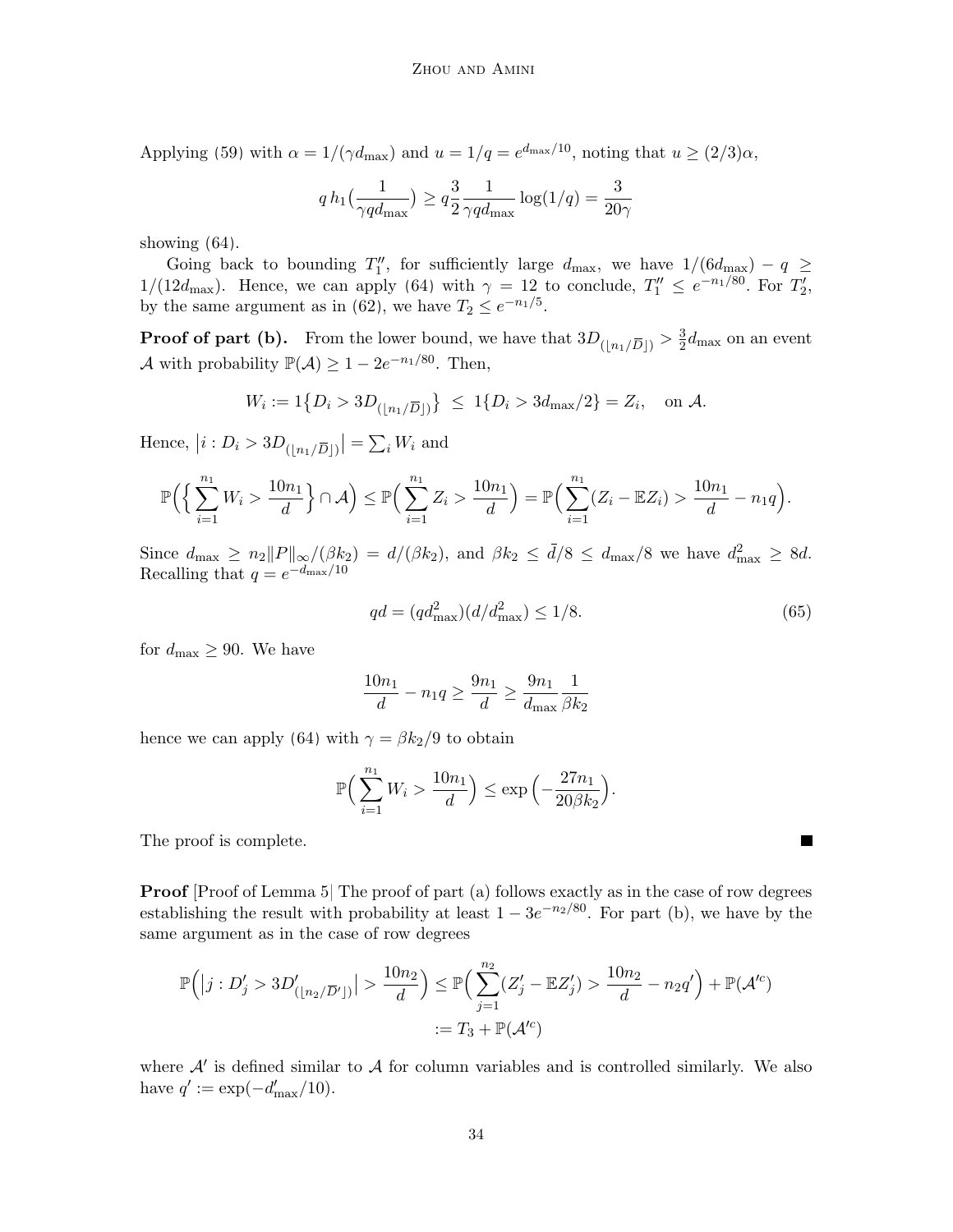Applying (59) with $\alpha = 1/(\gamma d_{\max})$ and $u = 1/q = e^{d_{\max}/10}$, noting that $u \geq (2/3)\alpha$,

$$q\, h_1\big(\frac{1}{\gamma q d_{\max}}\big) \geq q \frac{3}{2} \frac{1}{\gamma q d_{\max}} \log(1/q) = \frac{3}{20\gamma}$$

showing (64).

Going back to bounding $T_1''$, for sufficiently large $d_{\max}$, we have $1/(6d_{\max}) - q \geq 1/(12 d_{\max})$. Hence, we can apply (64) with $\gamma = 12$ to conclude, $T_1'' \leq e^{-n_1/80}$. For $T_2'$, by the same argument as in (62), we have $T_2 \leq e^{-n_1/5}$.

**Proof of part (b).** From the lower bound, we have that $3D_{(\lfloor n_1/\bar{D} \rfloor)} > \frac{3}{2} d_{\max}$ on an event $\mathcal{A}$ with probability $\mathbb{P}(\mathcal{A}) \geq 1 - 2e^{-n_1/80}$. Then,

$$W_i := 1\{D_i > 3D_{(\lfloor n_1/\bar{D} \rfloor)}\} \leq 1\{D_i > 3d_{\max}/2\} = Z_i, \quad \text{on } \mathcal{A}.$$

Hence, $\big|i : D_i > 3D_{(\lfloor n_1/\bar{D} \rfloor)}\big| = \sum_i W_i$ and

$$\mathbb{P}\Big(\Big\{\sum_{i=1}^{n_1} W_i > \frac{10 n_1}{d}\Big\} \cap \mathcal{A}\Big) \leq \mathbb{P}\Big(\sum_{i=1}^{n_1} Z_i > \frac{10 n_1}{d}\Big) = \mathbb{P}\Big(\sum_{i=1}^{n_1} (Z_i - \mathbb{E} Z_i) > \frac{10 n_1}{d} - n_1 q\Big).$$

Since $d_{\max} \geq n_2 \|P\|_\infty / (\beta k_2) = d/(\beta k_2)$, and $\beta k_2 \leq \bar{d}/8 \leq d_{\max}/8$ we have $d_{\max}^2 \geq 8d$. Recalling that $q = e^{-d_{\max}/10}$

$$q d = (q d_{\max}^2)(d / d_{\max}^2) \leq 1/8. \tag{65}$$

for $d_{\max} \geq 90$. We have

$$\frac{10 n_1}{d} - n_1 q \geq \frac{9 n_1}{d} \geq \frac{9 n_1}{d_{\max}} \frac{1}{\beta k_2}$$

hence we can apply (64) with $\gamma = \beta k_2 / 9$ to obtain

$$\mathbb{P}\Big(\sum_{i=1}^{n_1} W_i > \frac{10 n_1}{d}\Big) \leq \exp\Big(-\frac{27 n_1}{20 \beta k_2}\Big).$$

The proof is complete. ∎

**Proof** [Proof of Lemma 5] The proof of part (a) follows exactly as in the case of row degrees establishing the result with probability at least $1 - 3e^{-n_2/80}$. For part (b), we have by the same argument as in the case of row degrees

$$\begin{aligned}
\mathbb{P}\Big(\big|j : D_j' > 3D'_{(\lfloor n_2/\bar{D}' \rfloor)}\big| > \frac{10 n_2}{d}\Big) &\leq \mathbb{P}\Big(\sum_{j=1}^{n_2} (Z_j' - \mathbb{E} Z_j') > \frac{10 n_2}{d} - n_2 q'\Big) + \mathbb{P}(\mathcal{A}'^c) \\
&:= T_3 + \mathbb{P}(\mathcal{A}'^c)
\end{aligned}$$

where $\mathcal{A}'$ is defined similar to $\mathcal{A}$ for column variables and is controlled similarly. We also have $q' := \exp(-d_{\max}'/10)$.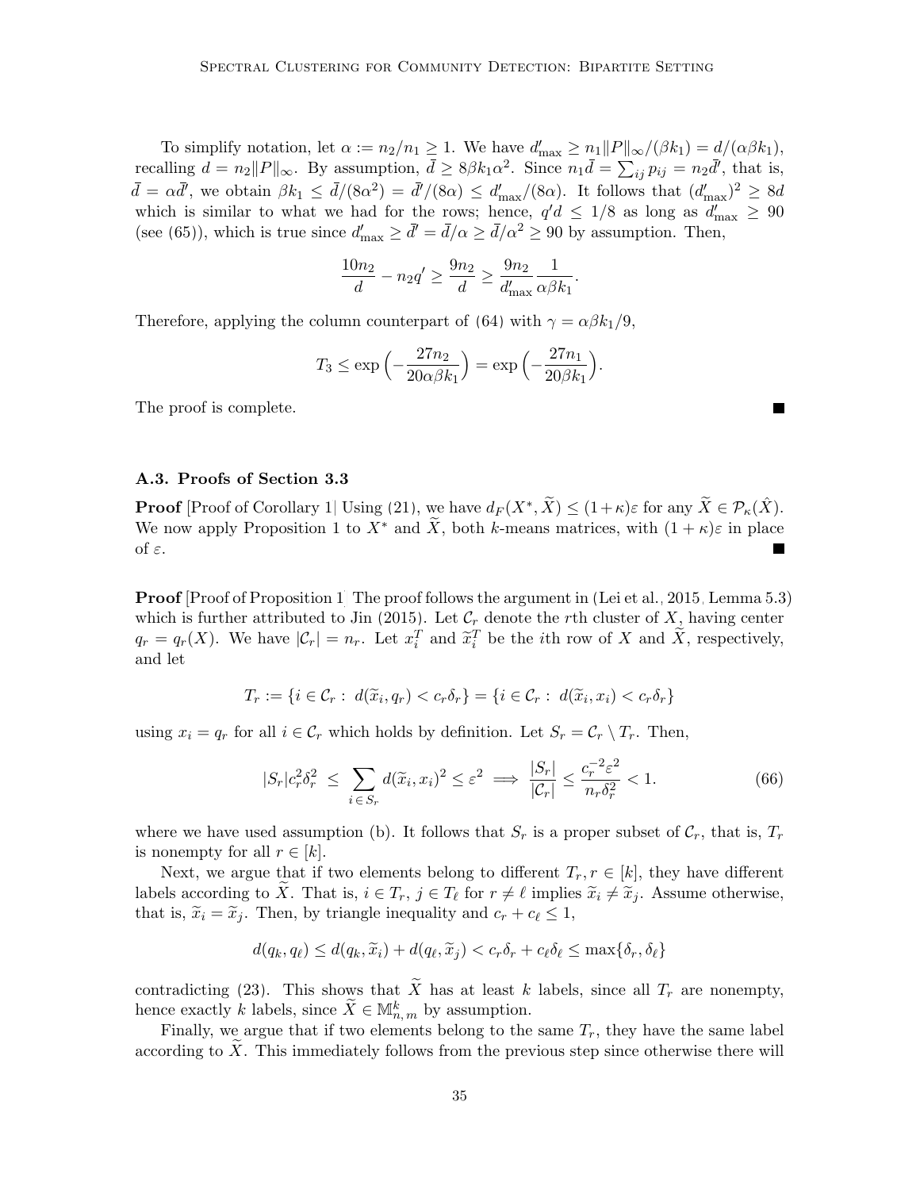To simplify notation, let $\alpha := n_2/n_1 \geq 1$. We have $d'_{\max} \geq n_1\|P\|_\infty/(\beta k_1) = d/(\alpha\beta k_1)$, recalling $d = n_2\|P\|_\infty$. By assumption, $\bar{d} \geq 8\beta k_1 \alpha^2$. Since $n_1\bar{d} = \sum_{ij} p_{ij} = n_2\bar{d}'$, that is, $\bar{d} = \alpha\bar{d}'$, we obtain $\beta k_1 \leq \bar{d}/(8\alpha^2) = \bar{d}'/(8\alpha) \leq d'_{\max}/(8\alpha)$. It follows that $(d'_{\max})^2 \geq 8d$ which is similar to what we had for the rows; hence, $q'd \leq 1/8$ as long as $d'_{\max} \geq 90$ (see (65)), which is true since $d'_{\max} \geq \bar{d}' = \bar{d}/\alpha \geq \bar{d}/\alpha^2 \geq 90$ by assumption. Then,

$$\frac{10n_2}{d} - n_2 q' \geq \frac{9n_2}{d} \geq \frac{9n_2}{d'_{\max}} \frac{1}{\alpha\beta k_1}.$$

Therefore, applying the column counterpart of (64) with $\gamma = \alpha\beta k_1/9$,

$$T_3 \leq \exp\Big(-\frac{27n_2}{20\alpha\beta k_1}\Big) = \exp\Big(-\frac{27n_1}{20\beta k_1}\Big).$$

The proof is complete. ∎

### A.3. Proofs of Section 3.3

**Proof** [Proof of Corollary 1] Using (21), we have $d_F(X^*, \widetilde{X}) \leq (1+\kappa)\varepsilon$ for any $\widetilde{X} \in \mathcal{P}_\kappa(\hat{X})$. We now apply Proposition 1 to $X^*$ and $\widetilde{X}$, both $k$-means matrices, with $(1+\kappa)\varepsilon$ in place of $\varepsilon$. ∎

**Proof** [Proof of Proposition 1] The proof follows the argument in (Lei et al., 2015, Lemma 5.3) which is further attributed to Jin (2015). Let $\mathcal{C}_r$ denote the $r$th cluster of $X$, having center $q_r = q_r(X)$. We have $|\mathcal{C}_r| = n_r$. Let $x_i^T$ and $\widetilde{x}_i^T$ be the $i$th row of $X$ and $\widetilde{X}$, respectively, and let

$$T_r := \{i \in \mathcal{C}_r : \; d(\widetilde{x}_i, q_r) < c_r\delta_r\} = \{i \in \mathcal{C}_r : \; d(\widetilde{x}_i, x_i) < c_r\delta_r\}$$

using $x_i = q_r$ for all $i \in \mathcal{C}_r$ which holds by definition. Let $S_r = \mathcal{C}_r \setminus T_r$. Then,

$$|S_r| c_r^2 \delta_r^2 \;\leq\; \sum_{i \,\in\, S_r} d(\widetilde{x}_i, x_i)^2 \leq \varepsilon^2 \implies \frac{|S_r|}{|\mathcal{C}_r|} \leq \frac{c_r^{-2}\varepsilon^2}{n_r\delta_r^2} < 1. \tag{66}$$

where we have used assumption (b). It follows that $S_r$ is a proper subset of $\mathcal{C}_r$, that is, $T_r$ is nonempty for all $r \in [k]$.

Next, we argue that if two elements belong to different $T_r, r \in [k]$, they have different labels according to $\widetilde{X}$. That is, $i \in T_r$, $j \in T_\ell$ for $r \neq \ell$ implies $\widetilde{x}_i \neq \widetilde{x}_j$. Assume otherwise, that is, $\widetilde{x}_i = \widetilde{x}_j$. Then, by triangle inequality and $c_r + c_\ell \leq 1$,

$$d(q_k, q_\ell) \leq d(q_k, \widetilde{x}_i) + d(q_\ell, \widetilde{x}_j) < c_r\delta_r + c_\ell\delta_\ell \leq \max\{\delta_r, \delta_\ell\}$$

contradicting (23). This shows that $\widetilde{X}$ has at least $k$ labels, since all $T_r$ are nonempty, hence exactly $k$ labels, since $\widetilde{X} \in \mathbb{M}^k_{n,m}$ by assumption.

Finally, we argue that if two elements belong to the same $T_r$, they have the same label according to $\widetilde{X}$. This immediately follows from the previous step since otherwise there will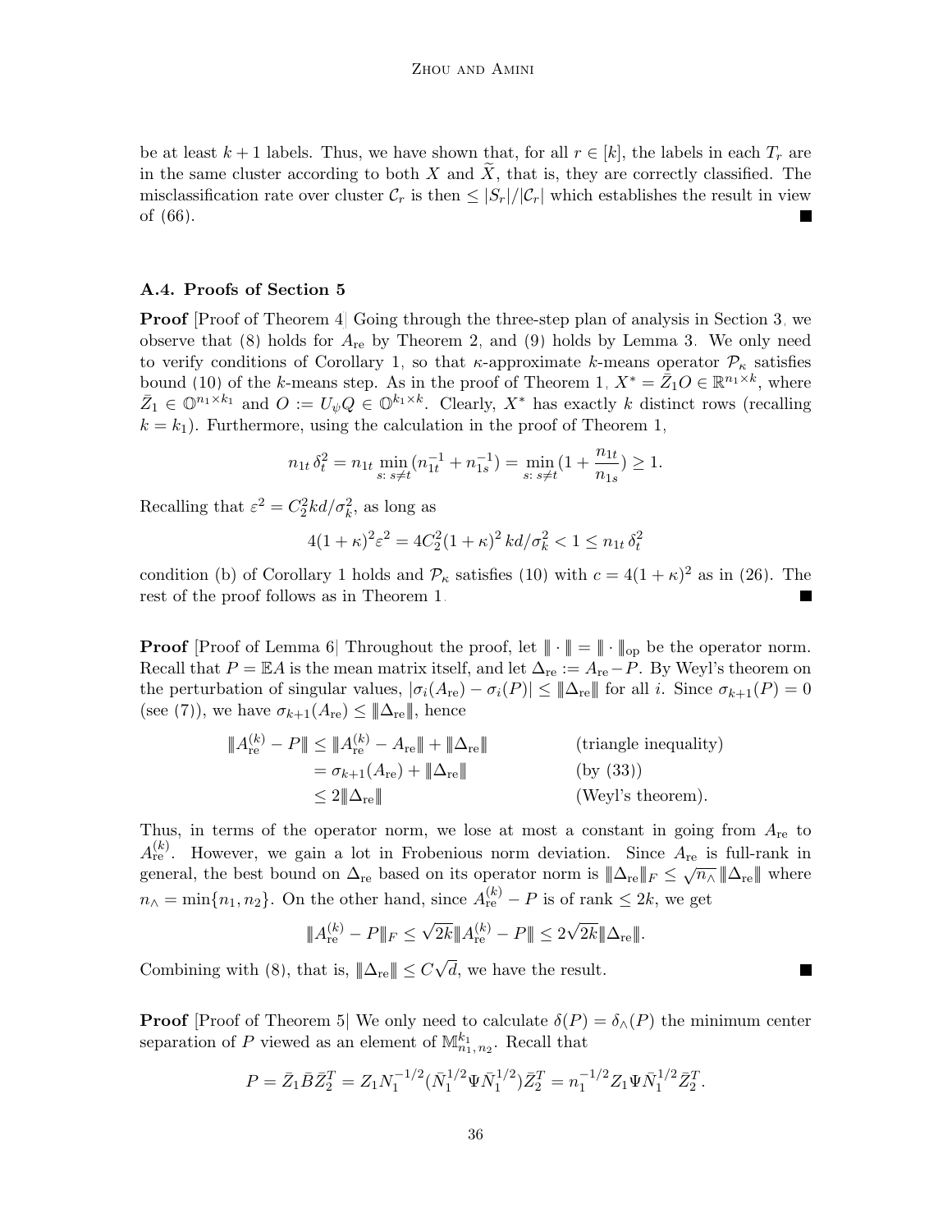be at least $k+1$ labels. Thus, we have shown that, for all $r \in [k]$, the labels in each $T_r$ are in the same cluster according to both $X$ and $\widetilde{X}$, that is, they are correctly classified. The misclassification rate over cluster $\mathcal{C}_r$ is then $\le |S_r|/|\mathcal{C}_r|$ which establishes the result in view of (66). ■

### A.4. Proofs of Section 5

**Proof** [Proof of Theorem 4] Going through the three-step plan of analysis in Section 3, we observe that (8) holds for $A_{\text{re}}$ by Theorem 2, and (9) holds by Lemma 3. We only need to verify conditions of Corollary 1, so that $\kappa$-approximate $k$-means operator $\mathcal{P}_\kappa$ satisfies bound (10) of the $k$-means step. As in the proof of Theorem 1, $X^* = \bar{Z}_1 O \in \mathbb{R}^{n_1 \times k}$, where $\bar{Z}_1 \in \mathbb{O}^{n_1 \times k_1}$ and $O := U_\psi Q \in \mathbb{O}^{k_1 \times k}$. Clearly, $X^*$ has exactly $k$ distinct rows (recalling $k = k_1$). Furthermore, using the calculation in the proof of Theorem 1,

$$n_{1t}\, \delta_t^2 = n_{1t} \min_{s:\, s \neq t} (n_{1t}^{-1} + n_{1s}^{-1}) = \min_{s:\, s\neq t} (1 + \frac{n_{1t}}{n_{1s}}) \ge 1.$$

Recalling that $\varepsilon^2 = C_2^2 kd/\sigma_k^2$, as long as

$$4(1+\kappa)^2 \varepsilon^2 = 4C_2^2(1+\kappa)^2\, kd/\sigma_k^2 < 1 \le n_{1t}\, \delta_t^2$$

condition (b) of Corollary 1 holds and $\mathcal{P}_\kappa$ satisfies (10) with $c = 4(1+\kappa)^2$ as in (26). The rest of the proof follows as in Theorem 1. ■

**Proof** [Proof of Lemma 6] Throughout the proof, let $\|\!| \cdot |\!\| = \|\!| \cdot |\!\|_{\text{op}}$ be the operator norm. Recall that $P = \mathbb{E}A$ is the mean matrix itself, and let $\Delta_{\text{re}} := A_{\text{re}} - P$. By Weyl's theorem on the perturbation of singular values, $|\sigma_i(A_{\text{re}}) - \sigma_i(P)| \le \|\!|\Delta_{\text{re}}|\!\|$ for all $i$. Since $\sigma_{k+1}(P) = 0$ (see (7)), we have $\sigma_{k+1}(A_{\text{re}}) \le \|\!|\Delta_{\text{re}}|\!\|$, hence

$$\begin{aligned}
\|\!|A_{\text{re}}^{(k)} - P|\!\| &\le \|\!|A_{\text{re}}^{(k)} - A_{\text{re}}|\!\| + \|\!|\Delta_{\text{re}}|\!\| && \text{(triangle inequality)}\\
&= \sigma_{k+1}(A_{\text{re}}) + \|\!|\Delta_{\text{re}}|\!\| && \text{(by (33))}\\
&\le 2\|\!|\Delta_{\text{re}}|\!\| && \text{(Weyl's theorem)}.
\end{aligned}$$

Thus, in terms of the operator norm, we lose at most a constant in going from $A_{\text{re}}$ to $A_{\text{re}}^{(k)}$. However, we gain a lot in Frobenious norm deviation. Since $A_{\text{re}}$ is full-rank in general, the best bound on $\Delta_{\text{re}}$ based on its operator norm is $\|\!|\Delta_{\text{re}}|\!\|_F \le \sqrt{n_\wedge}\, \|\!|\Delta_{\text{re}}|\!\|$ where $n_\wedge = \min\{n_1, n_2\}$. On the other hand, since $A_{\text{re}}^{(k)} - P$ is of rank $\le 2k$, we get

$$\|\!|A_{\text{re}}^{(k)} - P|\!\|_F \le \sqrt{2k}\|\!|A_{\text{re}}^{(k)} - P|\!\| \le 2\sqrt{2k}\|\!|\Delta_{\text{re}}|\!\|.$$

Combining with (8), that is, $\|\!|\Delta_{\text{re}}|\!\| \le C\sqrt{d}$, we have the result. ■

**Proof** [Proof of Theorem 5] We only need to calculate $\delta(P) = \delta_\wedge(P)$ the minimum center separation of $P$ viewed as an element of $\mathbb{M}_{n_1, n_2}^{k_1}$. Recall that

$$P = \bar{Z}_1 \bar{B} \bar{Z}_2^T = Z_1 N_1^{-1/2} (\bar{N}_1^{1/2} \Psi \bar{N}_1^{1/2}) \bar{Z}_2^T = n_1^{-1/2} Z_1 \Psi \bar{N}_1^{1/2} \bar{Z}_2^T.$$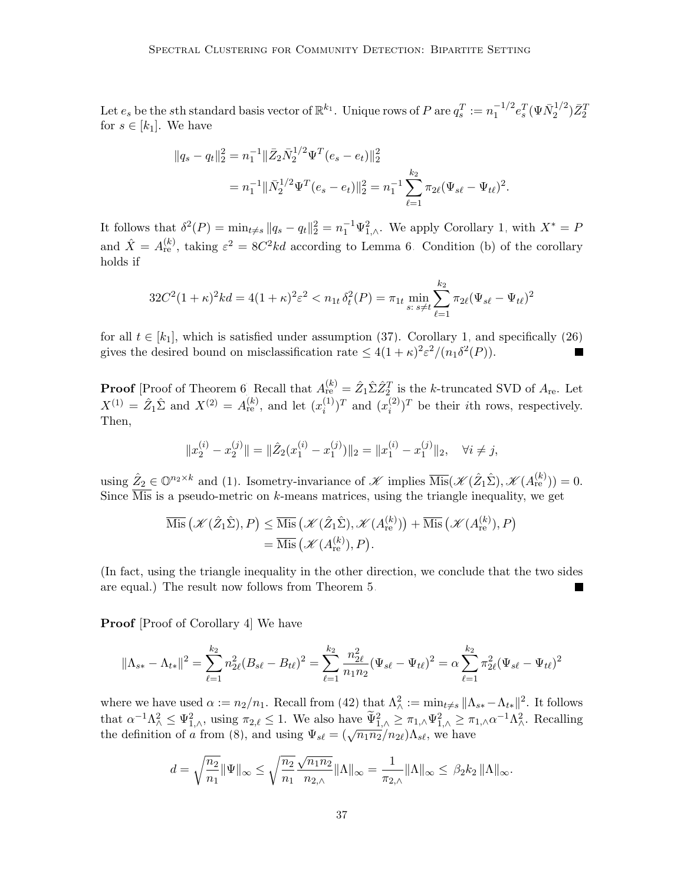Let $e_s$ be the $s$th standard basis vector of $\mathbb{R}^{k_1}$. Unique rows of $P$ are $q_s^T := n_1^{-1/2} e_s^T (\Psi \bar{N}_2^{1/2}) \bar{Z}_2^T$ for $s \in [k_1]$. We have

$$
\begin{aligned}
\|q_s - q_t\|_2^2 &= n_1^{-1} \|\bar{Z}_2 \bar{N}_2^{1/2} \Psi^T (e_s - e_t)\|_2^2 \\
&= n_1^{-1} \|\bar{N}_2^{1/2} \Psi^T (e_s - e_t)\|_2^2 = n_1^{-1} \sum_{\ell=1}^{k_2} \pi_{2\ell} (\Psi_{s\ell} - \Psi_{t\ell})^2.
\end{aligned}
$$

It follows that $\delta^2(P) = \min_{t \neq s} \|q_s - q_t\|_2^2 = n_1^{-1} \Psi_{1,\wedge}^2$. We apply Corollary 1, with $X^* = P$ and $\hat{X} = A_{\text{re}}^{(k)}$, taking $\varepsilon^2 = 8C^2 kd$ according to Lemma 6. Condition (b) of the corollary holds if

$$
32C^2(1+\kappa)^2 kd = 4(1+\kappa)^2 \varepsilon^2 < n_{1t}\, \delta_t^2(P) = \pi_{1t} \min_{s:\, s \neq t} \sum_{\ell=1}^{k_2} \pi_{2\ell} (\Psi_{s\ell} - \Psi_{t\ell})^2
$$

for all $t \in [k_1]$, which is satisfied under assumption (37). Corollary 1, and specifically (26) gives the desired bound on misclassification rate $\leq 4(1+\kappa)^2 \varepsilon^2 / (n_1 \delta^2(P))$. ■

**Proof** [Proof of Theorem 6] Recall that $A_{\text{re}}^{(k)} = \hat{Z}_1 \hat{\Sigma} \hat{Z}_2^T$ is the $k$-truncated SVD of $A_{\text{re}}$. Let $X^{(1)} = \hat{Z}_1 \hat{\Sigma}$ and $X^{(2)} = A_{\text{re}}^{(k)}$, and let $(x_i^{(1)})^T$ and $(x_i^{(2)})^T$ be their $i$th rows, respectively. Then,

$$
\|x_2^{(i)} - x_2^{(j)}\| = \|\hat{Z}_2 (x_1^{(i)} - x_1^{(j)})\|_2 = \|x_1^{(i)} - x_1^{(j)}\|_2, \quad \forall i \neq j,
$$

using $\hat{Z}_2 \in \mathbb{O}^{n_2 \times k}$ and (1). Isometry-invariance of $\mathscr{K}$ implies $\overline{\text{Mis}}(\mathscr{K}(\hat{Z}_1 \hat{\Sigma}), \mathscr{K}(A_{\text{re}}^{(k)})) = 0$. Since $\overline{\text{Mis}}$ is a pseudo-metric on $k$-means matrices, using the triangle inequality, we get

$$
\begin{aligned}
\overline{\text{Mis}}\big(\mathscr{K}(\hat{Z}_1 \hat{\Sigma}), P\big) &\leq \overline{\text{Mis}}\big(\mathscr{K}(\hat{Z}_1 \hat{\Sigma}), \mathscr{K}(A_{\text{re}}^{(k)})\big) + \overline{\text{Mis}}\big(\mathscr{K}(A_{\text{re}}^{(k)}), P\big) \\
&= \overline{\text{Mis}}\big(\mathscr{K}(A_{\text{re}}^{(k)}), P\big).
\end{aligned}
$$

(In fact, using the triangle inequality in the other direction, we conclude that the two sides are equal.) The result now follows from Theorem 5. ■

**Proof** [Proof of Corollary 4] We have

$$
\|\Lambda_{s*} - \Lambda_{t*}\|^2 = \sum_{\ell=1}^{k_2} n_{2\ell}^2 (B_{s\ell} - B_{t\ell})^2 = \sum_{\ell=1}^{k_2} \frac{n_{2\ell}^2}{n_1 n_2} (\Psi_{s\ell} - \Psi_{t\ell})^2 = \alpha \sum_{\ell=1}^{k_2} \pi_{2\ell}^2 (\Psi_{s\ell} - \Psi_{t\ell})^2
$$

where we have used $\alpha := n_2/n_1$. Recall from (42) that $\Lambda_\wedge^2 := \min_{t \neq s} \|\Lambda_{s*} - \Lambda_{t*}\|^2$. It follows that $\alpha^{-1} \Lambda_\wedge^2 \leq \Psi_{1,\wedge}^2$, using $\pi_{2,\ell} \leq 1$. We also have $\widetilde{\Psi}_{1,\wedge}^2 \geq \pi_{1,\wedge} \Psi_{1,\wedge}^2 \geq \pi_{1,\wedge} \alpha^{-1} \Lambda_\wedge^2$. Recalling the definition of $d$ from (8), and using $\Psi_{s\ell} = (\sqrt{n_1 n_2}/n_{2\ell}) \Lambda_{s\ell}$, we have

$$
d = \sqrt{\frac{n_2}{n_1}} \|\Psi\|_\infty \leq \sqrt{\frac{n_2}{n_1}} \frac{\sqrt{n_1 n_2}}{n_{2,\wedge}} \|\Lambda\|_\infty = \frac{1}{\pi_{2,\wedge}} \|\Lambda\|_\infty \leq \beta_2 k_2 \|\Lambda\|_\infty.
$$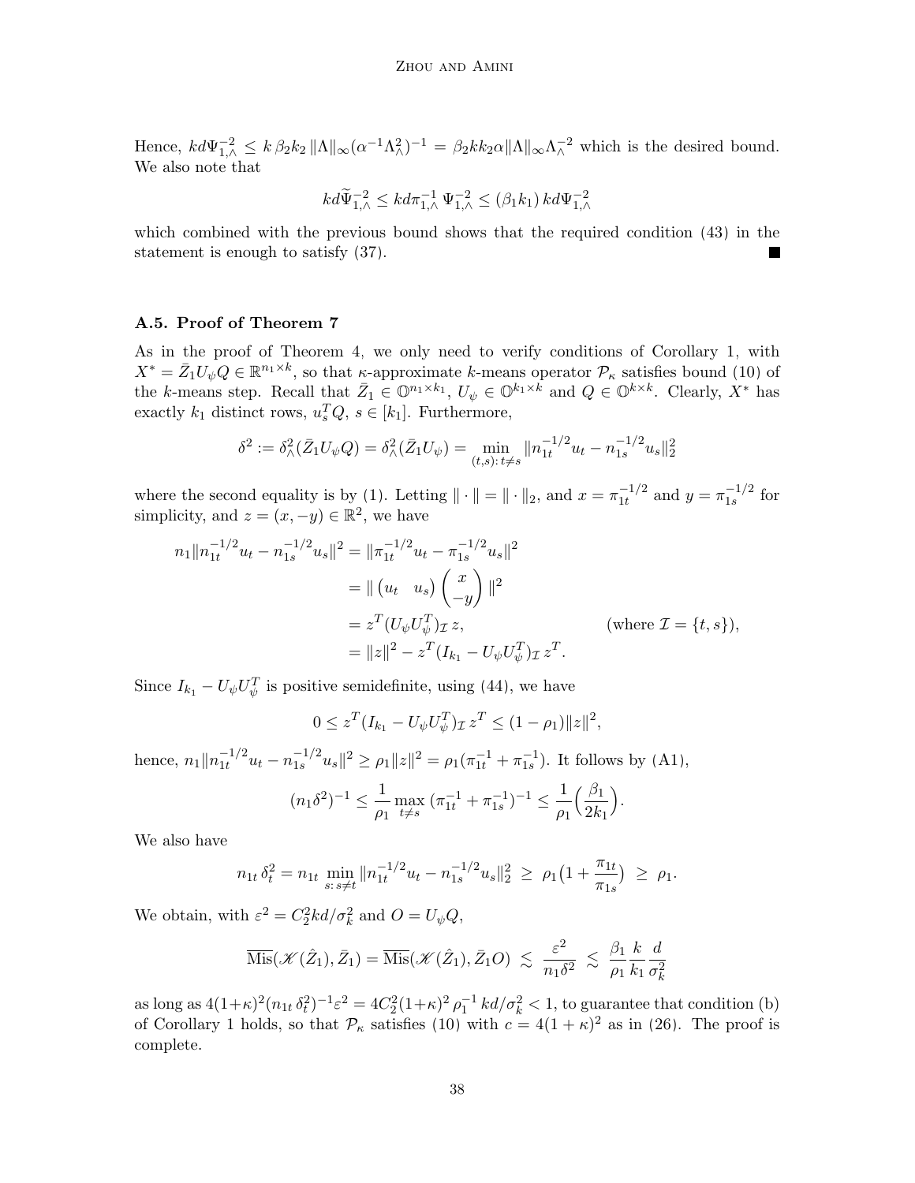Hence, $kd\Psi_{1,\wedge}^{-2} \le k\,\beta_2 k_2\,\|\Lambda\|_\infty(\alpha^{-1}\Lambda_\wedge^2)^{-1} = \beta_2 k k_2 \alpha \|\Lambda\|_\infty \Lambda_\wedge^{-2}$ which is the desired bound. We also note that

$$kd\widetilde{\Psi}_{1,\wedge}^{-2} \le kd\pi_{1,\wedge}^{-1}\,\Psi_{1,\wedge}^{-2} \le (\beta_1 k_1)\,kd\Psi_{1,\wedge}^{-2}$$

which combined with the previous bound shows that the required condition (43) in the statement is enough to satisfy (37). ■

### A.5. Proof of Theorem 7

As in the proof of Theorem 4, we only need to verify conditions of Corollary 1, with $X^* = \bar{Z}_1 U_\psi Q \in \mathbb{R}^{n_1\times k}$, so that $\kappa$-approximate $k$-means operator $\mathcal{P}_\kappa$ satisfies bound (10) of the $k$-means step. Recall that $\bar{Z}_1 \in \mathbb{O}^{n_1\times k_1}$, $U_\psi \in \mathbb{O}^{k_1\times k}$ and $Q \in \mathbb{O}^{k\times k}$. Clearly, $X^*$ has exactly $k_1$ distinct rows, $u_s^T Q$, $s \in [k_1]$. Furthermore,

$$\delta^2 := \delta_\wedge^2(\bar{Z}_1 U_\psi Q) = \delta_\wedge^2(\bar{Z}_1 U_\psi) = \min_{(t,s):\, t\neq s} \|n_{1t}^{-1/2} u_t - n_{1s}^{-1/2} u_s\|_2^2$$

where the second equality is by (1). Letting $\|\cdot\| = \|\cdot\|_2$, and $x = \pi_{1t}^{-1/2}$ and $y = \pi_{1s}^{-1/2}$ for simplicity, and $z = (x, -y) \in \mathbb{R}^2$, we have

$$\begin{aligned}
n_1 \|n_{1t}^{-1/2} u_t - n_{1s}^{-1/2} u_s\|^2 &= \|\pi_{1t}^{-1/2} u_t - \pi_{1s}^{-1/2} u_s\|^2 \\
&= \|\begin{pmatrix} u_t & u_s \end{pmatrix} \begin{pmatrix} x \\ -y \end{pmatrix}\|^2 \\
&= z^T (U_\psi U_\psi^T)_{\mathcal{I}}\, z, \qquad\qquad (\text{where } \mathcal{I} = \{t, s\}), \\
&= \|z\|^2 - z^T (I_{k_1} - U_\psi U_\psi^T)_{\mathcal{I}}\, z^T.
\end{aligned}$$

Since $I_{k_1} - U_\psi U_\psi^T$ is positive semidefinite, using (44), we have

$$0 \le z^T (I_{k_1} - U_\psi U_\psi^T)_{\mathcal{I}}\, z^T \le (1 - \rho_1)\|z\|^2,$$

hence, $n_1 \|n_{1t}^{-1/2} u_t - n_{1s}^{-1/2} u_s\|^2 \ge \rho_1 \|z\|^2 = \rho_1(\pi_{1t}^{-1} + \pi_{1s}^{-1})$. It follows by (A1),

$$(n_1 \delta^2)^{-1} \le \frac{1}{\rho_1} \max_{t\neq s} (\pi_{1t}^{-1} + \pi_{1s}^{-1})^{-1} \le \frac{1}{\rho_1}\Big(\frac{\beta_1}{2k_1}\Big).$$

We also have

$$n_{1t}\,\delta_t^2 = n_{1t} \min_{s:\, s\neq t} \|n_{1t}^{-1/2} u_t - n_{1s}^{-1/2} u_s\|_2^2 \;\ge\; \rho_1\big(1 + \frac{\pi_{1t}}{\pi_{1s}}\big) \;\ge\; \rho_1.$$

We obtain, with $\varepsilon^2 = C_2^2 kd/\sigma_k^2$ and $O = U_\psi Q$,

$$\overline{\text{Mis}}(\mathscr{K}(\hat{Z}_1), \bar{Z}_1) = \overline{\text{Mis}}(\mathscr{K}(\hat{Z}_1), \bar{Z}_1 O) \;\lesssim\; \frac{\varepsilon^2}{n_1 \delta^2} \;\lesssim\; \frac{\beta_1}{\rho_1}\frac{k}{k_1}\frac{d}{\sigma_k^2}$$

as long as $4(1+\kappa)^2 (n_{1t}\,\delta_t^2)^{-1}\varepsilon^2 = 4C_2^2(1+\kappa)^2\,\rho_1^{-1}\,kd/\sigma_k^2 < 1$, to guarantee that condition (b) of Corollary 1 holds, so that $\mathcal{P}_\kappa$ satisfies (10) with $c = 4(1+\kappa)^2$ as in (26). The proof is complete.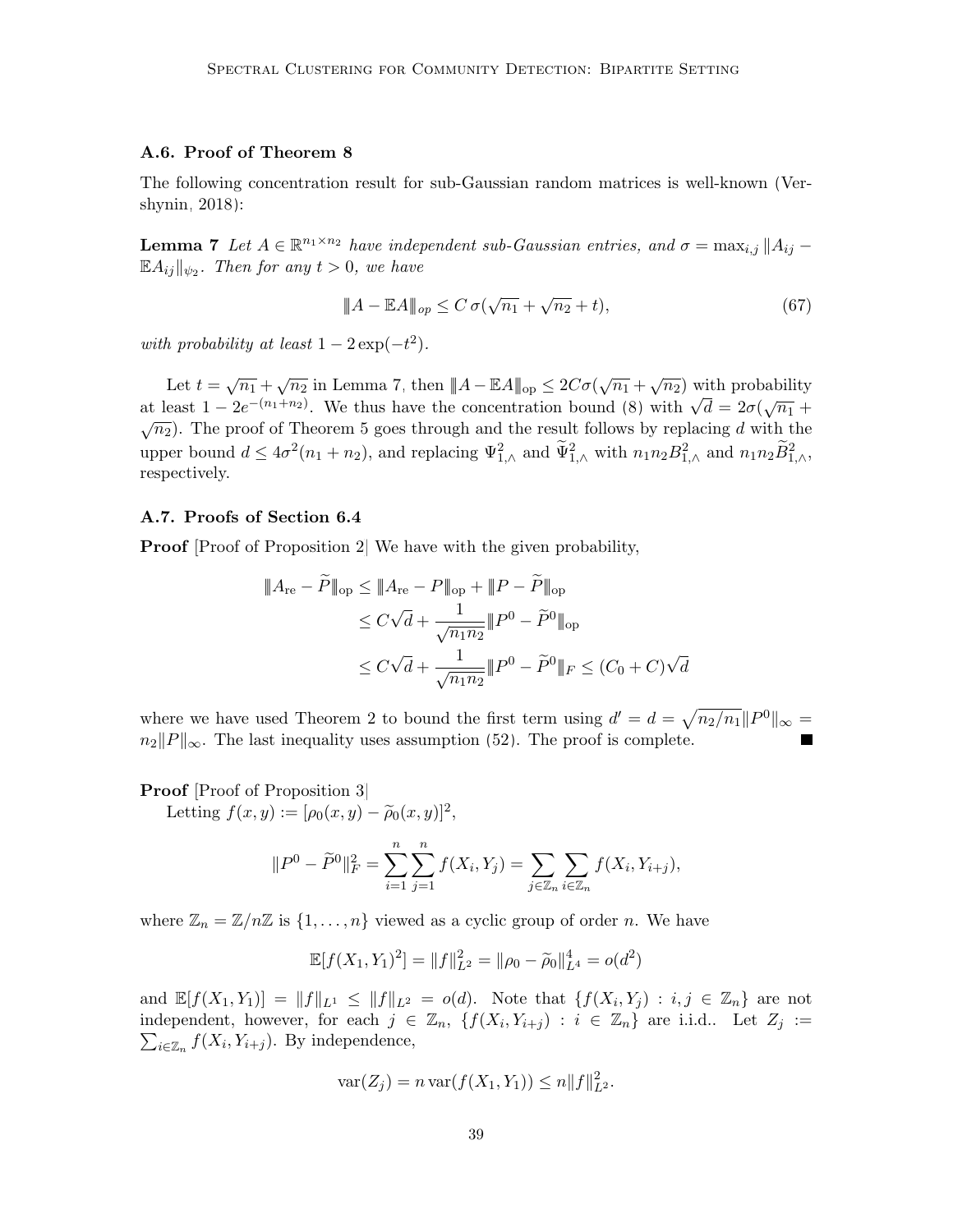### A.6. Proof of Theorem 8

The following concentration result for sub-Gaussian random matrices is well-known (Vershynin, 2018):

**Lemma 7** *Let $A \in \mathbb{R}^{n_1 \times n_2}$ have independent sub-Gaussian entries, and $\sigma = \max_{i,j} \|A_{ij} - \mathbb{E}A_{ij}\|_{\psi_2}$. Then for any $t > 0$, we have*

$$\|A - \mathbb{E}A\|_{op} \leq C\,\sigma(\sqrt{n_1} + \sqrt{n_2} + t), \tag{67}$$

*with probability at least $1 - 2\exp(-t^2)$.*

Let $t = \sqrt{n_1} + \sqrt{n_2}$ in Lemma 7, then $\|A - \mathbb{E}A\|_{\text{op}} \leq 2C\sigma(\sqrt{n_1} + \sqrt{n_2})$ with probability at least $1 - 2e^{-(n_1+n_2)}$. We thus have the concentration bound (8) with $\sqrt{d} = 2\sigma(\sqrt{n_1} + \sqrt{n_2})$. The proof of Theorem 5 goes through and the result follows by replacing $d$ with the upper bound $d \leq 4\sigma^2(n_1 + n_2)$, and replacing $\Psi_{1,\wedge}^2$ and $\widetilde{\Psi}_{1,\wedge}^2$ with $n_1 n_2 B_{1,\wedge}^2$ and $n_1 n_2 \widetilde{B}_{1,\wedge}^2$, respectively.

### A.7. Proofs of Section 6.4

**Proof** [Proof of Proposition 2] We have with the given probability,

$$\begin{aligned}
\|A_{\text{re}} - \widetilde{P}\|_{\text{op}} &\leq \|A_{\text{re}} - P\|_{\text{op}} + \|P - \widetilde{P}\|_{\text{op}} \\
&\leq C\sqrt{d} + \frac{1}{\sqrt{n_1 n_2}}\|P^0 - \widetilde{P}^0\|_{\text{op}} \\
&\leq C\sqrt{d} + \frac{1}{\sqrt{n_1 n_2}}\|P^0 - \widetilde{P}^0\|_F \leq (C_0 + C)\sqrt{d}
\end{aligned}$$

where we have used Theorem 2 to bound the first term using $d' = d = \sqrt{n_2/n_1}\|P^0\|_\infty = n_2\|P\|_\infty$. The last inequality uses assumption (52). The proof is complete. ∎

**Proof** [Proof of Proposition 3]

Letting $f(x,y) := [\rho_0(x,y) - \widetilde{\rho}_0(x,y)]^2$,

$$\|P^0 - \widetilde{P}^0\|_F^2 = \sum_{i=1}^{n}\sum_{j=1}^{n} f(X_i, Y_j) = \sum_{j \in \mathbb{Z}_n}\sum_{i \in \mathbb{Z}_n} f(X_i, Y_{i+j}),$$

where $\mathbb{Z}_n = \mathbb{Z}/n\mathbb{Z}$ is $\{1, \dots, n\}$ viewed as a cyclic group of order $n$. We have

$$\mathbb{E}[f(X_1, Y_1)^2] = \|f\|_{L^2}^2 = \|\rho_0 - \widetilde{\rho}_0\|_{L^4}^4 = o(d^2)$$

and $\mathbb{E}[f(X_1, Y_1)] = \|f\|_{L^1} \leq \|f\|_{L^2} = o(d)$. Note that $\{f(X_i, Y_j) : i, j \in \mathbb{Z}_n\}$ are not independent, however, for each $j \in \mathbb{Z}_n$, $\{f(X_i, Y_{i+j}) : i \in \mathbb{Z}_n\}$ are i.i.d.. Let $Z_j := \sum_{i \in \mathbb{Z}_n} f(X_i, Y_{i+j})$. By independence,

$$\text{var}(Z_j) = n\,\text{var}(f(X_1, Y_1)) \leq n\|f\|_{L^2}^2.$$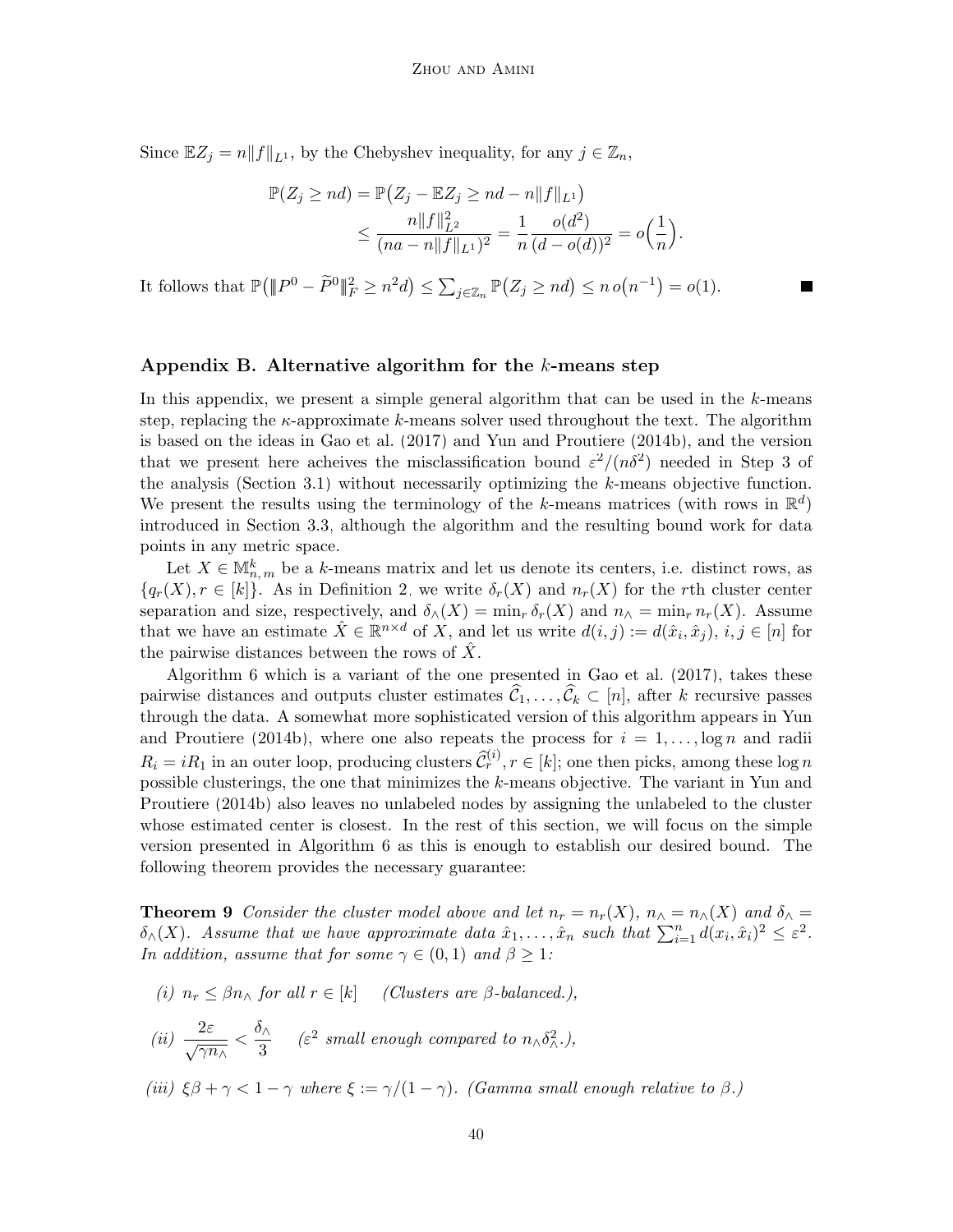Since $\mathbb{E}Z_j = n\|f\|_{L^1}$, by the Chebyshev inequality, for any $j \in \mathbb{Z}_n$,

$$
\begin{aligned}
\mathbb{P}(Z_j \geq nd) &= \mathbb{P}\big(Z_j - \mathbb{E}Z_j \geq nd - n\|f\|_{L^1}\big) \\
&\leq \frac{n\|f\|_{L^2}^2}{(na - n\|f\|_{L^1})^2} = \frac{1}{n}\frac{o(d^2)}{(d - o(d))^2} = o\Big(\frac{1}{n}\Big).
\end{aligned}
$$

It follows that $\mathbb{P}\big(\|P^0 - \widetilde{P}^0\|_F^2 \geq n^2 d\big) \leq \sum_{j\in\mathbb{Z}_n} \mathbb{P}\big(Z_j \geq nd\big) \leq n\, o\big(n^{-1}\big) = o(1)$. ∎

## Appendix B. Alternative algorithm for the $k$-means step

In this appendix, we present a simple general algorithm that can be used in the $k$-means step, replacing the $\kappa$-approximate $k$-means solver used throughout the text. The algorithm is based on the ideas in Gao et al. (2017) and Yun and Proutiere (2014b), and the version that we present here acheives the misclassification bound $\varepsilon^2/(n\delta^2)$ needed in Step 3 of the analysis (Section 3.1) without necessarily optimizing the $k$-means objective function. We present the results using the terminology of the $k$-means matrices (with rows in $\mathbb{R}^d$) introduced in Section 3.3, although the algorithm and the resulting bound work for data points in any metric space.

Let $X \in \mathbb{M}_{n,\,m}^k$ be a $k$-means matrix and let us denote its centers, i.e. distinct rows, as $\{q_r(X), r \in [k]\}$. As in Definition 2, we write $\delta_r(X)$ and $n_r(X)$ for the $r$th cluster center separation and size, respectively, and $\delta_\wedge(X) = \min_r \delta_r(X)$ and $n_\wedge = \min_r n_r(X)$. Assume that we have an estimate $\hat{X} \in \mathbb{R}^{n\times d}$ of $X$, and let us write $d(i,j) := d(\hat{x}_i, \hat{x}_j)$, $i,j \in [n]$ for the pairwise distances between the rows of $\hat{X}$.

Algorithm 6 which is a variant of the one presented in Gao et al. (2017), takes these pairwise distances and outputs cluster estimates $\widehat{\mathcal{C}}_1, \dots, \widehat{\mathcal{C}}_k \subset [n]$, after $k$ recursive passes through the data. A somewhat more sophisticated version of this algorithm appears in Yun and Proutiere (2014b), where one also repeats the process for $i = 1, \dots, \log n$ and radii $R_i = iR_1$ in an outer loop, producing clusters $\widehat{\mathcal{C}}_r^{(i)}, r \in [k]$; one then picks, among these $\log n$ possible clusterings, the one that minimizes the $k$-means objective. The variant in Yun and Proutiere (2014b) also leaves no unlabeled nodes by assigning the unlabeled to the cluster whose estimated center is closest. In the rest of this section, we will focus on the simple version presented in Algorithm 6 as this is enough to establish our desired bound. The following theorem provides the necessary guarantee:

**Theorem 9** *Consider the cluster model above and let $n_r = n_r(X)$, $n_\wedge = n_\wedge(X)$ and $\delta_\wedge = \delta_\wedge(X)$. Assume that we have approximate data $\hat{x}_1, \dots, \hat{x}_n$ such that $\sum_{i=1}^n d(x_i, \hat{x}_i)^2 \leq \varepsilon^2$. In addition, assume that for some $\gamma \in (0,1)$ and $\beta \geq 1$:*

*(i)* $n_r \leq \beta n_\wedge$ *for all* $r \in [k]$ *(Clusters are $\beta$-balanced.),*

*(ii)* $\dfrac{2\varepsilon}{\sqrt{\gamma n_\wedge}} < \dfrac{\delta_\wedge}{3}$ *($\varepsilon^2$ small enough compared to $n_\wedge \delta_\wedge^2$.),*

*(iii)* $\xi\beta + \gamma < 1 - \gamma$ *where $\xi := \gamma/(1-\gamma)$. (Gamma small enough relative to $\beta$.)*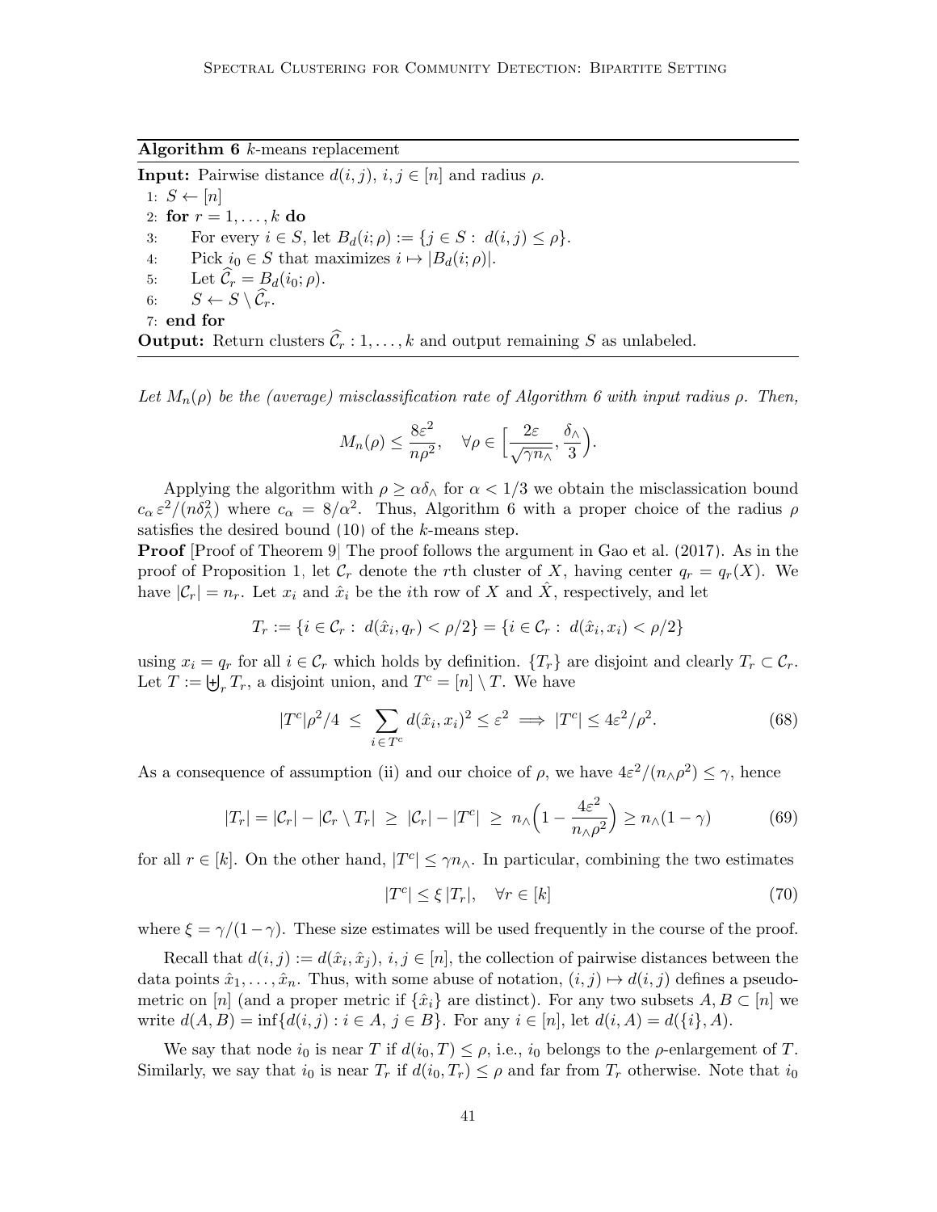**Algorithm 6** $k$-means replacement

**Input:** Pairwise distance $d(i,j)$, $i,j \in [n]$ and radius $\rho$.

1: $S \leftarrow [n]$
2: **for** $r = 1, \dots, k$ **do**
3: For every $i \in S$, let $B_d(i;\rho) := \{j \in S : \; d(i,j) \le \rho\}$.
4: Pick $i_0 \in S$ that maximizes $i \mapsto |B_d(i;\rho)|$.
5: Let $\widehat{\mathcal{C}}_r = B_d(i_0;\rho)$.
6: $S \leftarrow S \setminus \widehat{\mathcal{C}}_r$.
7: **end for**

**Output:** Return clusters $\widehat{\mathcal{C}}_r : 1, \dots, k$ and output remaining $S$ as unlabeled.

*Let $M_n(\rho)$ be the (average) misclassification rate of Algorithm 6 with input radius $\rho$. Then,*

$$M_n(\rho) \le \frac{8\varepsilon^2}{n\rho^2}, \quad \forall \rho \in \Big[\frac{2\varepsilon}{\sqrt{\gamma n_\wedge}}, \frac{\delta_\wedge}{3}\Big).$$

Applying the algorithm with $\rho \ge \alpha\delta_\wedge$ for $\alpha < 1/3$ we obtain the misclassication bound $c_\alpha\, \varepsilon^2/(n\delta_\wedge^2)$ where $c_\alpha = 8/\alpha^2$. Thus, Algorithm 6 with a proper choice of the radius $\rho$ satisfies the desired bound (10) of the $k$-means step.

**Proof** [Proof of Theorem 9] The proof follows the argument in Gao et al. (2017). As in the proof of Proposition 1, let $\mathcal{C}_r$ denote the $r$th cluster of $X$, having center $q_r = q_r(X)$. We have $|\mathcal{C}_r| = n_r$. Let $x_i$ and $\hat{x}_i$ be the $i$th row of $X$ and $\hat{X}$, respectively, and let

$$T_r := \{i \in \mathcal{C}_r : \; d(\hat{x}_i, q_r) < \rho/2\} = \{i \in \mathcal{C}_r : \; d(\hat{x}_i, x_i) < \rho/2\}$$

using $x_i = q_r$ for all $i \in \mathcal{C}_r$ which holds by definition. $\{T_r\}$ are disjoint and clearly $T_r \subset \mathcal{C}_r$. Let $T := \biguplus_r T_r$, a disjoint union, and $T^c = [n] \setminus T$. We have

$$|T^c|\rho^2/4 \;\le\; \sum_{i \in T^c} d(\hat{x}_i, x_i)^2 \le \varepsilon^2 \implies |T^c| \le 4\varepsilon^2/\rho^2. \tag{68}$$

As a consequence of assumption (ii) and our choice of $\rho$, we have $4\varepsilon^2/(n_\wedge\rho^2) \le \gamma$, hence

$$|T_r| = |\mathcal{C}_r| - |\mathcal{C}_r \setminus T_r| \;\ge\; |\mathcal{C}_r| - |T^c| \;\ge\; n_\wedge\Big(1 - \frac{4\varepsilon^2}{n_\wedge\rho^2}\Big) \ge n_\wedge(1-\gamma) \tag{69}$$

for all $r \in [k]$. On the other hand, $|T^c| \le \gamma n_\wedge$. In particular, combining the two estimates

$$|T^c| \le \xi\,|T_r|, \quad \forall r \in [k] \tag{70}$$

where $\xi = \gamma/(1-\gamma)$. These size estimates will be used frequently in the course of the proof.

Recall that $d(i,j) := d(\hat{x}_i, \hat{x}_j)$, $i,j \in [n]$, the collection of pairwise distances between the data points $\hat{x}_1, \dots, \hat{x}_n$. Thus, with some abuse of notation, $(i,j) \mapsto d(i,j)$ defines a pseudo-metric on $[n]$ (and a proper metric if $\{\hat{x}_i\}$ are distinct). For any two subsets $A, B \subset [n]$ we write $d(A,B) = \inf\{d(i,j) : i \in A,\, j \in B\}$. For any $i \in [n]$, let $d(i,A) = d(\{i\}, A)$.

We say that node $i_0$ is near $T$ if $d(i_0, T) \le \rho$, i.e., $i_0$ belongs to the $\rho$-enlargement of $T$. Similarly, we say that $i_0$ is near $T_r$ if $d(i_0, T_r) \le \rho$ and far from $T_r$ otherwise. Note that $i_0$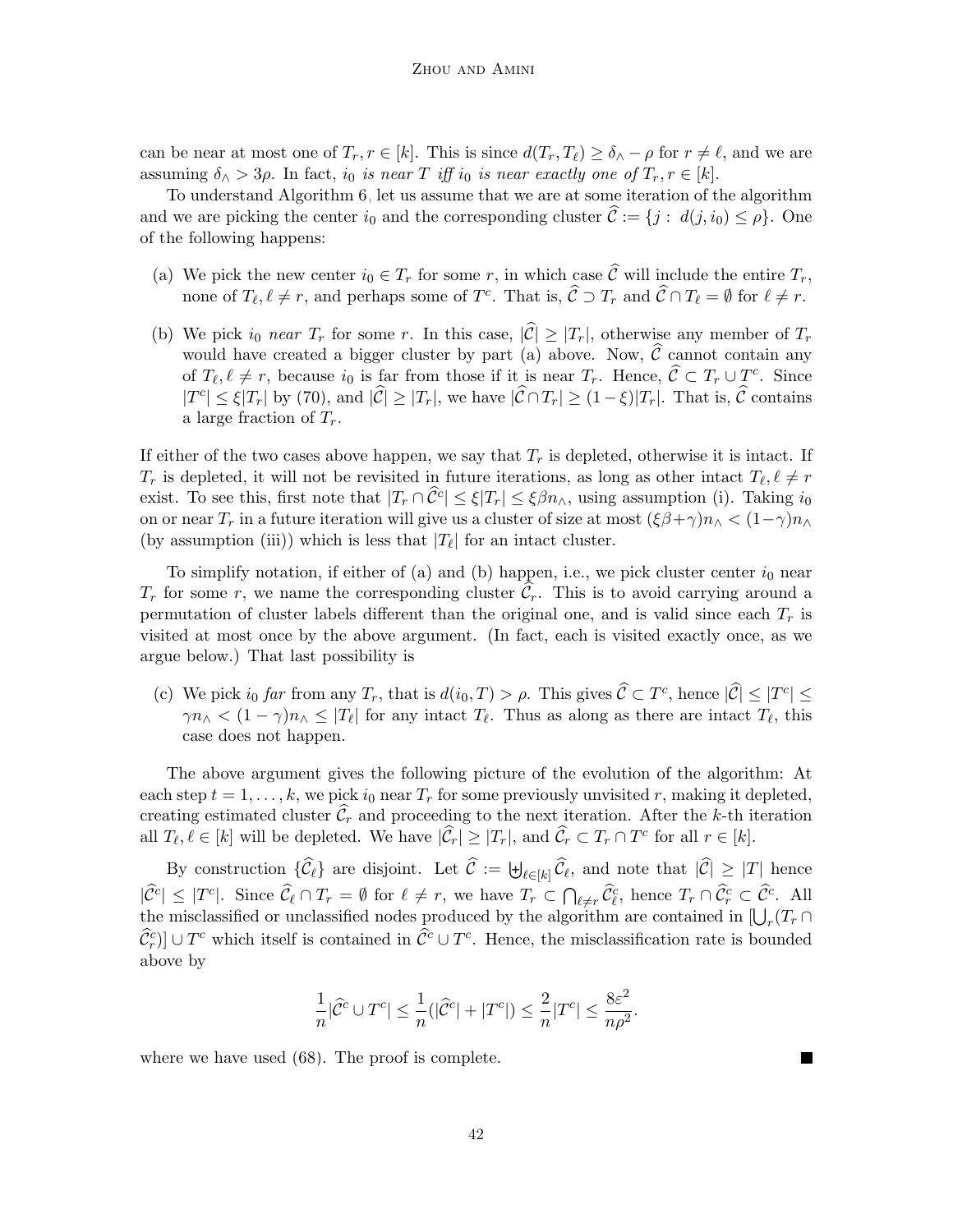can be near at most one of $T_r, r \in [k]$. This is since $d(T_r, T_\ell) \geq \delta_\wedge - \rho$ for $r \neq \ell$, and we are assuming $\delta_\wedge > 3\rho$. In fact, $i_0$ *is near* $T$ *iff* $i_0$ *is near exactly one of* $T_r, r \in [k]$.

To understand Algorithm 6, let us assume that we are at some iteration of the algorithm and we are picking the center $i_0$ and the corresponding cluster $\widehat{\mathcal{C}} := \{j : d(j, i_0) \leq \rho\}$. One of the following happens:

(a) We pick the new center $i_0 \in T_r$ for some $r$, in which case $\widehat{\mathcal{C}}$ will include the entire $T_r$, none of $T_\ell, \ell \neq r$, and perhaps some of $T^c$. That is, $\widehat{\mathcal{C}} \supset T_r$ and $\widehat{\mathcal{C}} \cap T_\ell = \emptyset$ for $\ell \neq r$.

(b) We pick $i_0$ *near* $T_r$ for some $r$. In this case, $|\widehat{\mathcal{C}}| \geq |T_r|$, otherwise any member of $T_r$ would have created a bigger cluster by part (a) above. Now, $\widehat{\mathcal{C}}$ cannot contain any of $T_\ell, \ell \neq r$, because $i_0$ is far from those if it is near $T_r$. Hence, $\widehat{\mathcal{C}} \subset T_r \cup T^c$. Since $|T^c| \leq \xi |T_r|$ by (70), and $|\widehat{\mathcal{C}}| \geq |T_r|$, we have $|\widehat{\mathcal{C}} \cap T_r| \geq (1-\xi)|T_r|$. That is, $\widehat{\mathcal{C}}$ contains a large fraction of $T_r$.

If either of the two cases above happen, we say that $T_r$ is depleted, otherwise it is intact. If $T_r$ is depleted, it will not be revisited in future iterations, as long as other intact $T_\ell, \ell \neq r$ exist. To see this, first note that $|T_r \cap \widehat{\mathcal{C}}^c| \leq \xi |T_r| \leq \xi \beta n_\wedge$, using assumption (i). Taking $i_0$ on or near $T_r$ in a future iteration will give us a cluster of size at most $(\xi\beta + \gamma) n_\wedge < (1-\gamma) n_\wedge$ (by assumption (iii)) which is less that $|T_\ell|$ for an intact cluster.

To simplify notation, if either of (a) and (b) happen, i.e., we pick cluster center $i_0$ near $T_r$ for some $r$, we name the corresponding cluster $\widehat{\mathcal{C}}_r$. This is to avoid carrying around a permutation of cluster labels different than the original one, and is valid since each $T_r$ is visited at most once by the above argument. (In fact, each is visited exactly once, as we argue below.) That last possibility is

(c) We pick $i_0$ *far* from any $T_r$, that is $d(i_0, T) > \rho$. This gives $\widehat{\mathcal{C}} \subset T^c$, hence $|\widehat{\mathcal{C}}| \leq |T^c| \leq \gamma n_\wedge < (1-\gamma) n_\wedge \leq |T_\ell|$ for any intact $T_\ell$. Thus as along as there are intact $T_\ell$, this case does not happen.

The above argument gives the following picture of the evolution of the algorithm: At each step $t = 1, \ldots, k$, we pick $i_0$ near $T_r$ for some previously unvisited $r$, making it depleted, creating estimated cluster $\widehat{\mathcal{C}}_r$ and proceeding to the next iteration. After the $k$-th iteration all $T_\ell, \ell \in [k]$ will be depleted. We have $|\widehat{\mathcal{C}}_r| \geq |T_r|$, and $\widehat{\mathcal{C}}_r \subset T_r \cap T^c$ for all $r \in [k]$.

By construction $\{\widehat{\mathcal{C}}_\ell\}$ are disjoint. Let $\widehat{\mathcal{C}} := \biguplus_{\ell \in [k]} \widehat{\mathcal{C}}_\ell$, and note that $|\widehat{\mathcal{C}}| \geq |T|$ hence $|\widehat{\mathcal{C}}^c| \leq |T^c|$. Since $\widehat{\mathcal{C}}_\ell \cap T_r = \emptyset$ for $\ell \neq r$, we have $T_r \subset \bigcap_{\ell \neq r} \widehat{\mathcal{C}}_\ell^c$, hence $T_r \cap \widehat{\mathcal{C}}_r^c \subset \widehat{\mathcal{C}}^c$. All the misclassified or unclassified nodes produced by the algorithm are contained in $[\bigcup_r (T_r \cap \widehat{\mathcal{C}}_r^c)] \cup T^c$ which itself is contained in $\widehat{\mathcal{C}}^c \cup T^c$. Hence, the misclassification rate is bounded above by

$$\frac{1}{n} |\widehat{\mathcal{C}}^c \cup T^c| \leq \frac{1}{n} (|\widehat{\mathcal{C}}^c| + |T^c|) \leq \frac{2}{n} |T^c| \leq \frac{8\varepsilon^2}{n\rho^2}.$$

where we have used (68). The proof is complete. ∎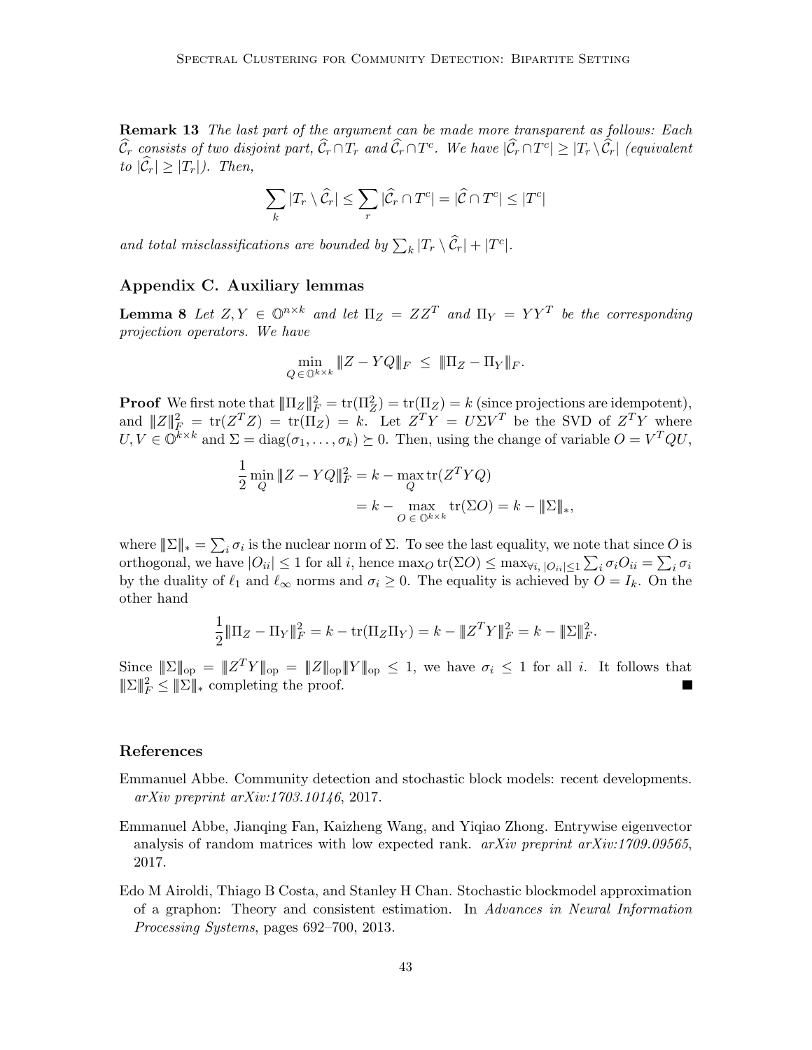**Remark 13** *The last part of the argument can be made more transparent as follows: Each $\widehat{\mathcal{C}}_r$ consists of two disjoint part, $\widehat{\mathcal{C}}_r \cap T_r$ and $\widehat{\mathcal{C}}_r \cap T^c$. We have $|\widehat{\mathcal{C}}_r \cap T^c| \geq |T_r \setminus \widehat{\mathcal{C}}_r|$ (equivalent to $|\widehat{\mathcal{C}}_r| \geq |T_r|$). Then,*

$$\sum_k |T_r \setminus \widehat{\mathcal{C}}_r| \leq \sum_r |\widehat{\mathcal{C}}_r \cap T^c| = |\widehat{\mathcal{C}} \cap T^c| \leq |T^c|$$

*and total misclassifications are bounded by $\sum_k |T_r \setminus \widehat{\mathcal{C}}_r| + |T^c|$.*

## Appendix C. Auxiliary lemmas

**Lemma 8** *Let $Z, Y \in \mathbb{O}^{n \times k}$ and let $\Pi_Z = ZZ^T$ and $\Pi_Y = YY^T$ be the corresponding projection operators. We have*

$$\min_{Q \in \mathbb{O}^{k \times k}} \|Z - YQ\|_F \;\leq\; \|\Pi_Z - \Pi_Y\|_F.$$

**Proof** We first note that $\|\Pi_Z\|_F^2 = \operatorname{tr}(\Pi_Z^2) = \operatorname{tr}(\Pi_Z) = k$ (since projections are idempotent), and $\|Z\|_F^2 = \operatorname{tr}(Z^T Z) = \operatorname{tr}(\Pi_Z) = k$. Let $Z^T Y = U \Sigma V^T$ be the SVD of $Z^T Y$ where $U, V \in \mathbb{O}^{k \times k}$ and $\Sigma = \operatorname{diag}(\sigma_1, \dots, \sigma_k) \succeq 0$. Then, using the change of variable $O = V^T Q U$,

$$\begin{aligned}\frac{1}{2} \min_Q \|Z - YQ\|_F^2 &= k - \max_Q \operatorname{tr}(Z^T Y Q) \\ &= k - \max_{O \,\in\, \mathbb{O}^{k \times k}} \operatorname{tr}(\Sigma O) = k - \|\Sigma\|_*,\end{aligned}$$

where $\|\Sigma\|_* = \sum_i \sigma_i$ is the nuclear norm of $\Sigma$. To see the last equality, we note that since $O$ is orthogonal, we have $|O_{ii}| \leq 1$ for all $i$, hence $\max_O \operatorname{tr}(\Sigma O) \leq \max_{\forall i,\, |O_{ii}| \leq 1} \sum_i \sigma_i O_{ii} = \sum_i \sigma_i$ by the duality of $\ell_1$ and $\ell_\infty$ norms and $\sigma_i \geq 0$. The equality is achieved by $O = I_k$. On the other hand

$$\frac{1}{2}\|\Pi_Z - \Pi_Y\|_F^2 = k - \operatorname{tr}(\Pi_Z \Pi_Y) = k - \|Z^T Y\|_F^2 = k - \|\Sigma\|_F^2.$$

Since $\|\Sigma\|_{\text{op}} = \|Z^T Y\|_{\text{op}} = \|Z\|_{\text{op}} \|Y\|_{\text{op}} \leq 1$, we have $\sigma_i \leq 1$ for all $i$. It follows that $\|\Sigma\|_F^2 \leq \|\Sigma\|_*$ completing the proof. ■

## References

Emmanuel Abbe. Community detection and stochastic block models: recent developments. *arXiv preprint arXiv:1703.10146*, 2017.

Emmanuel Abbe, Jianqing Fan, Kaizheng Wang, and Yiqiao Zhong. Entrywise eigenvector analysis of random matrices with low expected rank. *arXiv preprint arXiv:1709.09565*, 2017.

Edo M Airoldi, Thiago B Costa, and Stanley H Chan. Stochastic blockmodel approximation of a graphon: Theory and consistent estimation. In *Advances in Neural Information Processing Systems*, pages 692–700, 2013.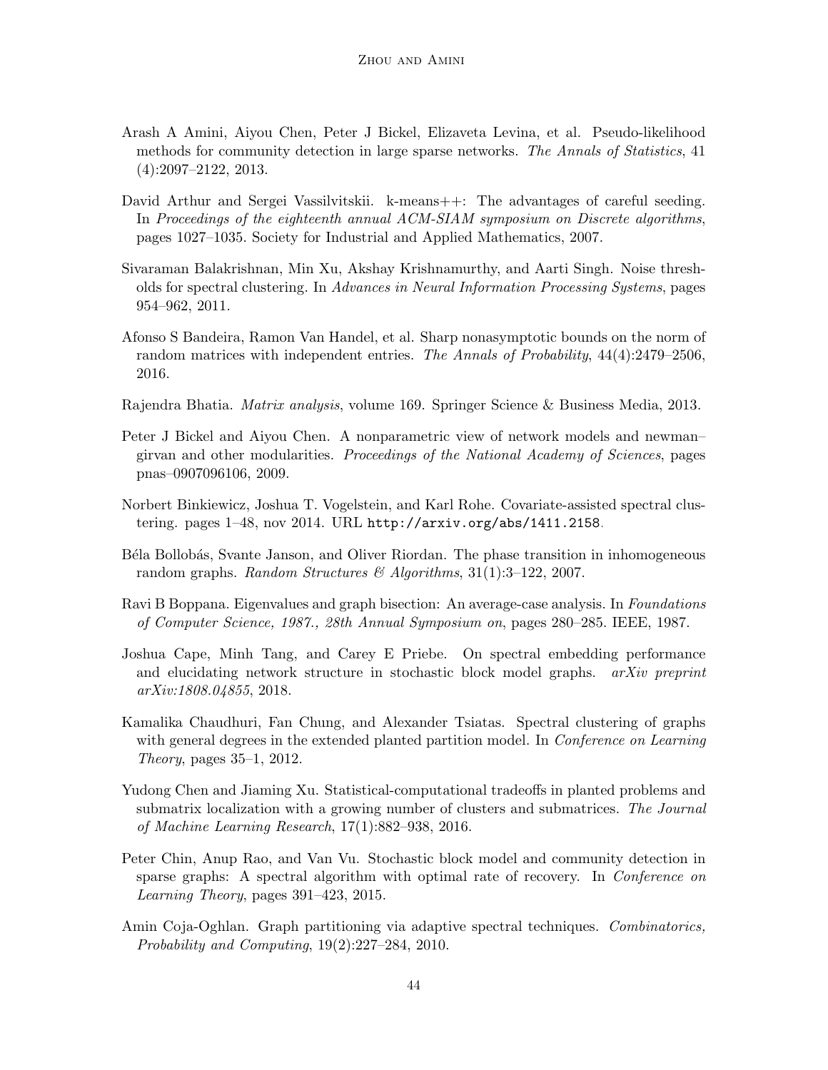Arash A Amini, Aiyou Chen, Peter J Bickel, Elizaveta Levina, et al. Pseudo-likelihood methods for community detection in large sparse networks. *The Annals of Statistics*, 41 (4):2097–2122, 2013.

David Arthur and Sergei Vassilvitskii. k-means++: The advantages of careful seeding. In *Proceedings of the eighteenth annual ACM-SIAM symposium on Discrete algorithms*, pages 1027–1035. Society for Industrial and Applied Mathematics, 2007.

Sivaraman Balakrishnan, Min Xu, Akshay Krishnamurthy, and Aarti Singh. Noise thresholds for spectral clustering. In *Advances in Neural Information Processing Systems*, pages 954–962, 2011.

Afonso S Bandeira, Ramon Van Handel, et al. Sharp nonasymptotic bounds on the norm of random matrices with independent entries. *The Annals of Probability*, 44(4):2479–2506, 2016.

Rajendra Bhatia. *Matrix analysis*, volume 169. Springer Science & Business Media, 2013.

Peter J Bickel and Aiyou Chen. A nonparametric view of network models and newman–girvan and other modularities. *Proceedings of the National Academy of Sciences*, pages pnas–0907096106, 2009.

Norbert Binkiewicz, Joshua T. Vogelstein, and Karl Rohe. Covariate-assisted spectral clustering. pages 1–48, nov 2014. URL `http://arxiv.org/abs/1411.2158`.

Béla Bollobás, Svante Janson, and Oliver Riordan. The phase transition in inhomogeneous random graphs. *Random Structures & Algorithms*, 31(1):3–122, 2007.

Ravi B Boppana. Eigenvalues and graph bisection: An average-case analysis. In *Foundations of Computer Science, 1987., 28th Annual Symposium on*, pages 280–285. IEEE, 1987.

Joshua Cape, Minh Tang, and Carey E Priebe. On spectral embedding performance and elucidating network structure in stochastic block model graphs. *arXiv preprint arXiv:1808.04855*, 2018.

Kamalika Chaudhuri, Fan Chung, and Alexander Tsiatas. Spectral clustering of graphs with general degrees in the extended planted partition model. In *Conference on Learning Theory*, pages 35–1, 2012.

Yudong Chen and Jiaming Xu. Statistical-computational tradeoffs in planted problems and submatrix localization with a growing number of clusters and submatrices. *The Journal of Machine Learning Research*, 17(1):882–938, 2016.

Peter Chin, Anup Rao, and Van Vu. Stochastic block model and community detection in sparse graphs: A spectral algorithm with optimal rate of recovery. In *Conference on Learning Theory*, pages 391–423, 2015.

Amin Coja-Oghlan. Graph partitioning via adaptive spectral techniques. *Combinatorics, Probability and Computing*, 19(2):227–284, 2010.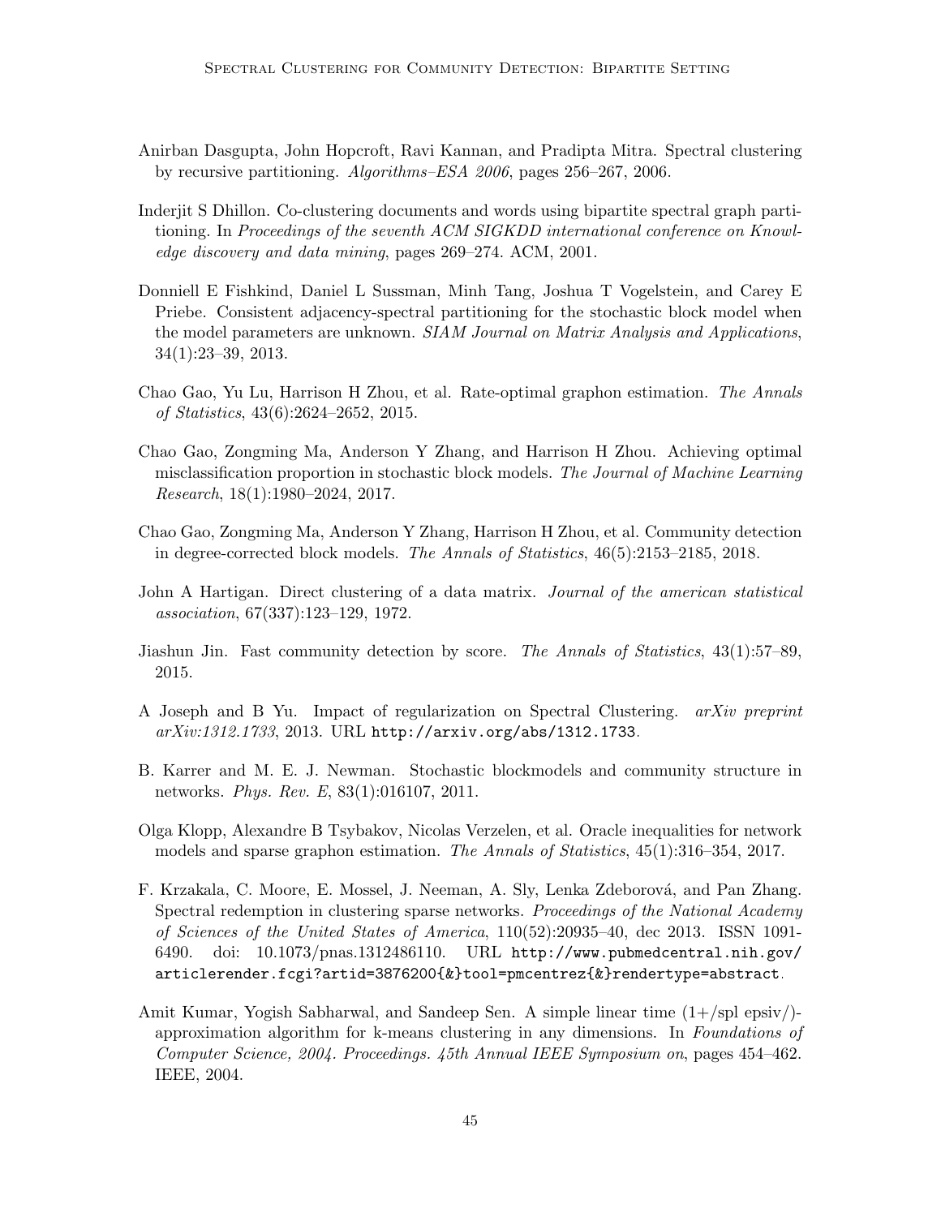Anirban Dasgupta, John Hopcroft, Ravi Kannan, and Pradipta Mitra. Spectral clustering by recursive partitioning. *Algorithms–ESA 2006*, pages 256–267, 2006.

Inderjit S Dhillon. Co-clustering documents and words using bipartite spectral graph partitioning. In *Proceedings of the seventh ACM SIGKDD international conference on Knowledge discovery and data mining*, pages 269–274. ACM, 2001.

Donniell E Fishkind, Daniel L Sussman, Minh Tang, Joshua T Vogelstein, and Carey E Priebe. Consistent adjacency-spectral partitioning for the stochastic block model when the model parameters are unknown. *SIAM Journal on Matrix Analysis and Applications*, 34(1):23–39, 2013.

Chao Gao, Yu Lu, Harrison H Zhou, et al. Rate-optimal graphon estimation. *The Annals of Statistics*, 43(6):2624–2652, 2015.

Chao Gao, Zongming Ma, Anderson Y Zhang, and Harrison H Zhou. Achieving optimal misclassification proportion in stochastic block models. *The Journal of Machine Learning Research*, 18(1):1980–2024, 2017.

Chao Gao, Zongming Ma, Anderson Y Zhang, Harrison H Zhou, et al. Community detection in degree-corrected block models. *The Annals of Statistics*, 46(5):2153–2185, 2018.

John A Hartigan. Direct clustering of a data matrix. *Journal of the american statistical association*, 67(337):123–129, 1972.

Jiashun Jin. Fast community detection by score. *The Annals of Statistics*, 43(1):57–89, 2015.

A Joseph and B Yu. Impact of regularization on Spectral Clustering. *arXiv preprint arXiv:1312.1733*, 2013. URL http://arxiv.org/abs/1312.1733.

B. Karrer and M. E. J. Newman. Stochastic blockmodels and community structure in networks. *Phys. Rev. E*, 83(1):016107, 2011.

Olga Klopp, Alexandre B Tsybakov, Nicolas Verzelen, et al. Oracle inequalities for network models and sparse graphon estimation. *The Annals of Statistics*, 45(1):316–354, 2017.

F. Krzakala, C. Moore, E. Mossel, J. Neeman, A. Sly, Lenka Zdeborová, and Pan Zhang. Spectral redemption in clustering sparse networks. *Proceedings of the National Academy of Sciences of the United States of America*, 110(52):20935–40, dec 2013. ISSN 1091-6490. doi: 10.1073/pnas.1312486110. URL http://www.pubmedcentral.nih.gov/articlerender.fcgi?artid=3876200{&}tool=pmcentrez{&}rendertype=abstract.

Amit Kumar, Yogish Sabharwal, and Sandeep Sen. A simple linear time (1+/spl epsiv/)-approximation algorithm for k-means clustering in any dimensions. In *Foundations of Computer Science, 2004. Proceedings. 45th Annual IEEE Symposium on*, pages 454–462. IEEE, 2004.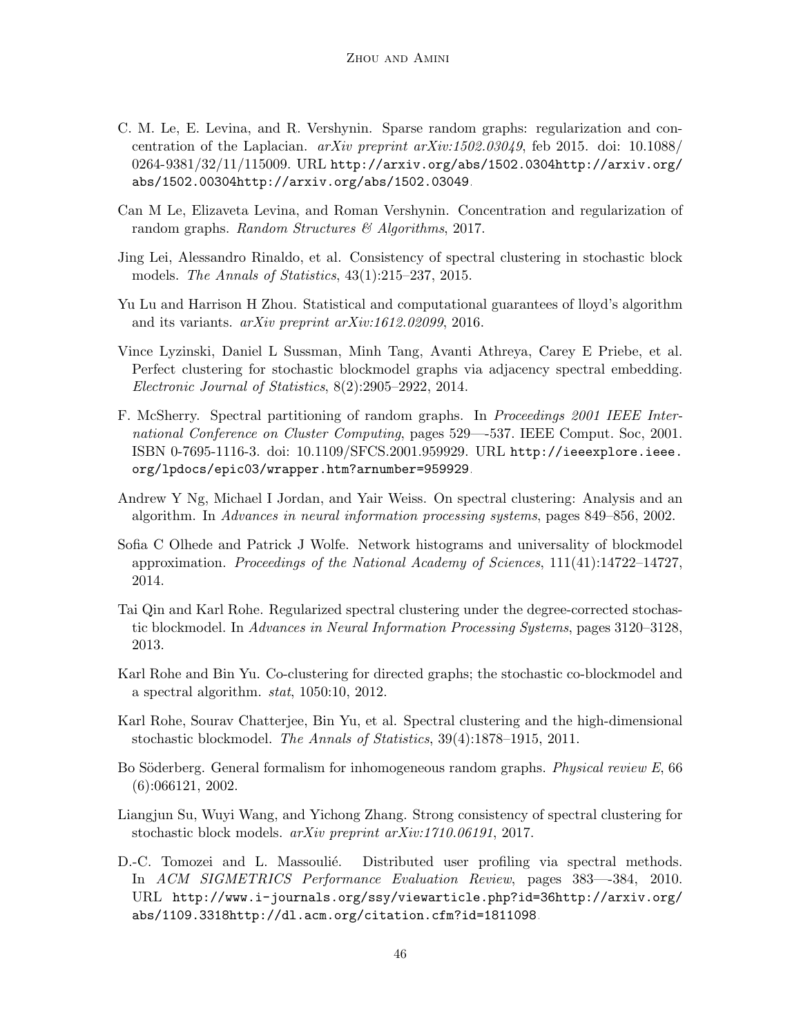C. M. Le, E. Levina, and R. Vershynin. Sparse random graphs: regularization and concentration of the Laplacian. *arXiv preprint arXiv:1502.03049*, feb 2015. doi: 10.1088/0264-9381/32/11/115009. URL http://arxiv.org/abs/1502.0304http://arxiv.org/abs/1502.00304http://arxiv.org/abs/1502.03049.

Can M Le, Elizaveta Levina, and Roman Vershynin. Concentration and regularization of random graphs. *Random Structures & Algorithms*, 2017.

Jing Lei, Alessandro Rinaldo, et al. Consistency of spectral clustering in stochastic block models. *The Annals of Statistics*, 43(1):215–237, 2015.

Yu Lu and Harrison H Zhou. Statistical and computational guarantees of lloyd's algorithm and its variants. *arXiv preprint arXiv:1612.02099*, 2016.

Vince Lyzinski, Daniel L Sussman, Minh Tang, Avanti Athreya, Carey E Priebe, et al. Perfect clustering for stochastic blockmodel graphs via adjacency spectral embedding. *Electronic Journal of Statistics*, 8(2):2905–2922, 2014.

F. McSherry. Spectral partitioning of random graphs. In *Proceedings 2001 IEEE International Conference on Cluster Computing*, pages 529—-537. IEEE Comput. Soc, 2001. ISBN 0-7695-1116-3. doi: 10.1109/SFCS.2001.959929. URL http://ieeexplore.ieee.org/lpdocs/epic03/wrapper.htm?arnumber=959929.

Andrew Y Ng, Michael I Jordan, and Yair Weiss. On spectral clustering: Analysis and an algorithm. In *Advances in neural information processing systems*, pages 849–856, 2002.

Sofia C Olhede and Patrick J Wolfe. Network histograms and universality of blockmodel approximation. *Proceedings of the National Academy of Sciences*, 111(41):14722–14727, 2014.

Tai Qin and Karl Rohe. Regularized spectral clustering under the degree-corrected stochastic blockmodel. In *Advances in Neural Information Processing Systems*, pages 3120–3128, 2013.

Karl Rohe and Bin Yu. Co-clustering for directed graphs; the stochastic co-blockmodel and a spectral algorithm. *stat*, 1050:10, 2012.

Karl Rohe, Sourav Chatterjee, Bin Yu, et al. Spectral clustering and the high-dimensional stochastic blockmodel. *The Annals of Statistics*, 39(4):1878–1915, 2011.

Bo Söderberg. General formalism for inhomogeneous random graphs. *Physical review E*, 66 (6):066121, 2002.

Liangjun Su, Wuyi Wang, and Yichong Zhang. Strong consistency of spectral clustering for stochastic block models. *arXiv preprint arXiv:1710.06191*, 2017.

D.-C. Tomozei and L. Massoulié. Distributed user profiling via spectral methods. In *ACM SIGMETRICS Performance Evaluation Review*, pages 383—-384, 2010. URL http://www.i-journals.org/ssy/viewarticle.php?id=36http://arxiv.org/abs/1109.3318http://dl.acm.org/citation.cfm?id=1811098.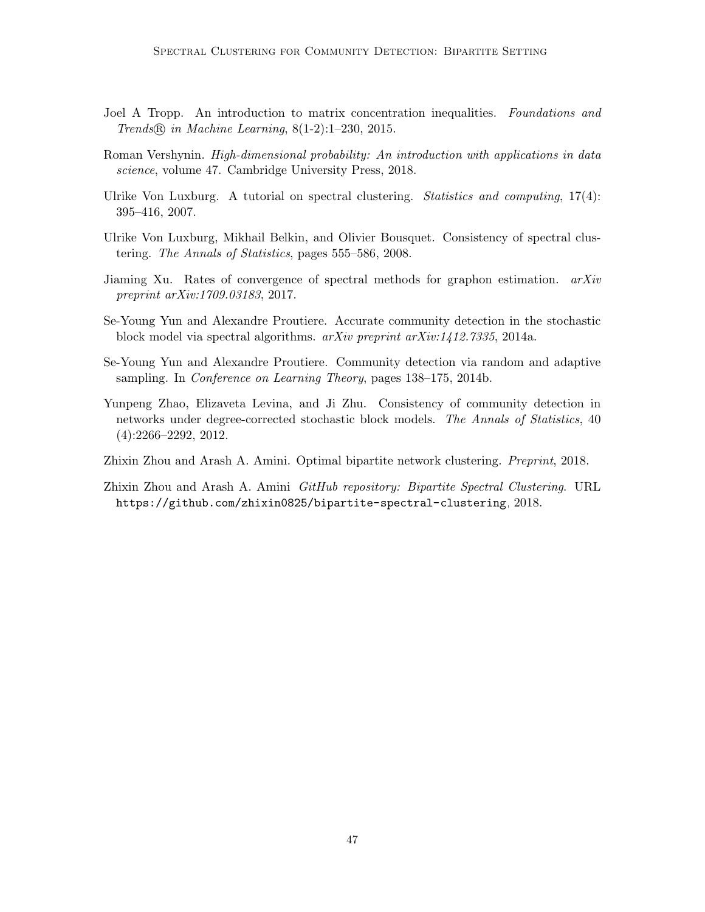Joel A Tropp. An introduction to matrix concentration inequalities. *Foundations and Trends® in Machine Learning*, 8(1-2):1–230, 2015.

Roman Vershynin. *High-dimensional probability: An introduction with applications in data science*, volume 47. Cambridge University Press, 2018.

Ulrike Von Luxburg. A tutorial on spectral clustering. *Statistics and computing*, 17(4): 395–416, 2007.

Ulrike Von Luxburg, Mikhail Belkin, and Olivier Bousquet. Consistency of spectral clustering. *The Annals of Statistics*, pages 555–586, 2008.

Jiaming Xu. Rates of convergence of spectral methods for graphon estimation. *arXiv preprint arXiv:1709.03183*, 2017.

Se-Young Yun and Alexandre Proutiere. Accurate community detection in the stochastic block model via spectral algorithms. *arXiv preprint arXiv:1412.7335*, 2014a.

Se-Young Yun and Alexandre Proutiere. Community detection via random and adaptive sampling. In *Conference on Learning Theory*, pages 138–175, 2014b.

Yunpeng Zhao, Elizaveta Levina, and Ji Zhu. Consistency of community detection in networks under degree-corrected stochastic block models. *The Annals of Statistics*, 40 (4):2266–2292, 2012.

Zhixin Zhou and Arash A. Amini. Optimal bipartite network clustering. *Preprint*, 2018.

Zhixin Zhou and Arash A. Amini *GitHub repository: Bipartite Spectral Clustering*. URL `https://github.com/zhixin0825/bipartite-spectral-clustering`, 2018.